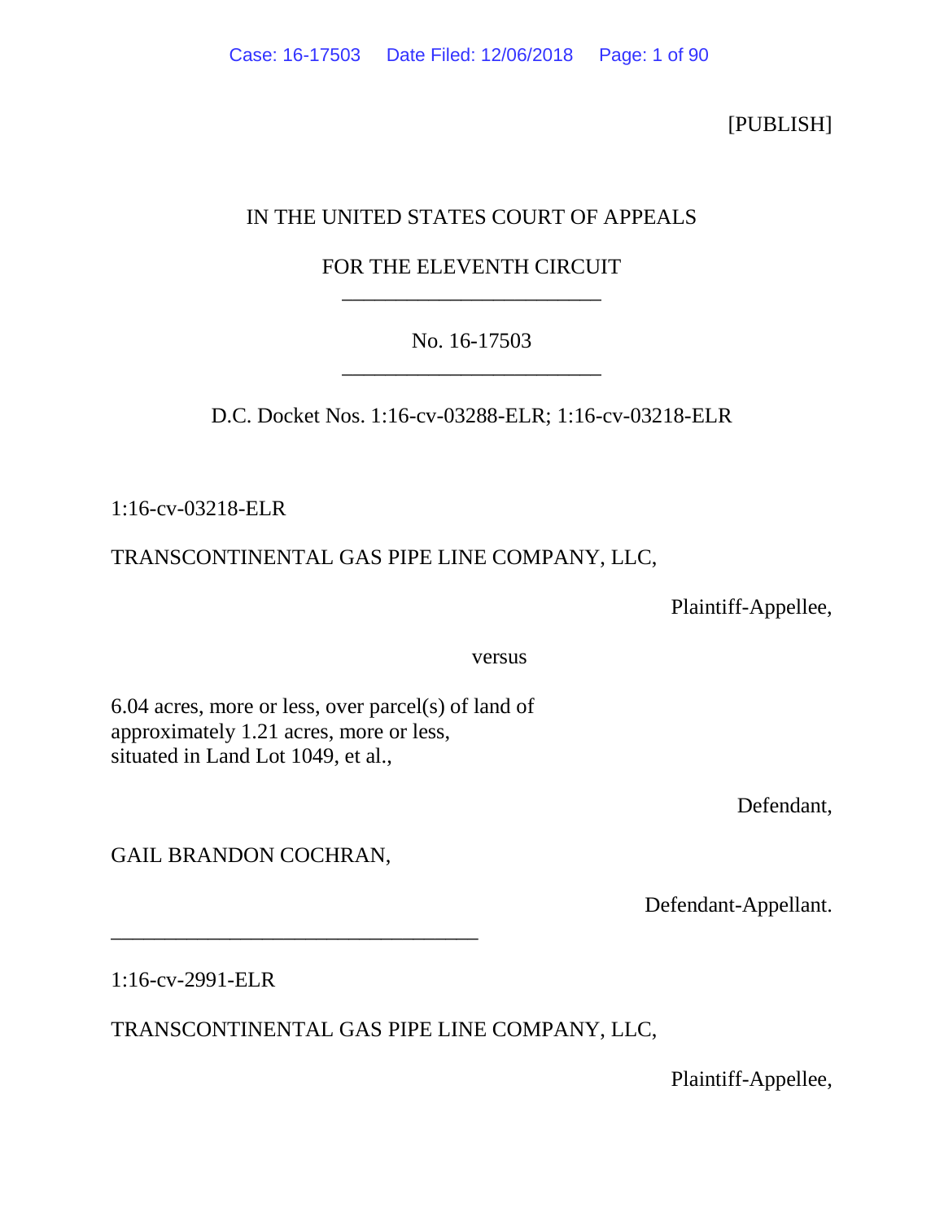[PUBLISH]

IN THE UNITED STATES COURT OF APPEALS

FOR THE ELEVENTH CIRCUIT

________________________

No. 16-17503

________________________

D.C. Docket Nos. 1:16-cv-03288-ELR; 1:16-cv-03218-ELR

1:16-cv-03218-ELR

TRANSCONTINENTAL GAS PIPE LINE COMPANY, LLC,

Plaintiff-Appellee,

versus

6.04 acres, more or less, over parcel(s) of land of approximately 1.21 acres, more or less, situated in Land Lot 1049, et al.,

Defendant,

GAIL BRANDON COCHRAN,

Defendant-Appellant.

________________________________________

1:16-cv-2991-ELR

TRANSCONTINENTAL GAS PIPE LINE COMPANY, LLC,

Plaintiff-Appellee,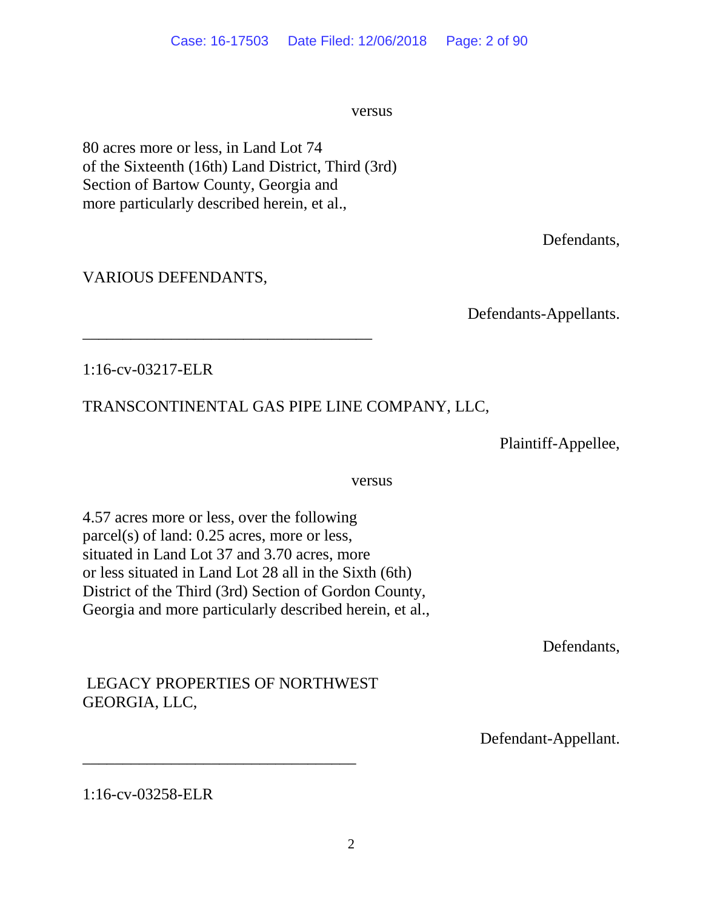versus

80 acres more or less, in Land Lot 74
of the Sixteenth (16th) Land District, Third (3rd)
Section of Bartow County, Georgia and
more particularly described herein, et al.,

Defendants,

VARIOUS DEFENDANTS,

Defendants-Appellants.

---

1:16-cv-03217-ELR

TRANSCONTINENTAL GAS PIPE LINE COMPANY, LLC,

Plaintiff-Appellee,

versus

4.57 acres more or less, over the following
parcel(s) of land: 0.25 acres, more or less,
situated in Land Lot 37 and 3.70 acres, more
or less situated in Land Lot 28 all in the Sixth (6th)
District of the Third (3rd) Section of Gordon County,
Georgia and more particularly described herein, et al.,

Defendants,

LEGACY PROPERTIES OF NORTHWEST
GEORGIA, LLC,

Defendant-Appellant.

---

1:16-cv-03258-ELR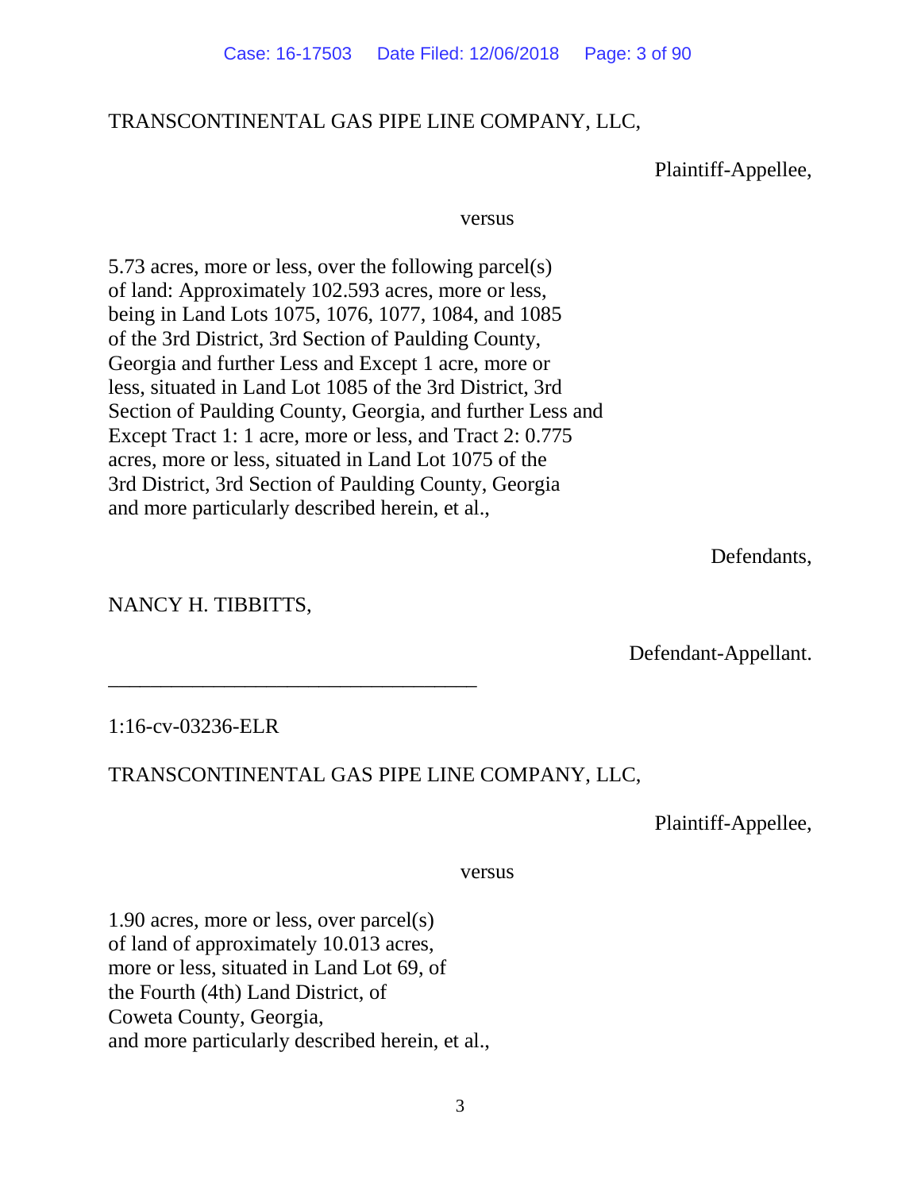TRANSCONTINENTAL GAS PIPE LINE COMPANY, LLC,

Plaintiff-Appellee,

versus

5.73 acres, more or less, over the following parcel(s) of land: Approximately 102.593 acres, more or less, being in Land Lots 1075, 1076, 1077, 1084, and 1085 of the 3rd District, 3rd Section of Paulding County, Georgia and further Less and Except 1 acre, more or less, situated in Land Lot 1085 of the 3rd District, 3rd Section of Paulding County, Georgia, and further Less and Except Tract 1: 1 acre, more or less, and Tract 2: 0.775 acres, more or less, situated in Land Lot 1075 of the 3rd District, 3rd Section of Paulding County, Georgia and more particularly described herein, et al.,

Defendants,

NANCY H. TIBBITTS,

Defendant-Appellant.

________________________________________

1:16-cv-03236-ELR

TRANSCONTINENTAL GAS PIPE LINE COMPANY, LLC,

Plaintiff-Appellee,

versus

1.90 acres, more or less, over parcel(s) of land of approximately 10.013 acres, more or less, situated in Land Lot 69, of the Fourth (4th) Land District, of Coweta County, Georgia, and more particularly described herein, et al.,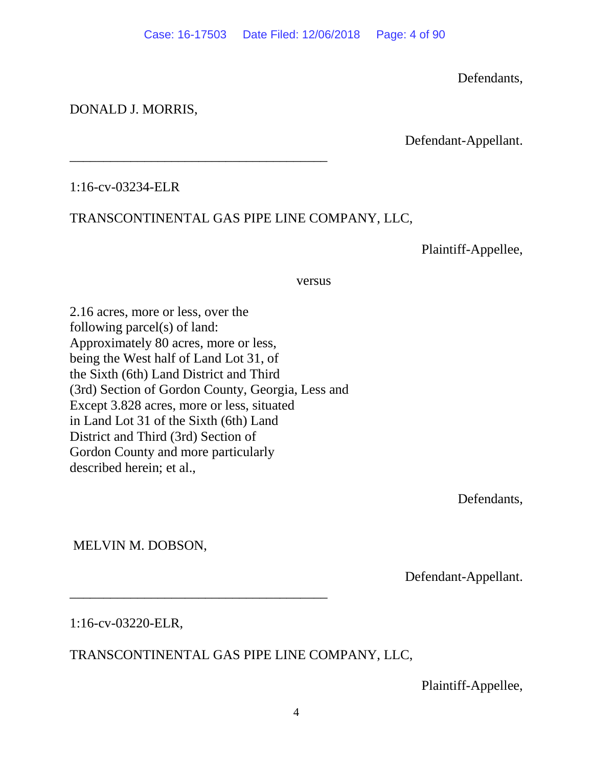Defendants,

DONALD J. MORRIS,

Defendant-Appellant.

________________________________________

1:16-cv-03234-ELR

TRANSCONTINENTAL GAS PIPE LINE COMPANY, LLC,

Plaintiff-Appellee,

versus

2.16 acres, more or less, over the following parcel(s) of land: Approximately 80 acres, more or less, being the West half of Land Lot 31, of the Sixth (6th) Land District and Third (3rd) Section of Gordon County, Georgia, Less and Except 3.828 acres, more or less, situated in Land Lot 31 of the Sixth (6th) Land District and Third (3rd) Section of Gordon County and more particularly described herein; et al.,

Defendants,

MELVIN M. DOBSON,

Defendant-Appellant.

________________________________________

1:16-cv-03220-ELR,

TRANSCONTINENTAL GAS PIPE LINE COMPANY, LLC,

Plaintiff-Appellee,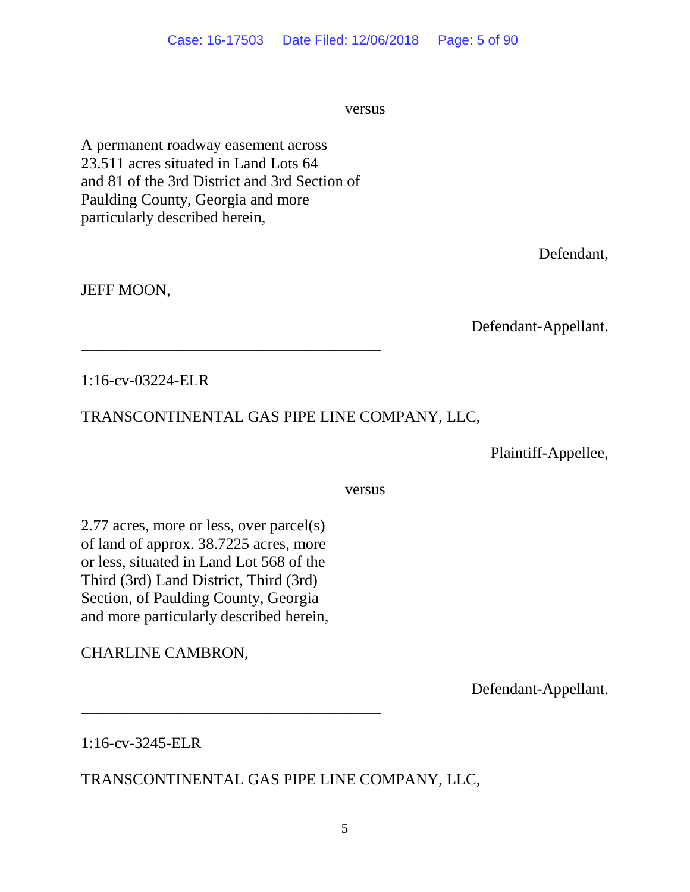versus

A permanent roadway easement across 23.511 acres situated in Land Lots 64 and 81 of the 3rd District and 3rd Section of Paulding County, Georgia and more particularly described herein,

Defendant,

JEFF MOON,

Defendant-Appellant.

---

1:16-cv-03224-ELR

TRANSCONTINENTAL GAS PIPE LINE COMPANY, LLC,

Plaintiff-Appellee,

versus

2.77 acres, more or less, over parcel(s) of land of approx. 38.7225 acres, more or less, situated in Land Lot 568 of the Third (3rd) Land District, Third (3rd) Section, of Paulding County, Georgia and more particularly described herein,

CHARLINE CAMBRON,

Defendant-Appellant.

---

1:16-cv-3245-ELR

TRANSCONTINENTAL GAS PIPE LINE COMPANY, LLC,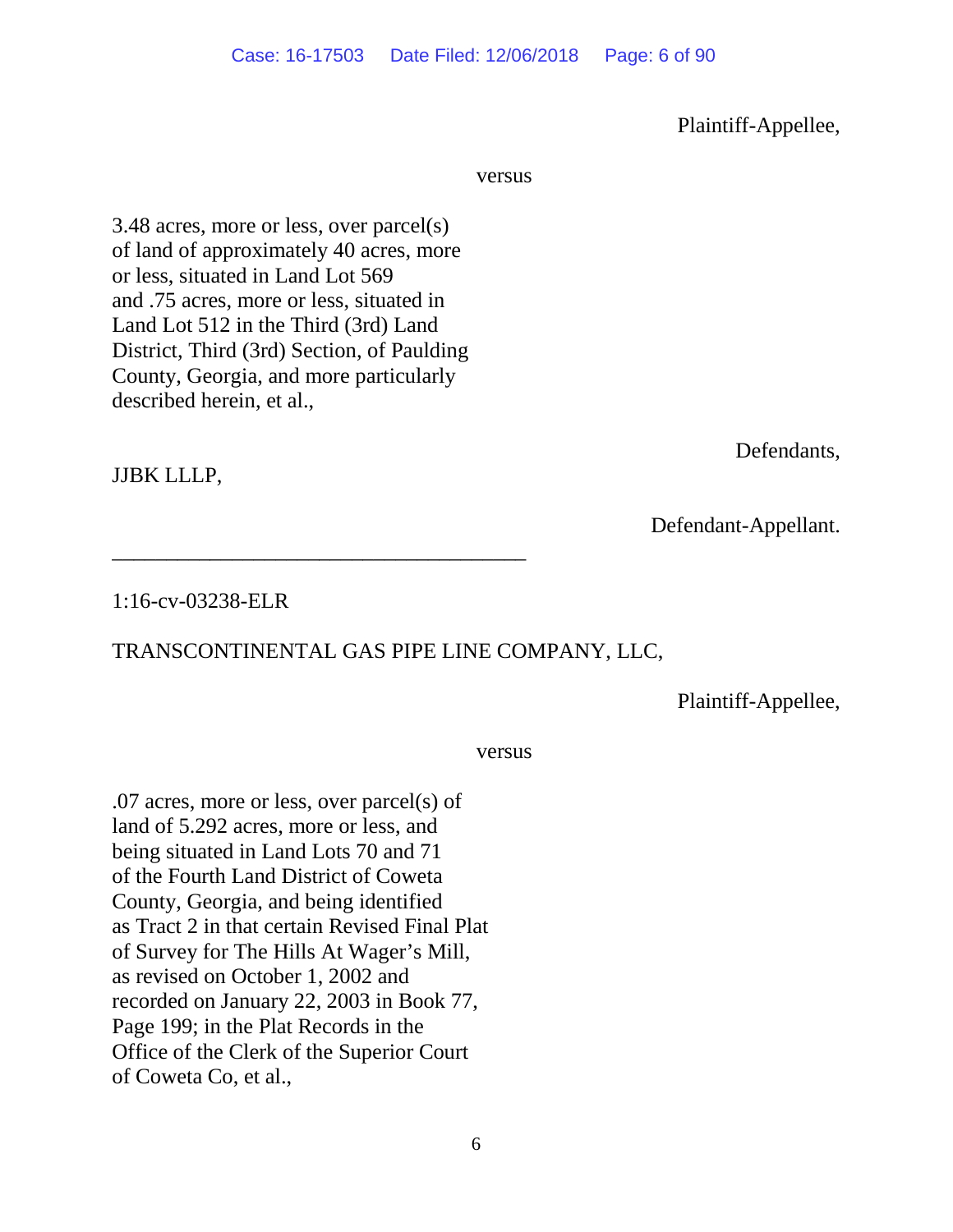Plaintiff-Appellee,

versus

3.48 acres, more or less, over parcel(s) of land of approximately 40 acres, more or less, situated in Land Lot 569 and .75 acres, more or less, situated in Land Lot 512 in the Third (3rd) Land District, Third (3rd) Section, of Paulding County, Georgia, and more particularly described herein, et al.,

Defendants,

JJBK LLLP,

Defendant-Appellant.

________________________________________

1:16-cv-03238-ELR

TRANSCONTINENTAL GAS PIPE LINE COMPANY, LLC,

Plaintiff-Appellee,

versus

.07 acres, more or less, over parcel(s) of land of 5.292 acres, more or less, and being situated in Land Lots 70 and 71 of the Fourth Land District of Coweta County, Georgia, and being identified as Tract 2 in that certain Revised Final Plat of Survey for The Hills At Wager's Mill, as revised on October 1, 2002 and recorded on January 22, 2003 in Book 77, Page 199; in the Plat Records in the Office of the Clerk of the Superior Court of Coweta Co, et al.,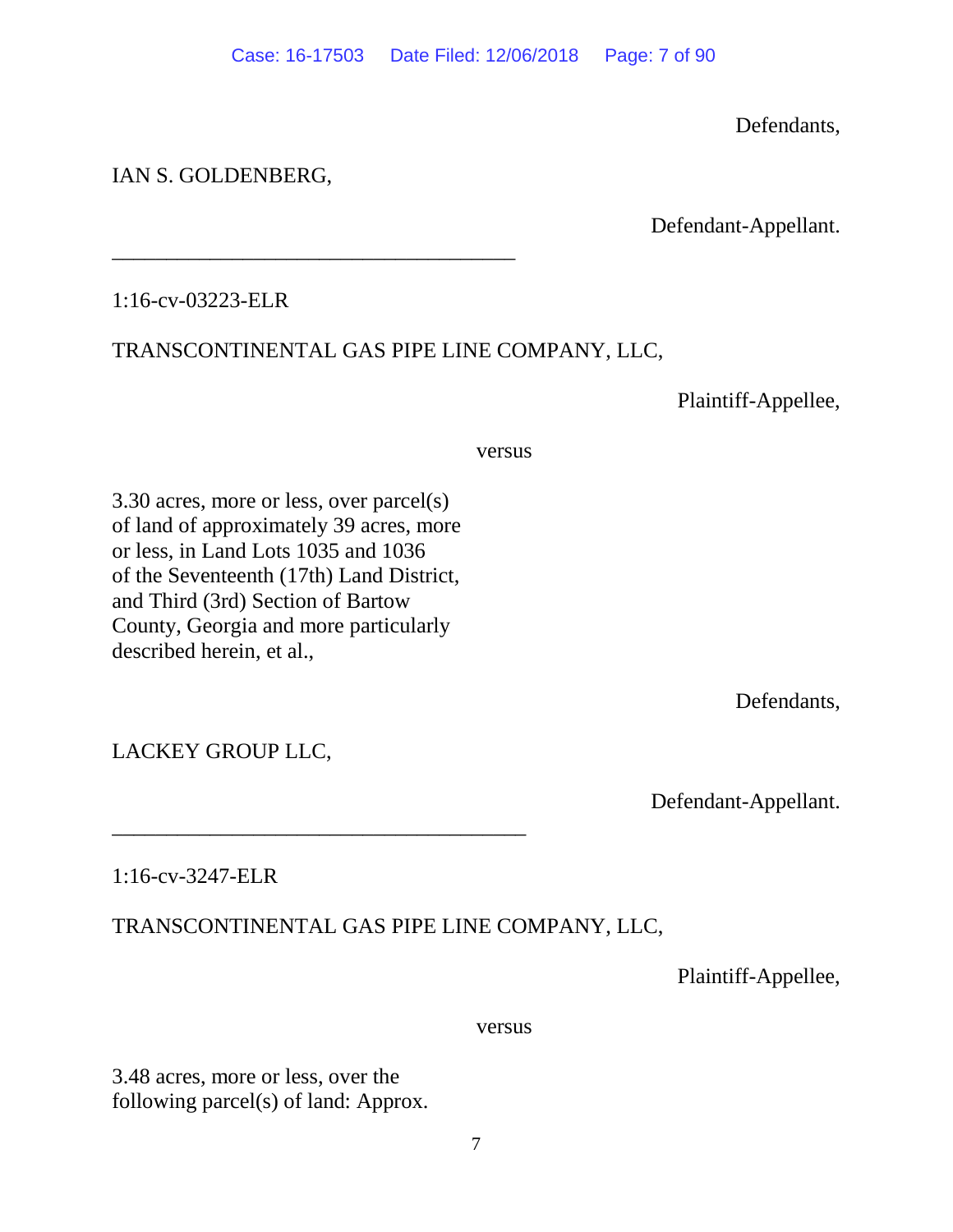Defendants,

IAN S. GOLDENBERG,

Defendant-Appellant.

\_\_\_\_\_\_\_\_\_\_\_\_\_\_\_\_\_\_\_\_\_\_\_\_\_\_\_\_\_\_\_\_\_\_\_\_\_\_\_\_

1:16-cv-03223-ELR

TRANSCONTINENTAL GAS PIPE LINE COMPANY, LLC,

Plaintiff-Appellee,

versus

3.30 acres, more or less, over parcel(s) of land of approximately 39 acres, more or less, in Land Lots 1035 and 1036 of the Seventeenth (17th) Land District, and Third (3rd) Section of Bartow County, Georgia and more particularly described herein, et al.,

Defendants,

LACKEY GROUP LLC,

Defendant-Appellant.

\_\_\_\_\_\_\_\_\_\_\_\_\_\_\_\_\_\_\_\_\_\_\_\_\_\_\_\_\_\_\_\_\_\_\_\_\_\_\_\_

1:16-cv-3247-ELR

TRANSCONTINENTAL GAS PIPE LINE COMPANY, LLC,

Plaintiff-Appellee,

versus

3.48 acres, more or less, over the following parcel(s) of land: Approx.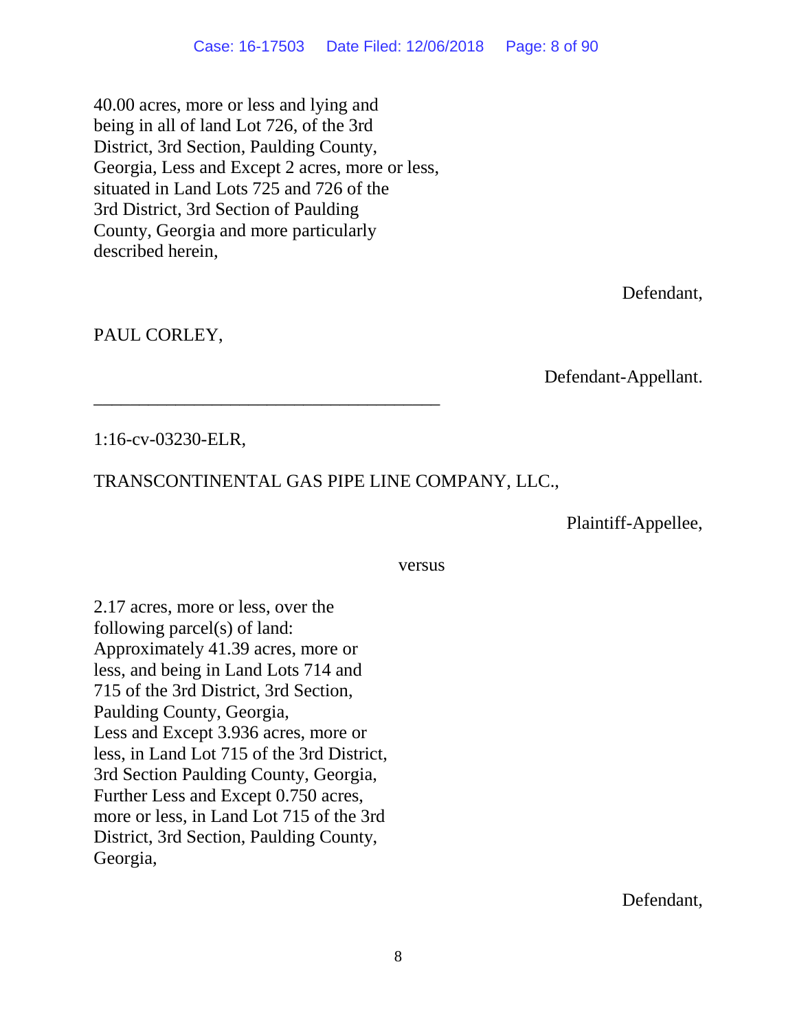40.00 acres, more or less and lying and
being in all of land Lot 726, of the 3rd
District, 3rd Section, Paulding County,
Georgia, Less and Except 2 acres, more or less,
situated in Land Lots 725 and 726 of the
3rd District, 3rd Section of Paulding
County, Georgia and more particularly
described herein,

Defendant,

PAUL CORLEY,

Defendant-Appellant.

________________________________________

1:16-cv-03230-ELR,

TRANSCONTINENTAL GAS PIPE LINE COMPANY, LLC.,

Plaintiff-Appellee,

versus

2.17 acres, more or less, over the
following parcel(s) of land:
Approximately 41.39 acres, more or
less, and being in Land Lots 714 and
715 of the 3rd District, 3rd Section,
Paulding County, Georgia,
Less and Except 3.936 acres, more or
less, in Land Lot 715 of the 3rd District,
3rd Section Paulding County, Georgia,
Further Less and Except 0.750 acres,
more or less, in Land Lot 715 of the 3rd
District, 3rd Section, Paulding County,
Georgia,

Defendant,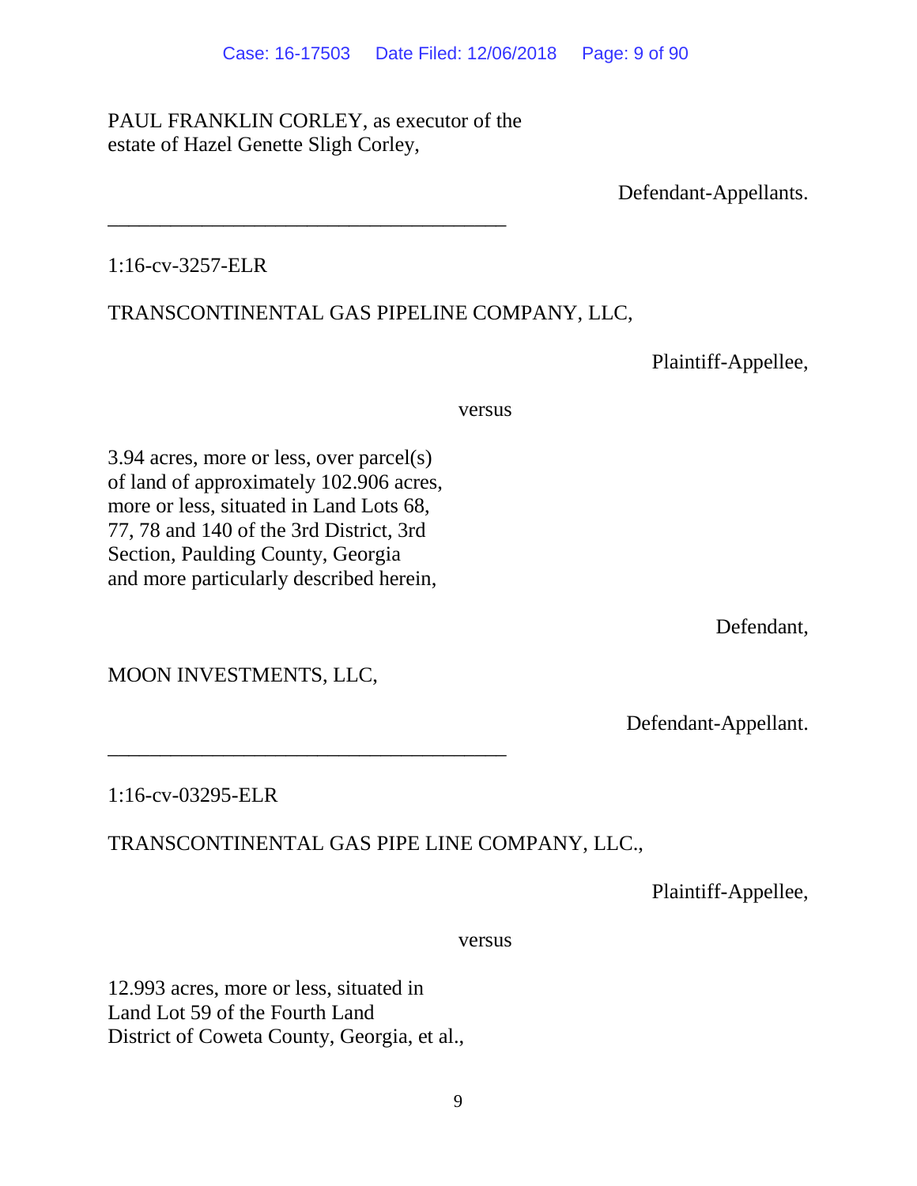PAUL FRANKLIN CORLEY, as executor of the
estate of Hazel Genette Sligh Corley,

Defendant-Appellants.

---

1:16-cv-3257-ELR

TRANSCONTINENTAL GAS PIPELINE COMPANY, LLC,

Plaintiff-Appellee,

versus

3.94 acres, more or less, over parcel(s)
of land of approximately 102.906 acres,
more or less, situated in Land Lots 68,
77, 78 and 140 of the 3rd District, 3rd
Section, Paulding County, Georgia
and more particularly described herein,

Defendant,

MOON INVESTMENTS, LLC,

Defendant-Appellant.

---

1:16-cv-03295-ELR

TRANSCONTINENTAL GAS PIPE LINE COMPANY, LLC.,

Plaintiff-Appellee,

versus

12.993 acres, more or less, situated in
Land Lot 59 of the Fourth Land
District of Coweta County, Georgia, et al.,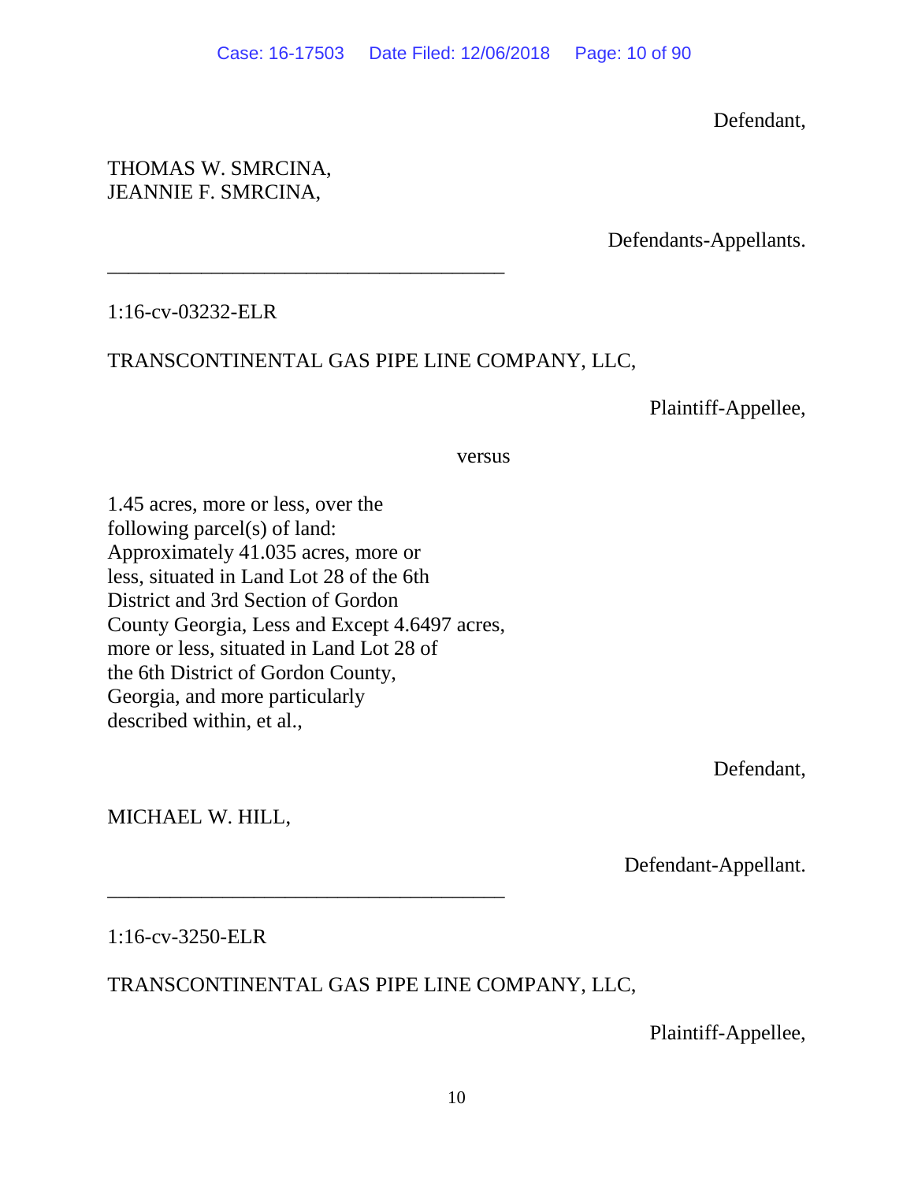Defendant,

THOMAS W. SMRCINA,
JEANNIE F. SMRCINA,

Defendants-Appellants.

---

1:16-cv-03232-ELR

TRANSCONTINENTAL GAS PIPE LINE COMPANY, LLC,

Plaintiff-Appellee,

versus

1.45 acres, more or less, over the following parcel(s) of land: Approximately 41.035 acres, more or less, situated in Land Lot 28 of the 6th District and 3rd Section of Gordon County Georgia, Less and Except 4.6497 acres, more or less, situated in Land Lot 28 of the 6th District of Gordon County, Georgia, and more particularly described within, et al.,

Defendant,

MICHAEL W. HILL,

Defendant-Appellant.

---

1:16-cv-3250-ELR

TRANSCONTINENTAL GAS PIPE LINE COMPANY, LLC,

Plaintiff-Appellee,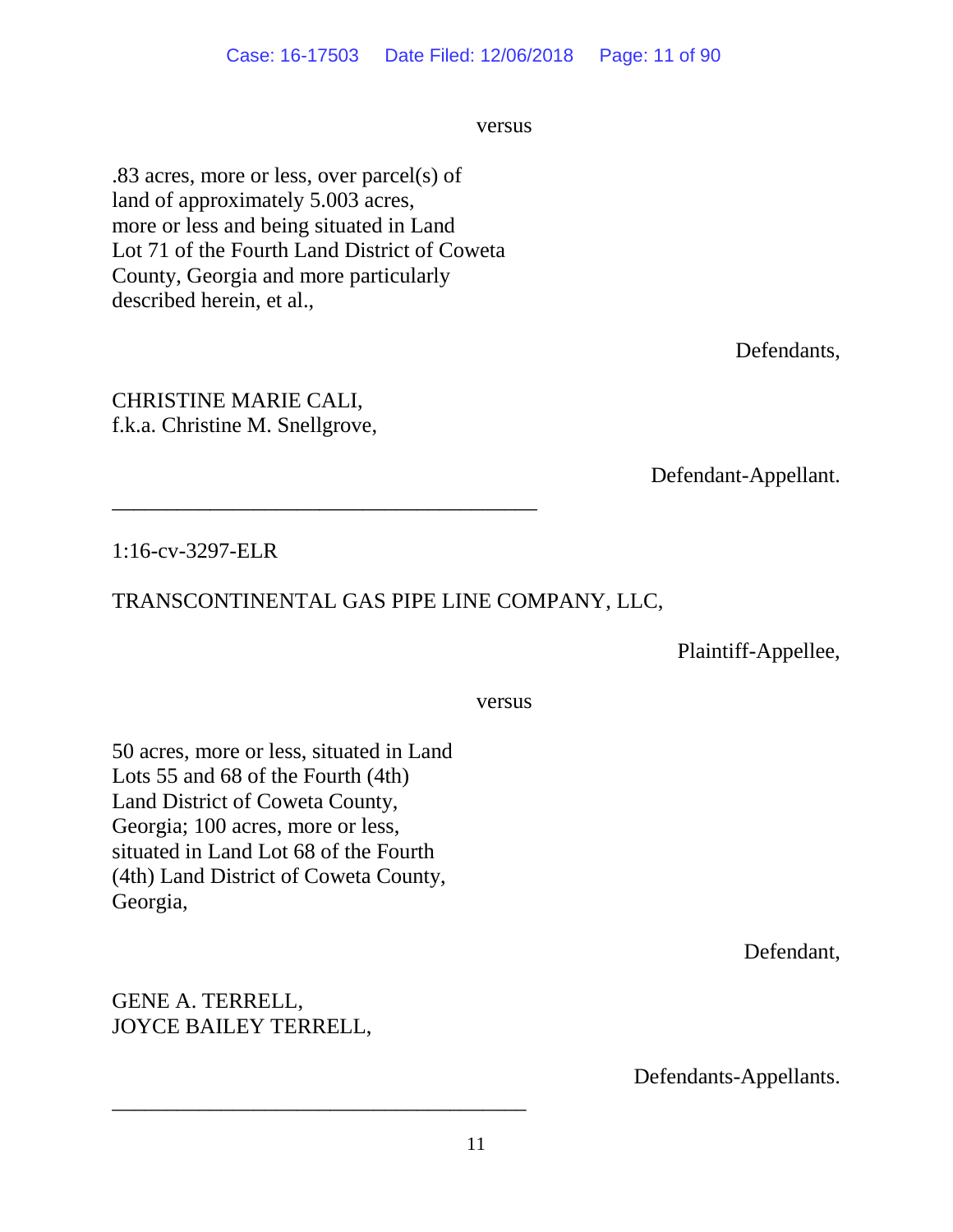versus

.83 acres, more or less, over parcel(s) of
land of approximately 5.003 acres,
more or less and being situated in Land
Lot 71 of the Fourth Land District of Coweta
County, Georgia and more particularly
described herein, et al.,

Defendants,

CHRISTINE MARIE CALI,
f.k.a. Christine M. Snellgrove,

Defendant-Appellant.

---

1:16-cv-3297-ELR

TRANSCONTINENTAL GAS PIPE LINE COMPANY, LLC,

Plaintiff-Appellee,

versus

50 acres, more or less, situated in Land
Lots 55 and 68 of the Fourth (4th)
Land District of Coweta County,
Georgia; 100 acres, more or less,
situated in Land Lot 68 of the Fourth
(4th) Land District of Coweta County,
Georgia,

Defendant,

GENE A. TERRELL,
JOYCE BAILEY TERRELL,

Defendants-Appellants.

---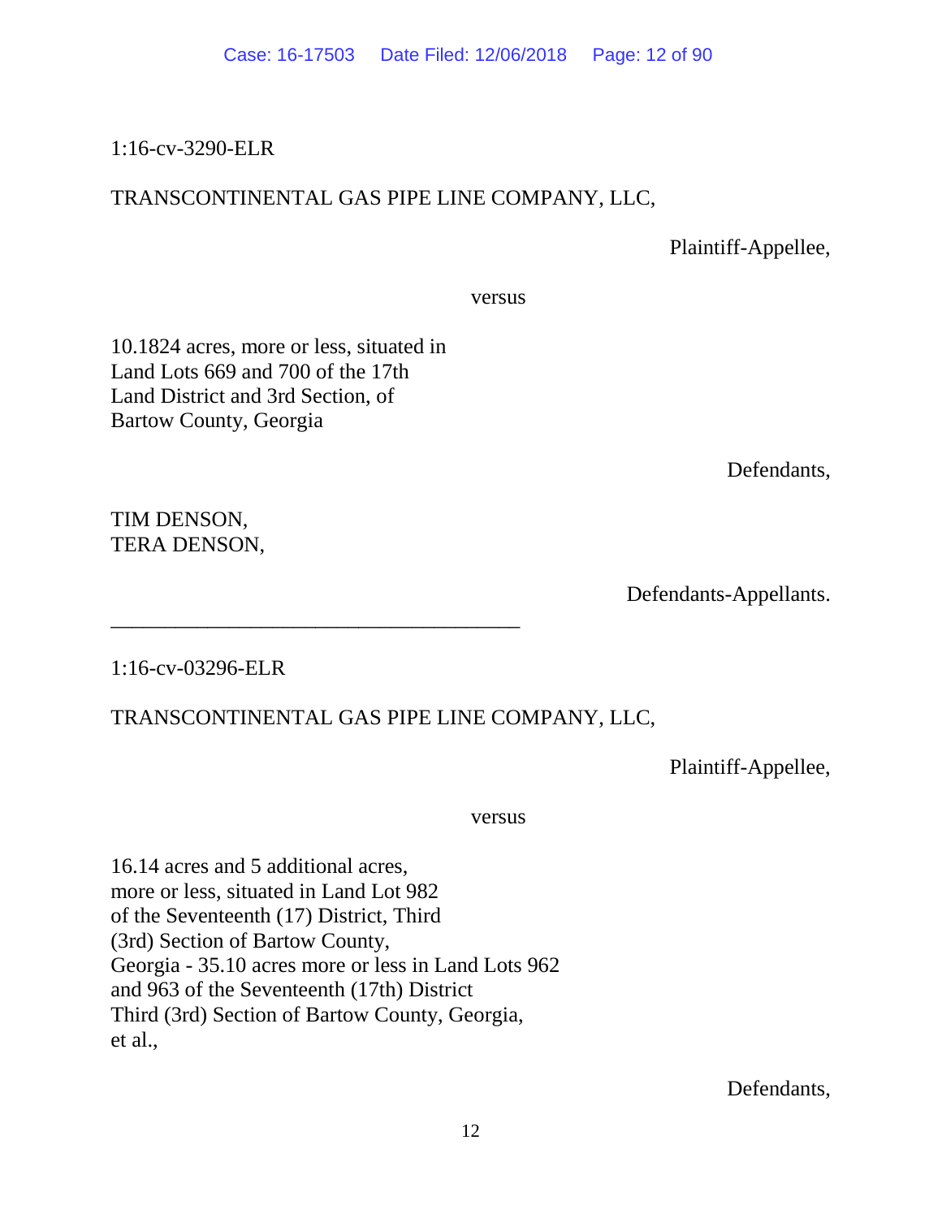1:16-cv-3290-ELR

TRANSCONTINENTAL GAS PIPE LINE COMPANY, LLC,

Plaintiff-Appellee,

versus

10.1824 acres, more or less, situated in
Land Lots 669 and 700 of the 17th
Land District and 3rd Section, of
Bartow County, Georgia

Defendants,

TIM DENSON,
TERA DENSON,

Defendants-Appellants.

---

1:16-cv-03296-ELR

TRANSCONTINENTAL GAS PIPE LINE COMPANY, LLC,

Plaintiff-Appellee,

versus

16.14 acres and 5 additional acres,
more or less, situated in Land Lot 982
of the Seventeenth (17) District, Third
(3rd) Section of Bartow County,
Georgia - 35.10 acres more or less in Land Lots 962
and 963 of the Seventeenth (17th) District
Third (3rd) Section of Bartow County, Georgia,
et al.,

Defendants,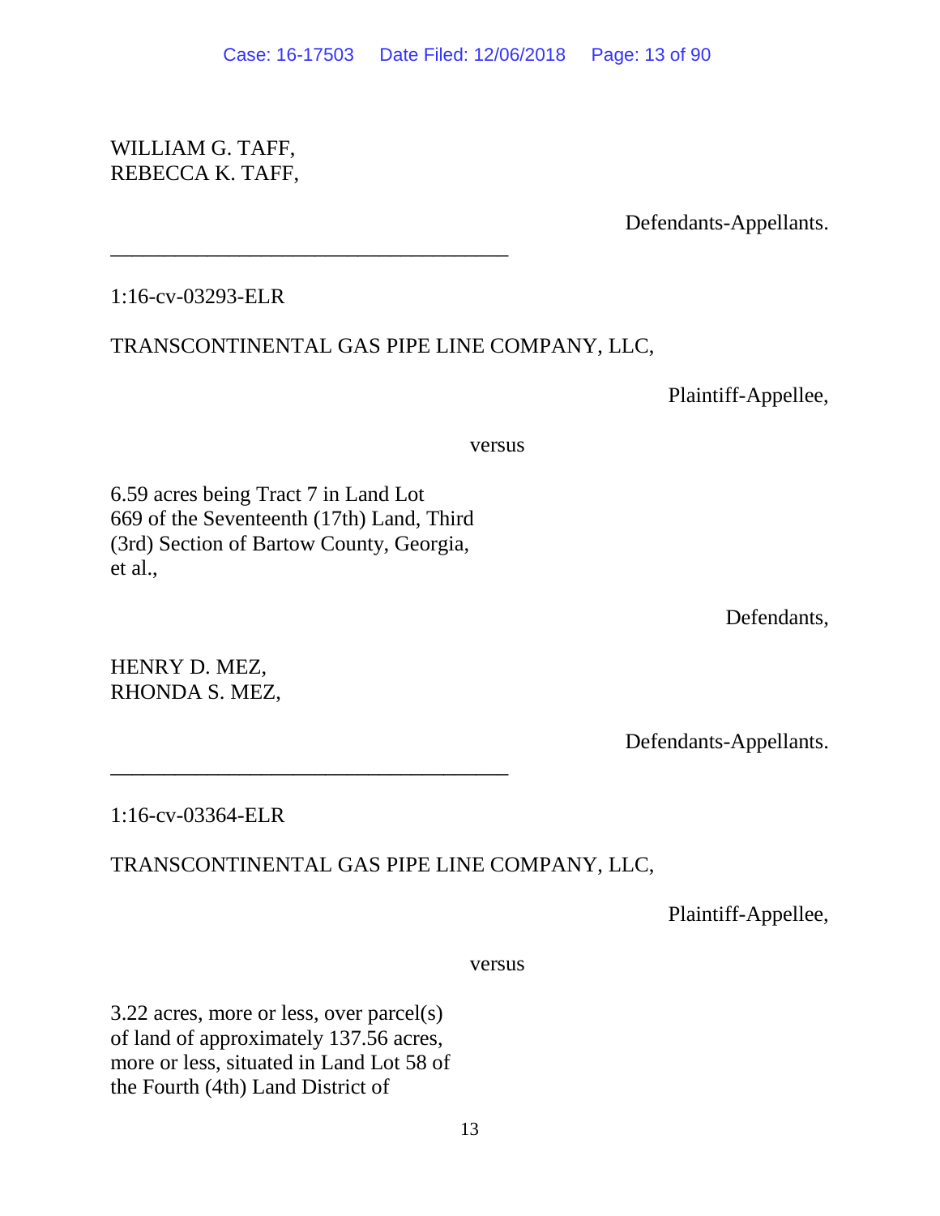WILLIAM G. TAFF,
REBECCA K. TAFF,

Defendants-Appellants.

________________________________________

1:16-cv-03293-ELR

TRANSCONTINENTAL GAS PIPE LINE COMPANY, LLC,

Plaintiff-Appellee,

versus

6.59 acres being Tract 7 in Land Lot
669 of the Seventeenth (17th) Land, Third
(3rd) Section of Bartow County, Georgia,
et al.,

Defendants,

HENRY D. MEZ,
RHONDA S. MEZ,

Defendants-Appellants.

________________________________________

1:16-cv-03364-ELR

TRANSCONTINENTAL GAS PIPE LINE COMPANY, LLC,

Plaintiff-Appellee,

versus

3.22 acres, more or less, over parcel(s)
of land of approximately 137.56 acres,
more or less, situated in Land Lot 58 of
the Fourth (4th) Land District of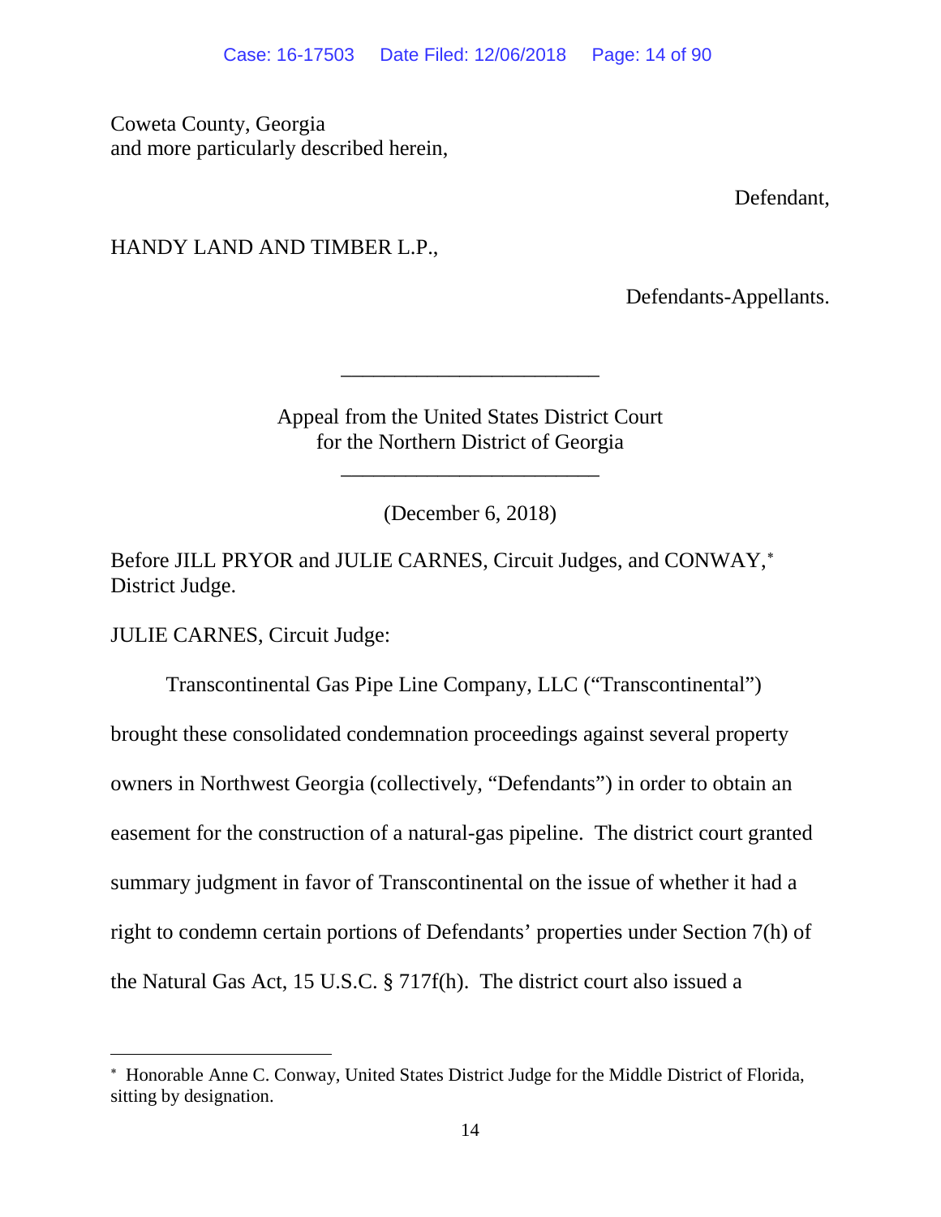Coweta County, Georgia
and more particularly described herein,

Defendant,

HANDY LAND AND TIMBER L.P.,

Defendants-Appellants.

________________________

Appeal from the United States District Court
for the Northern District of Georgia

________________________

(December 6, 2018)

Before JILL PRYOR and JULIE CARNES, Circuit Judges, and CONWAY,* District Judge.

JULIE CARNES, Circuit Judge:

Transcontinental Gas Pipe Line Company, LLC ("Transcontinental") brought these consolidated condemnation proceedings against several property owners in Northwest Georgia (collectively, "Defendants") in order to obtain an easement for the construction of a natural-gas pipeline. The district court granted summary judgment in favor of Transcontinental on the issue of whether it had a right to condemn certain portions of Defendants' properties under Section 7(h) of the Natural Gas Act, 15 U.S.C. § 717f(h). The district court also issued a

---

* Honorable Anne C. Conway, United States District Judge for the Middle District of Florida, sitting by designation.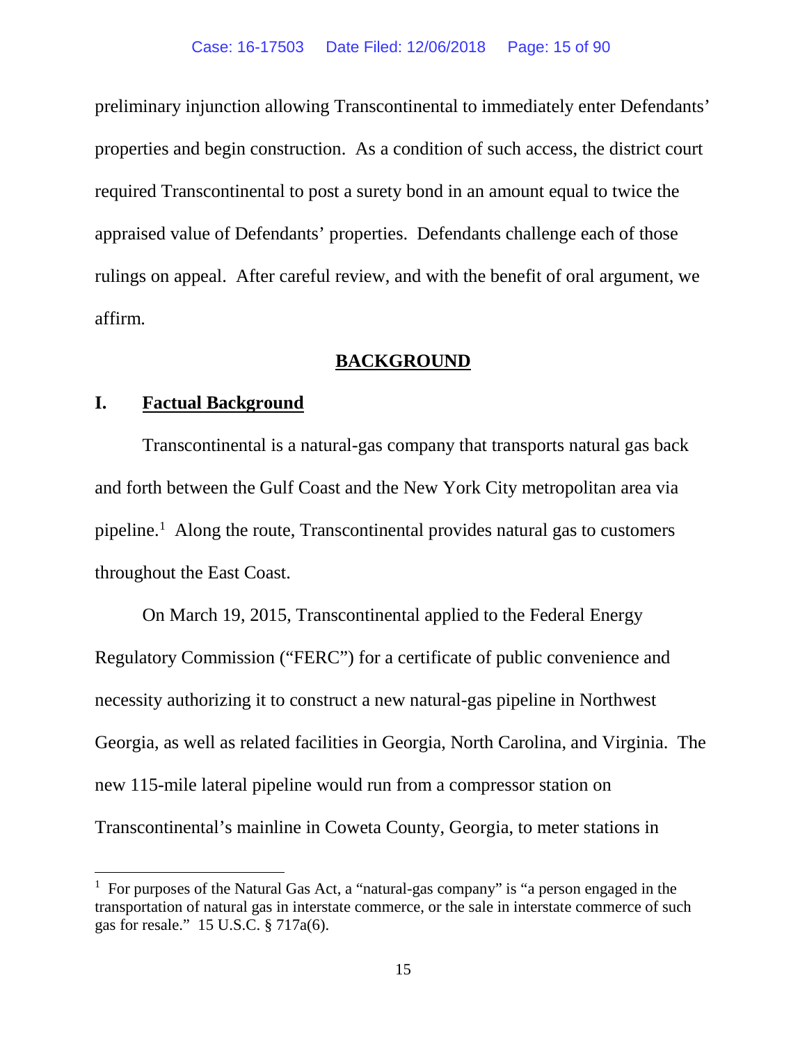preliminary injunction allowing Transcontinental to immediately enter Defendants' properties and begin construction. As a condition of such access, the district court required Transcontinental to post a surety bond in an amount equal to twice the appraised value of Defendants' properties. Defendants challenge each of those rulings on appeal. After careful review, and with the benefit of oral argument, we affirm.

## BACKGROUND

### I. Factual Background

Transcontinental is a natural-gas company that transports natural gas back and forth between the Gulf Coast and the New York City metropolitan area via pipeline.[1] Along the route, Transcontinental provides natural gas to customers throughout the East Coast.

On March 19, 2015, Transcontinental applied to the Federal Energy Regulatory Commission ("FERC") for a certificate of public convenience and necessity authorizing it to construct a new natural-gas pipeline in Northwest Georgia, as well as related facilities in Georgia, North Carolina, and Virginia. The new 115-mile lateral pipeline would run from a compressor station on Transcontinental's mainline in Coweta County, Georgia, to meter stations in

---

[1] For purposes of the Natural Gas Act, a "natural-gas company" is "a person engaged in the transportation of natural gas in interstate commerce, or the sale in interstate commerce of such gas for resale." 15 U.S.C. § 717a(6).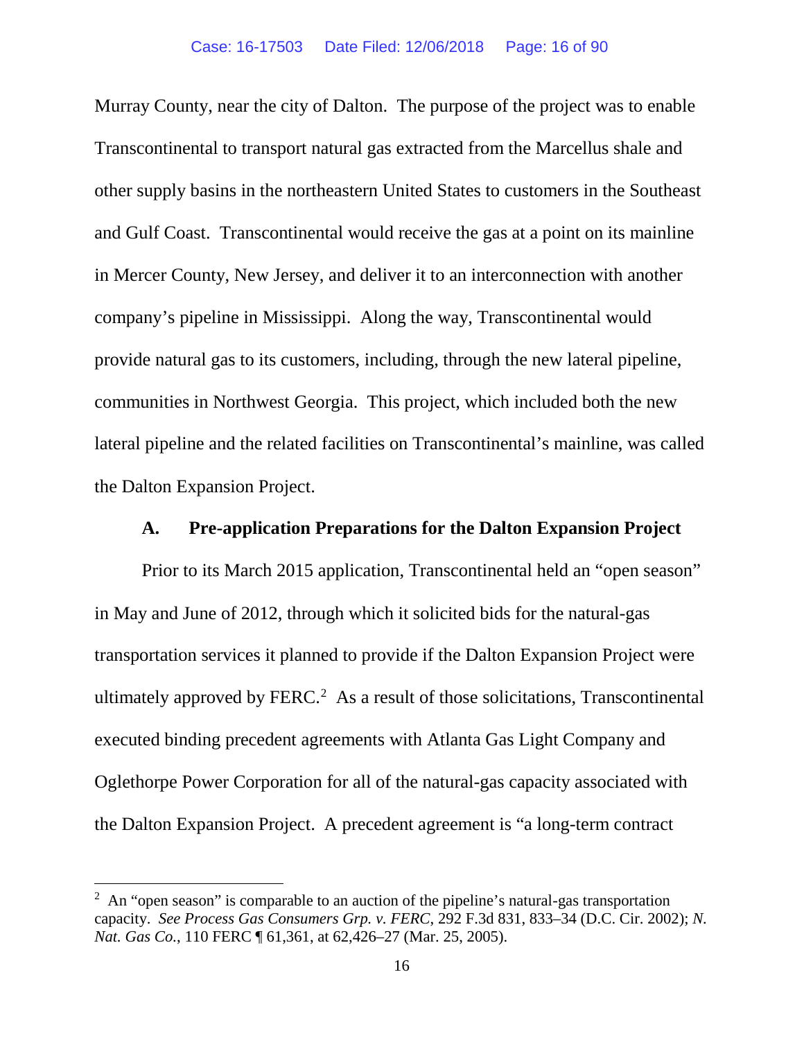Murray County, near the city of Dalton. The purpose of the project was to enable Transcontinental to transport natural gas extracted from the Marcellus shale and other supply basins in the northeastern United States to customers in the Southeast and Gulf Coast. Transcontinental would receive the gas at a point on its mainline in Mercer County, New Jersey, and deliver it to an interconnection with another company's pipeline in Mississippi. Along the way, Transcontinental would provide natural gas to its customers, including, through the new lateral pipeline, communities in Northwest Georgia. This project, which included both the new lateral pipeline and the related facilities on Transcontinental's mainline, was called the Dalton Expansion Project.

### A. Pre-application Preparations for the Dalton Expansion Project

Prior to its March 2015 application, Transcontinental held an "open season" in May and June of 2012, through which it solicited bids for the natural-gas transportation services it planned to provide if the Dalton Expansion Project were ultimately approved by FERC.[2] As a result of those solicitations, Transcontinental executed binding precedent agreements with Atlanta Gas Light Company and Oglethorpe Power Corporation for all of the natural-gas capacity associated with the Dalton Expansion Project. A precedent agreement is "a long-term contract

---

[2] An "open season" is comparable to an auction of the pipeline's natural-gas transportation capacity. *See Process Gas Consumers Grp. v. FERC*, 292 F.3d 831, 833–34 (D.C. Cir. 2002); *N. Nat. Gas Co.*, 110 FERC ¶ 61,361, at 62,426–27 (Mar. 25, 2005).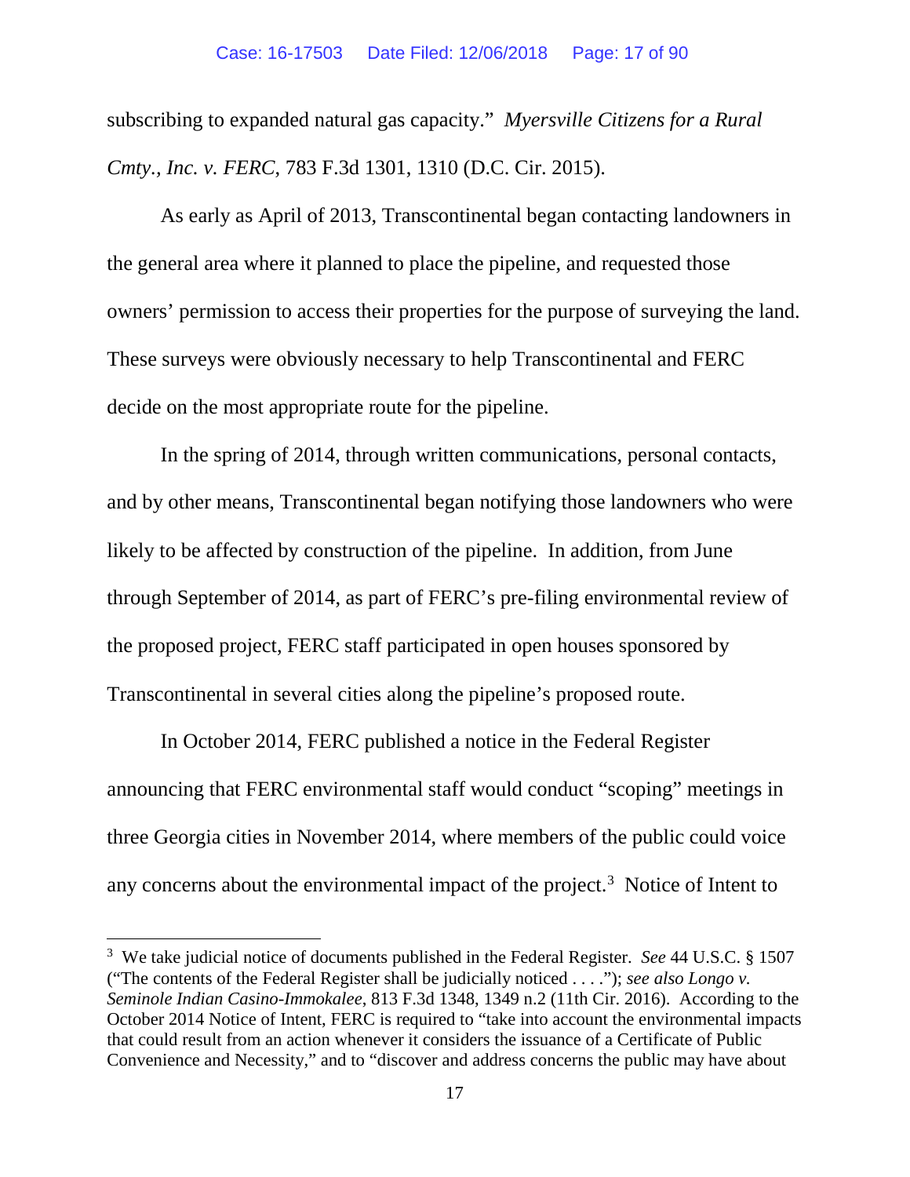subscribing to expanded natural gas capacity." *Myersville Citizens for a Rural Cmty., Inc. v. FERC*, 783 F.3d 1301, 1310 (D.C. Cir. 2015).

As early as April of 2013, Transcontinental began contacting landowners in the general area where it planned to place the pipeline, and requested those owners' permission to access their properties for the purpose of surveying the land. These surveys were obviously necessary to help Transcontinental and FERC decide on the most appropriate route for the pipeline.

In the spring of 2014, through written communications, personal contacts, and by other means, Transcontinental began notifying those landowners who were likely to be affected by construction of the pipeline. In addition, from June through September of 2014, as part of FERC's pre-filing environmental review of the proposed project, FERC staff participated in open houses sponsored by Transcontinental in several cities along the pipeline's proposed route.

In October 2014, FERC published a notice in the Federal Register announcing that FERC environmental staff would conduct "scoping" meetings in three Georgia cities in November 2014, where members of the public could voice any concerns about the environmental impact of the project.[3] Notice of Intent to

---

[3] We take judicial notice of documents published in the Federal Register. *See* 44 U.S.C. § 1507 ("The contents of the Federal Register shall be judicially noticed . . . ."); *see also Longo v. Seminole Indian Casino-Immokalee*, 813 F.3d 1348, 1349 n.2 (11th Cir. 2016). According to the October 2014 Notice of Intent, FERC is required to "take into account the environmental impacts that could result from an action whenever it considers the issuance of a Certificate of Public Convenience and Necessity," and to "discover and address concerns the public may have about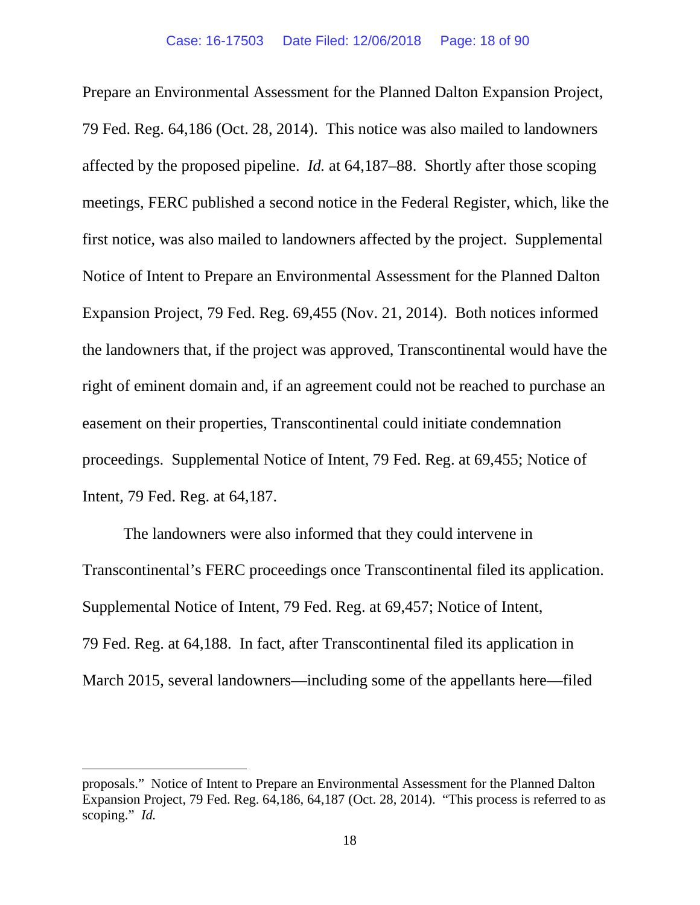Prepare an Environmental Assessment for the Planned Dalton Expansion Project, 79 Fed. Reg. 64,186 (Oct. 28, 2014). This notice was also mailed to landowners affected by the proposed pipeline. *Id.* at 64,187–88. Shortly after those scoping meetings, FERC published a second notice in the Federal Register, which, like the first notice, was also mailed to landowners affected by the project. Supplemental Notice of Intent to Prepare an Environmental Assessment for the Planned Dalton Expansion Project, 79 Fed. Reg. 69,455 (Nov. 21, 2014). Both notices informed the landowners that, if the project was approved, Transcontinental would have the right of eminent domain and, if an agreement could not be reached to purchase an easement on their properties, Transcontinental could initiate condemnation proceedings. Supplemental Notice of Intent, 79 Fed. Reg. at 69,455; Notice of Intent, 79 Fed. Reg. at 64,187.

The landowners were also informed that they could intervene in Transcontinental's FERC proceedings once Transcontinental filed its application. Supplemental Notice of Intent, 79 Fed. Reg. at 69,457; Notice of Intent, 79 Fed. Reg. at 64,188. In fact, after Transcontinental filed its application in March 2015, several landowners—including some of the appellants here—filed

---

proposals." Notice of Intent to Prepare an Environmental Assessment for the Planned Dalton Expansion Project, 79 Fed. Reg. 64,186, 64,187 (Oct. 28, 2014). "This process is referred to as scoping." *Id.*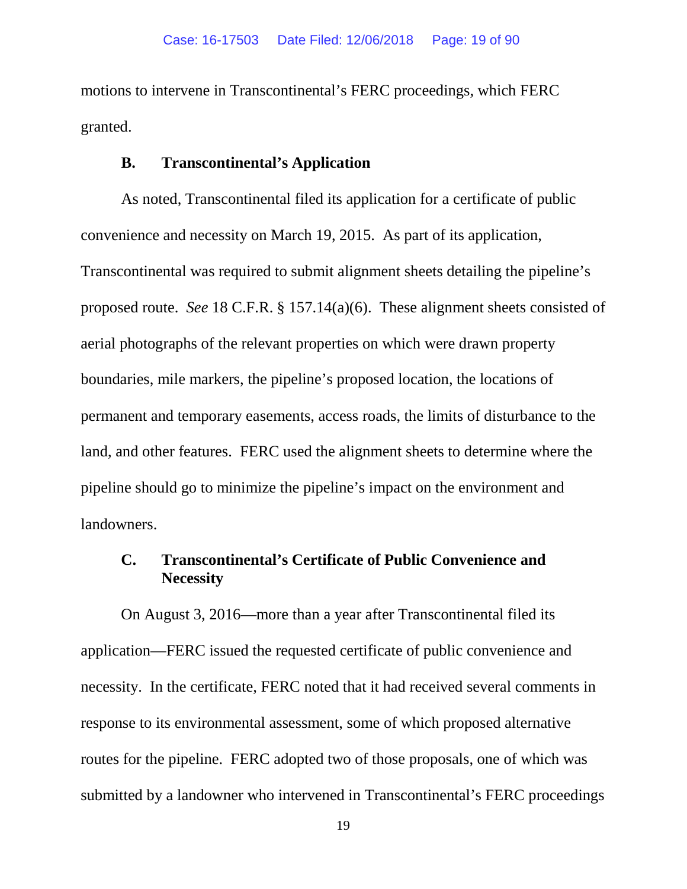motions to intervene in Transcontinental's FERC proceedings, which FERC granted.

### B. Transcontinental's Application

As noted, Transcontinental filed its application for a certificate of public convenience and necessity on March 19, 2015. As part of its application, Transcontinental was required to submit alignment sheets detailing the pipeline's proposed route. *See* 18 C.F.R. § 157.14(a)(6). These alignment sheets consisted of aerial photographs of the relevant properties on which were drawn property boundaries, mile markers, the pipeline's proposed location, the locations of permanent and temporary easements, access roads, the limits of disturbance to the land, and other features. FERC used the alignment sheets to determine where the pipeline should go to minimize the pipeline's impact on the environment and landowners.

### C. Transcontinental's Certificate of Public Convenience and Necessity

On August 3, 2016—more than a year after Transcontinental filed its application—FERC issued the requested certificate of public convenience and necessity. In the certificate, FERC noted that it had received several comments in response to its environmental assessment, some of which proposed alternative routes for the pipeline. FERC adopted two of those proposals, one of which was submitted by a landowner who intervened in Transcontinental's FERC proceedings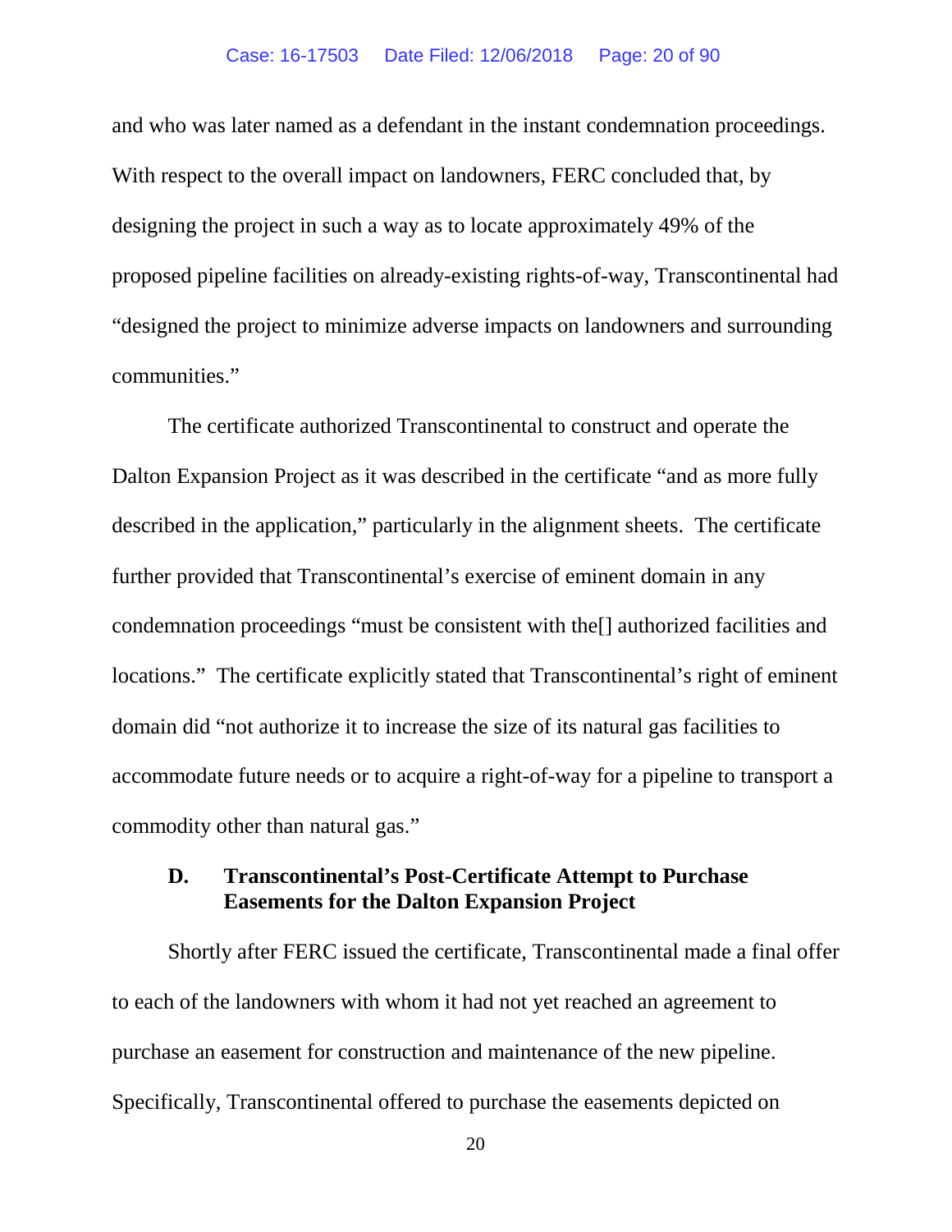and who was later named as a defendant in the instant condemnation proceedings. With respect to the overall impact on landowners, FERC concluded that, by designing the project in such a way as to locate approximately 49% of the proposed pipeline facilities on already-existing rights-of-way, Transcontinental had "designed the project to minimize adverse impacts on landowners and surrounding communities."

The certificate authorized Transcontinental to construct and operate the Dalton Expansion Project as it was described in the certificate "and as more fully described in the application," particularly in the alignment sheets. The certificate further provided that Transcontinental's exercise of eminent domain in any condemnation proceedings "must be consistent with the[] authorized facilities and locations." The certificate explicitly stated that Transcontinental's right of eminent domain did "not authorize it to increase the size of its natural gas facilities to accommodate future needs or to acquire a right-of-way for a pipeline to transport a commodity other than natural gas."

### D. Transcontinental's Post-Certificate Attempt to Purchase Easements for the Dalton Expansion Project

Shortly after FERC issued the certificate, Transcontinental made a final offer to each of the landowners with whom it had not yet reached an agreement to purchase an easement for construction and maintenance of the new pipeline. Specifically, Transcontinental offered to purchase the easements depicted on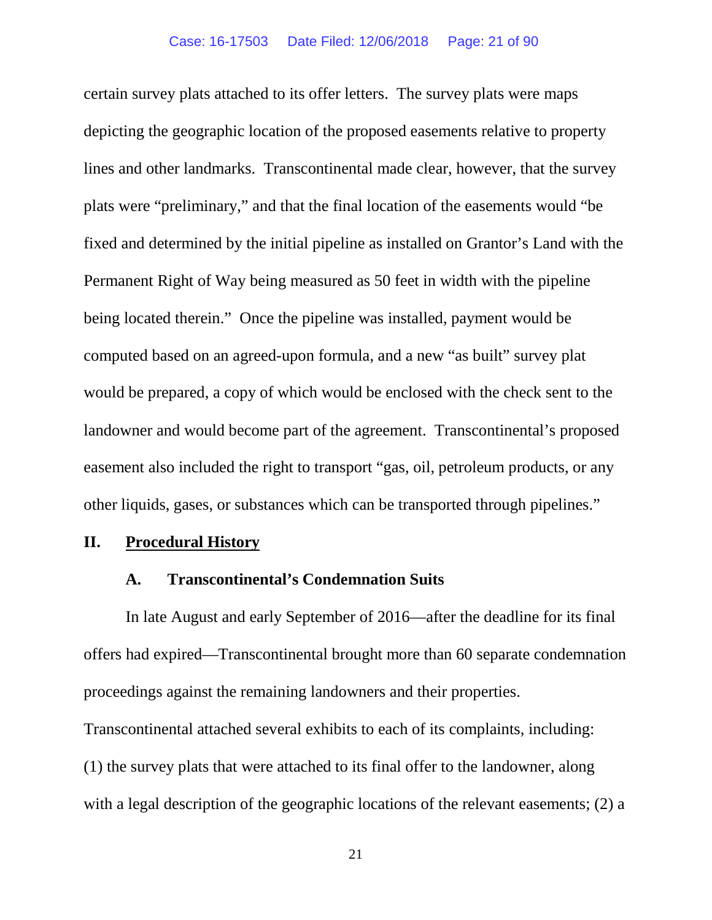certain survey plats attached to its offer letters. The survey plats were maps depicting the geographic location of the proposed easements relative to property lines and other landmarks. Transcontinental made clear, however, that the survey plats were "preliminary," and that the final location of the easements would "be fixed and determined by the initial pipeline as installed on Grantor's Land with the Permanent Right of Way being measured as 50 feet in width with the pipeline being located therein." Once the pipeline was installed, payment would be computed based on an agreed-upon formula, and a new "as built" survey plat would be prepared, a copy of which would be enclosed with the check sent to the landowner and would become part of the agreement. Transcontinental's proposed easement also included the right to transport "gas, oil, petroleum products, or any other liquids, gases, or substances which can be transported through pipelines."

## II. <u>Procedural History</u>

### A. Transcontinental's Condemnation Suits

In late August and early September of 2016—after the deadline for its final offers had expired—Transcontinental brought more than 60 separate condemnation proceedings against the remaining landowners and their properties. Transcontinental attached several exhibits to each of its complaints, including: (1) the survey plats that were attached to its final offer to the landowner, along with a legal description of the geographic locations of the relevant easements; (2) a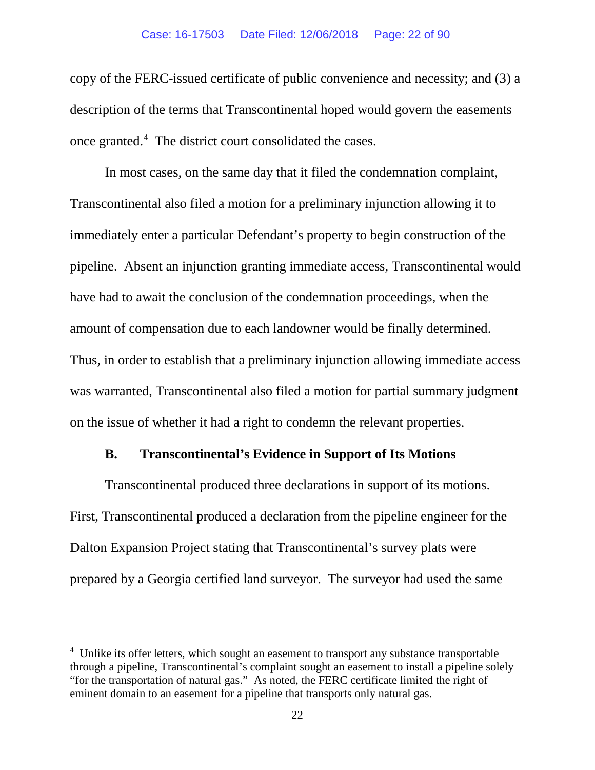copy of the FERC-issued certificate of public convenience and necessity; and (3) a description of the terms that Transcontinental hoped would govern the easements once granted.[4] The district court consolidated the cases.

In most cases, on the same day that it filed the condemnation complaint, Transcontinental also filed a motion for a preliminary injunction allowing it to immediately enter a particular Defendant's property to begin construction of the pipeline. Absent an injunction granting immediate access, Transcontinental would have had to await the conclusion of the condemnation proceedings, when the amount of compensation due to each landowner would be finally determined. Thus, in order to establish that a preliminary injunction allowing immediate access was warranted, Transcontinental also filed a motion for partial summary judgment on the issue of whether it had a right to condemn the relevant properties.

### B. Transcontinental's Evidence in Support of Its Motions

Transcontinental produced three declarations in support of its motions. First, Transcontinental produced a declaration from the pipeline engineer for the Dalton Expansion Project stating that Transcontinental's survey plats were prepared by a Georgia certified land surveyor. The surveyor had used the same

[4] Unlike its offer letters, which sought an easement to transport any substance transportable through a pipeline, Transcontinental's complaint sought an easement to install a pipeline solely "for the transportation of natural gas." As noted, the FERC certificate limited the right of eminent domain to an easement for a pipeline that transports only natural gas.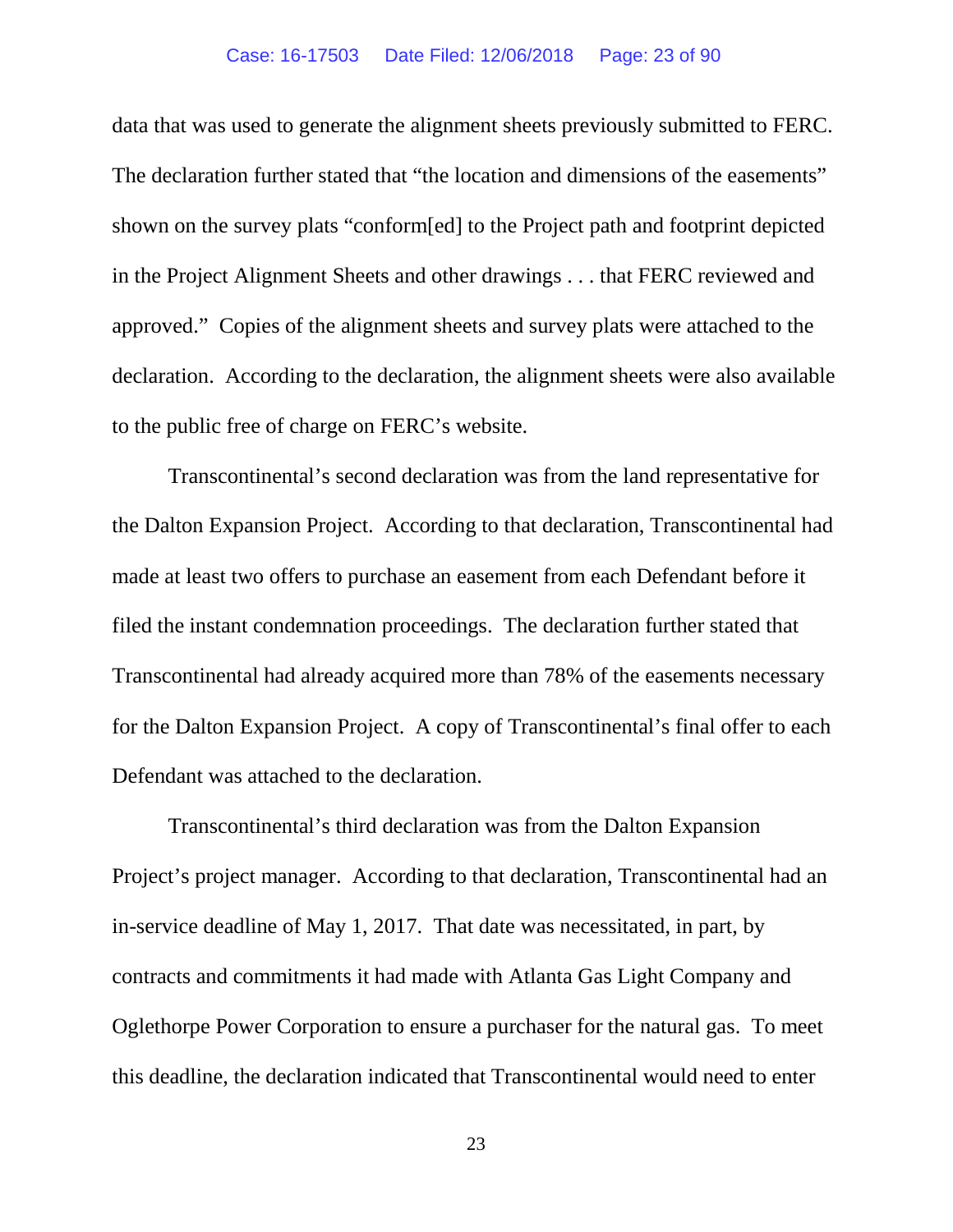data that was used to generate the alignment sheets previously submitted to FERC. The declaration further stated that "the location and dimensions of the easements" shown on the survey plats "conform[ed] to the Project path and footprint depicted in the Project Alignment Sheets and other drawings . . . that FERC reviewed and approved." Copies of the alignment sheets and survey plats were attached to the declaration. According to the declaration, the alignment sheets were also available to the public free of charge on FERC's website.

Transcontinental's second declaration was from the land representative for the Dalton Expansion Project. According to that declaration, Transcontinental had made at least two offers to purchase an easement from each Defendant before it filed the instant condemnation proceedings. The declaration further stated that Transcontinental had already acquired more than 78% of the easements necessary for the Dalton Expansion Project. A copy of Transcontinental's final offer to each Defendant was attached to the declaration.

Transcontinental's third declaration was from the Dalton Expansion Project's project manager. According to that declaration, Transcontinental had an in-service deadline of May 1, 2017. That date was necessitated, in part, by contracts and commitments it had made with Atlanta Gas Light Company and Oglethorpe Power Corporation to ensure a purchaser for the natural gas. To meet this deadline, the declaration indicated that Transcontinental would need to enter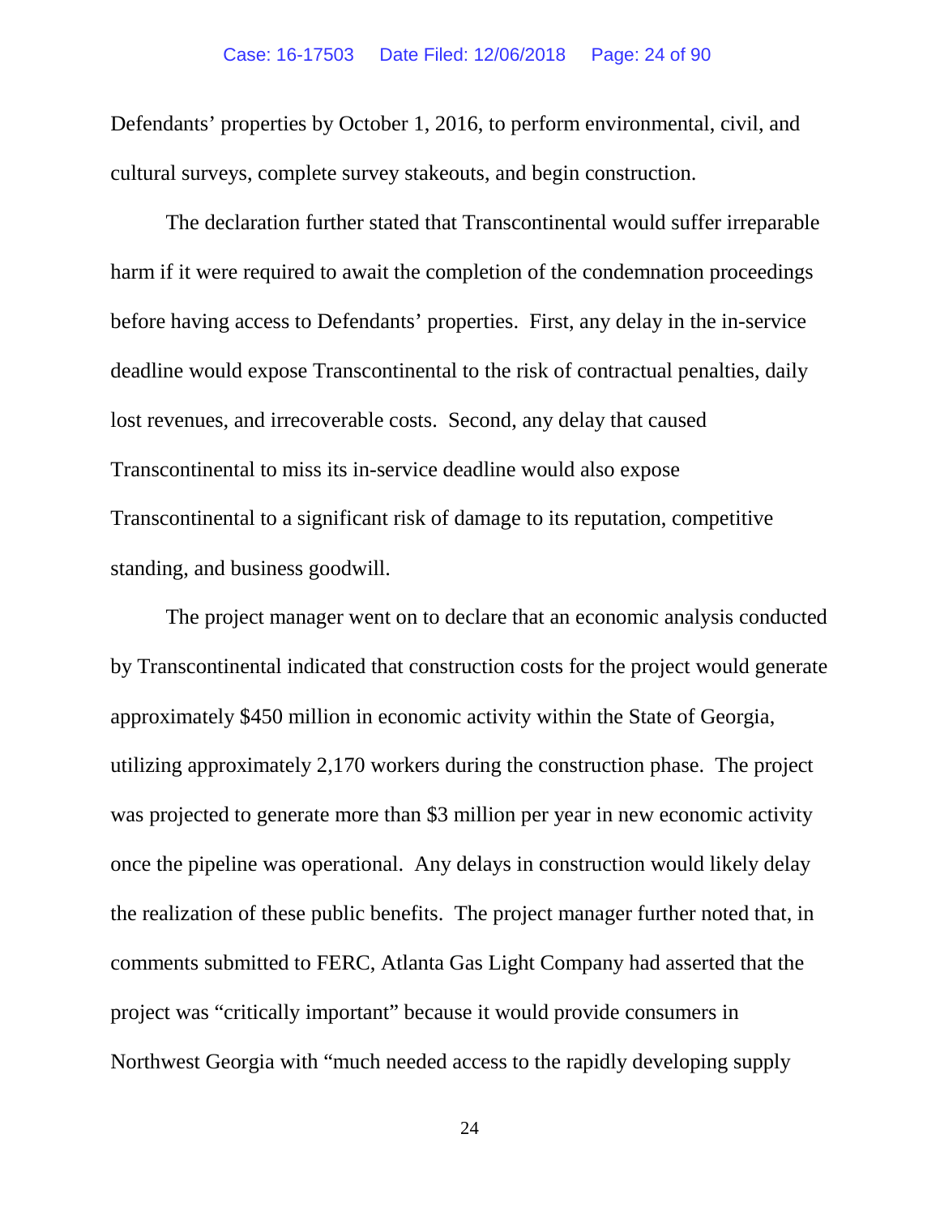Defendants' properties by October 1, 2016, to perform environmental, civil, and cultural surveys, complete survey stakeouts, and begin construction.

The declaration further stated that Transcontinental would suffer irreparable harm if it were required to await the completion of the condemnation proceedings before having access to Defendants' properties. First, any delay in the in-service deadline would expose Transcontinental to the risk of contractual penalties, daily lost revenues, and irrecoverable costs. Second, any delay that caused Transcontinental to miss its in-service deadline would also expose Transcontinental to a significant risk of damage to its reputation, competitive standing, and business goodwill.

The project manager went on to declare that an economic analysis conducted by Transcontinental indicated that construction costs for the project would generate approximately $450 million in economic activity within the State of Georgia, utilizing approximately 2,170 workers during the construction phase. The project was projected to generate more than $3 million per year in new economic activity once the pipeline was operational. Any delays in construction would likely delay the realization of these public benefits. The project manager further noted that, in comments submitted to FERC, Atlanta Gas Light Company had asserted that the project was "critically important" because it would provide consumers in Northwest Georgia with "much needed access to the rapidly developing supply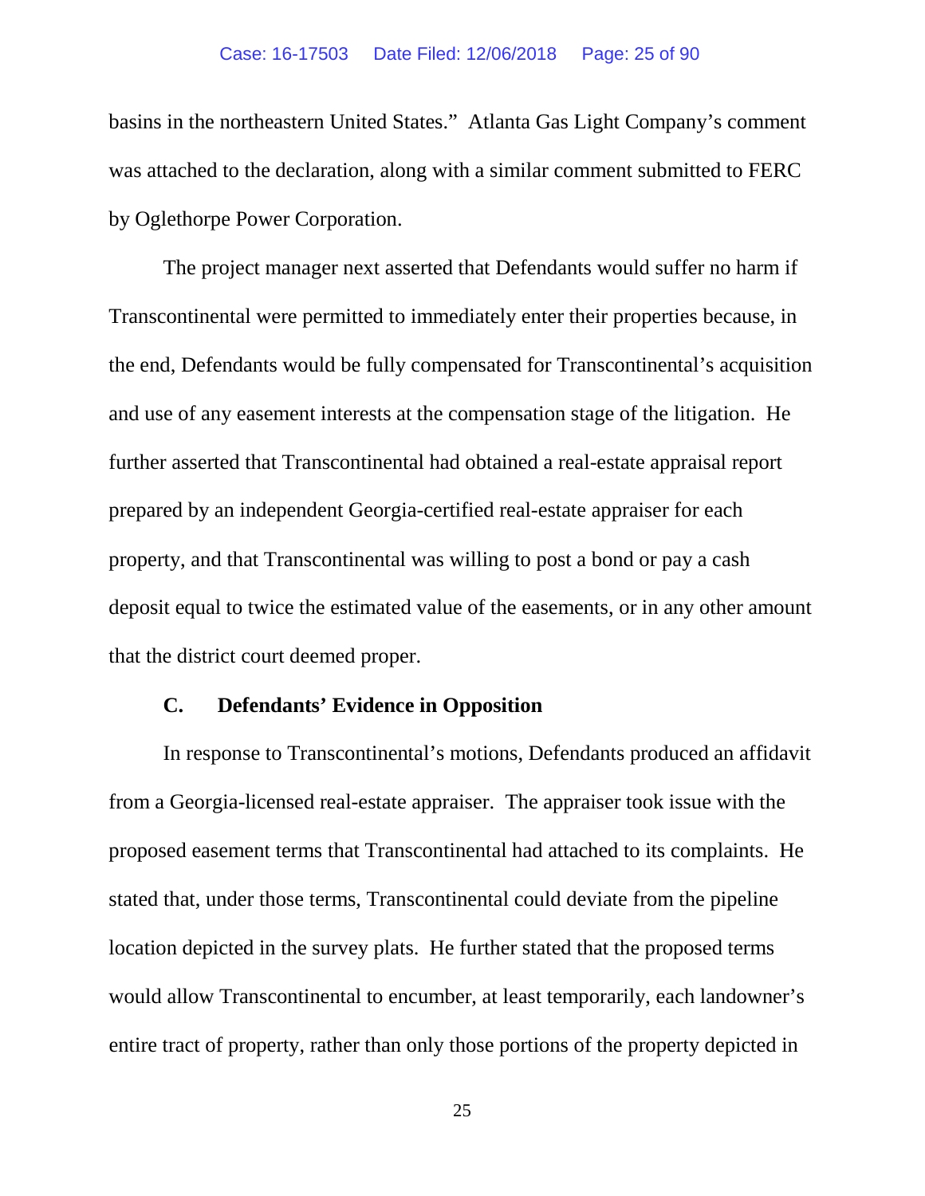basins in the northeastern United States." Atlanta Gas Light Company's comment was attached to the declaration, along with a similar comment submitted to FERC by Oglethorpe Power Corporation.

The project manager next asserted that Defendants would suffer no harm if Transcontinental were permitted to immediately enter their properties because, in the end, Defendants would be fully compensated for Transcontinental's acquisition and use of any easement interests at the compensation stage of the litigation. He further asserted that Transcontinental had obtained a real-estate appraisal report prepared by an independent Georgia-certified real-estate appraiser for each property, and that Transcontinental was willing to post a bond or pay a cash deposit equal to twice the estimated value of the easements, or in any other amount that the district court deemed proper.

### C. Defendants' Evidence in Opposition

In response to Transcontinental's motions, Defendants produced an affidavit from a Georgia-licensed real-estate appraiser. The appraiser took issue with the proposed easement terms that Transcontinental had attached to its complaints. He stated that, under those terms, Transcontinental could deviate from the pipeline location depicted in the survey plats. He further stated that the proposed terms would allow Transcontinental to encumber, at least temporarily, each landowner's entire tract of property, rather than only those portions of the property depicted in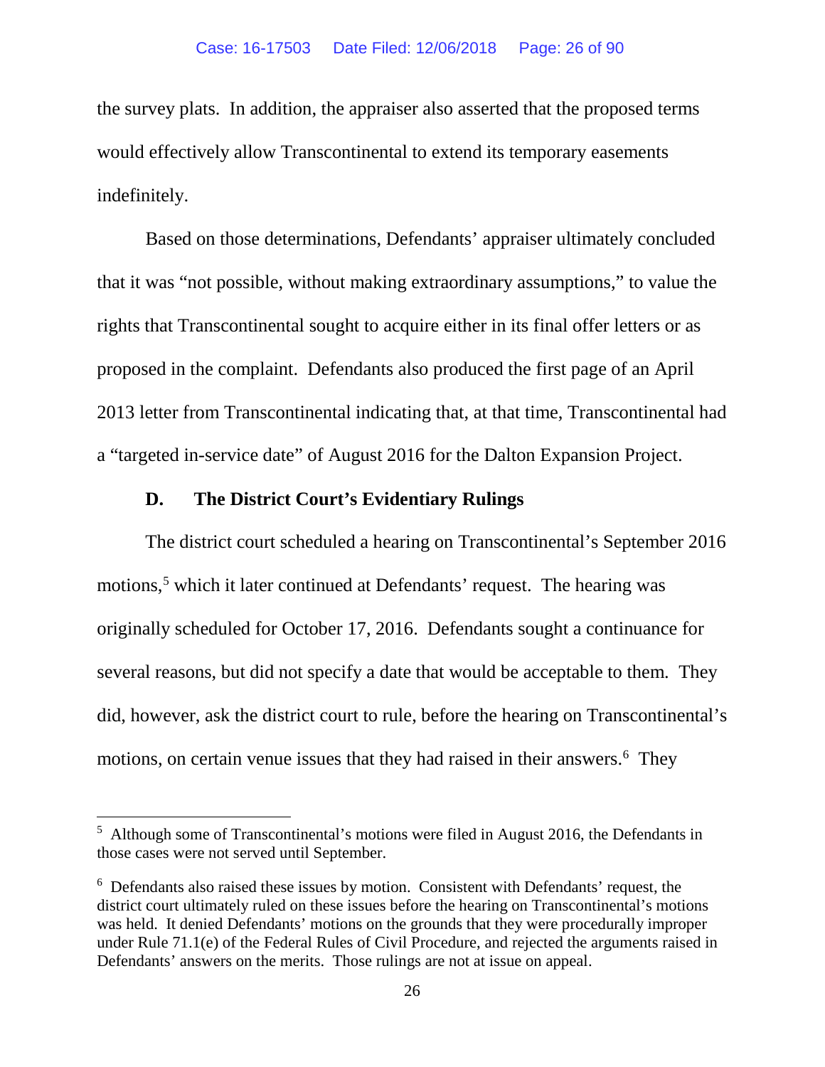the survey plats. In addition, the appraiser also asserted that the proposed terms would effectively allow Transcontinental to extend its temporary easements indefinitely.

Based on those determinations, Defendants' appraiser ultimately concluded that it was "not possible, without making extraordinary assumptions," to value the rights that Transcontinental sought to acquire either in its final offer letters or as proposed in the complaint. Defendants also produced the first page of an April 2013 letter from Transcontinental indicating that, at that time, Transcontinental had a "targeted in-service date" of August 2016 for the Dalton Expansion Project.

### D. The District Court's Evidentiary Rulings

The district court scheduled a hearing on Transcontinental's September 2016 motions,[5] which it later continued at Defendants' request. The hearing was originally scheduled for October 17, 2016. Defendants sought a continuance for several reasons, but did not specify a date that would be acceptable to them. They did, however, ask the district court to rule, before the hearing on Transcontinental's motions, on certain venue issues that they had raised in their answers.[6] They

---

[5] Although some of Transcontinental's motions were filed in August 2016, the Defendants in those cases were not served until September.

[6] Defendants also raised these issues by motion. Consistent with Defendants' request, the district court ultimately ruled on these issues before the hearing on Transcontinental's motions was held. It denied Defendants' motions on the grounds that they were procedurally improper under Rule 71.1(e) of the Federal Rules of Civil Procedure, and rejected the arguments raised in Defendants' answers on the merits. Those rulings are not at issue on appeal.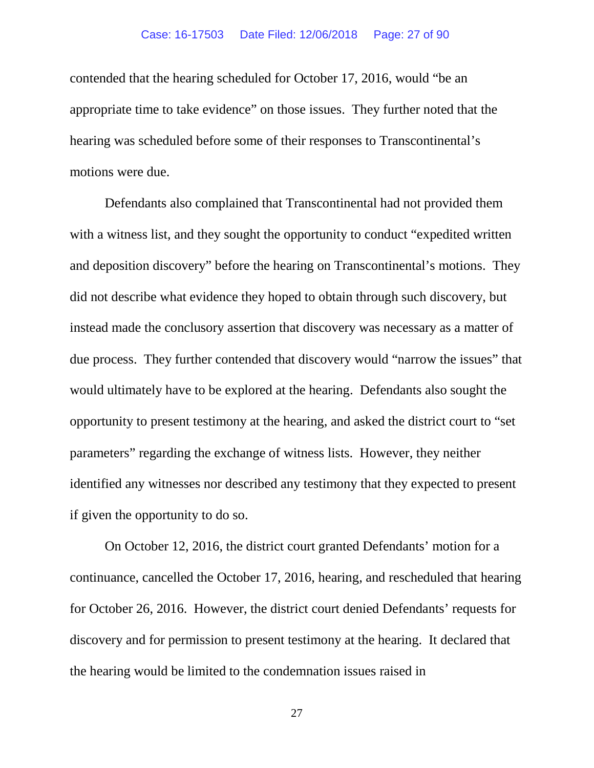contended that the hearing scheduled for October 17, 2016, would "be an appropriate time to take evidence" on those issues. They further noted that the hearing was scheduled before some of their responses to Transcontinental's motions were due.

Defendants also complained that Transcontinental had not provided them with a witness list, and they sought the opportunity to conduct "expedited written and deposition discovery" before the hearing on Transcontinental's motions. They did not describe what evidence they hoped to obtain through such discovery, but instead made the conclusory assertion that discovery was necessary as a matter of due process. They further contended that discovery would "narrow the issues" that would ultimately have to be explored at the hearing. Defendants also sought the opportunity to present testimony at the hearing, and asked the district court to "set parameters" regarding the exchange of witness lists. However, they neither identified any witnesses nor described any testimony that they expected to present if given the opportunity to do so.

On October 12, 2016, the district court granted Defendants' motion for a continuance, cancelled the October 17, 2016, hearing, and rescheduled that hearing for October 26, 2016. However, the district court denied Defendants' requests for discovery and for permission to present testimony at the hearing. It declared that the hearing would be limited to the condemnation issues raised in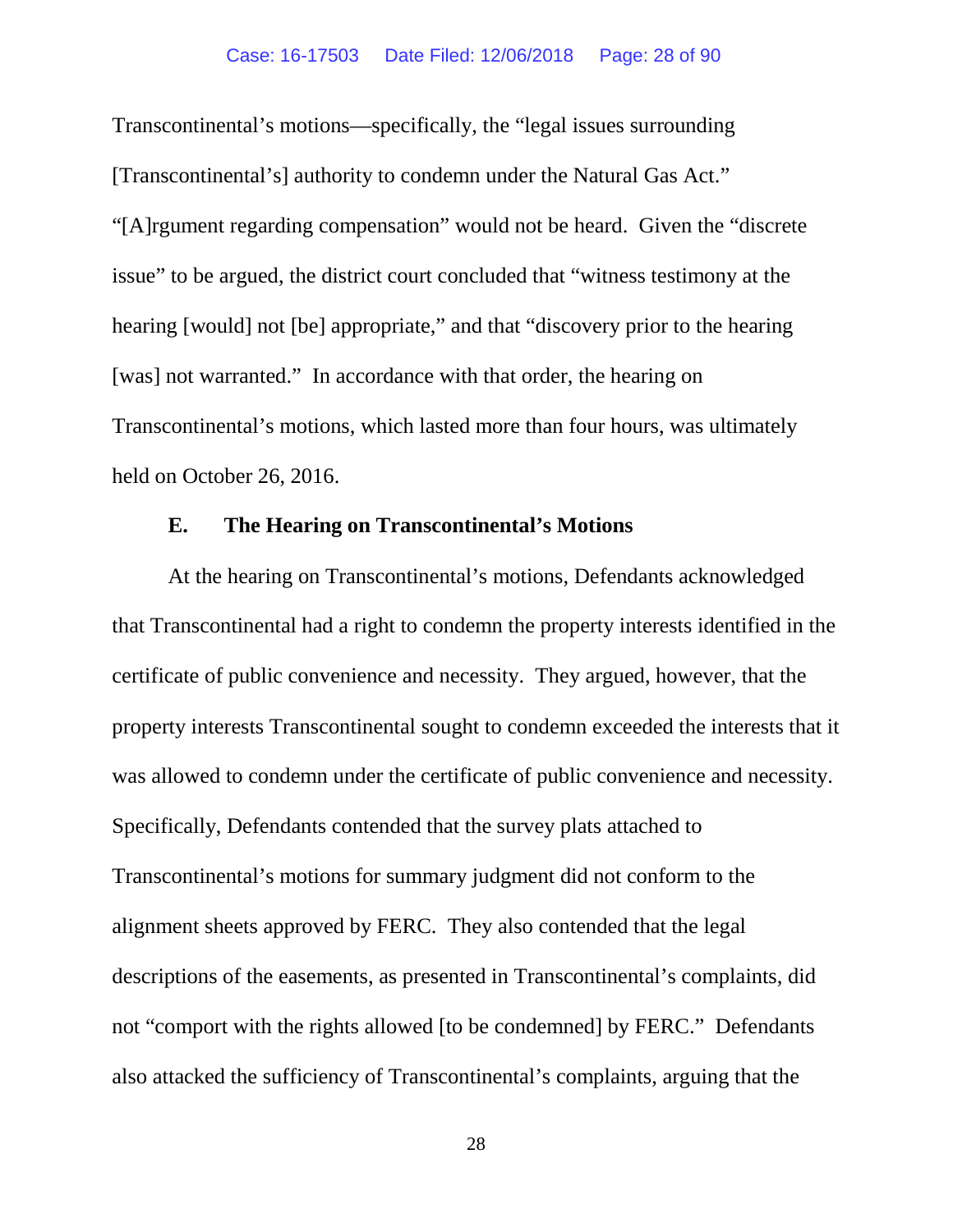Transcontinental's motions—specifically, the "legal issues surrounding [Transcontinental's] authority to condemn under the Natural Gas Act." "[A]rgument regarding compensation" would not be heard. Given the "discrete issue" to be argued, the district court concluded that "witness testimony at the hearing [would] not [be] appropriate," and that "discovery prior to the hearing [was] not warranted." In accordance with that order, the hearing on Transcontinental's motions, which lasted more than four hours, was ultimately held on October 26, 2016.

### E. The Hearing on Transcontinental's Motions

At the hearing on Transcontinental's motions, Defendants acknowledged that Transcontinental had a right to condemn the property interests identified in the certificate of public convenience and necessity. They argued, however, that the property interests Transcontinental sought to condemn exceeded the interests that it was allowed to condemn under the certificate of public convenience and necessity. Specifically, Defendants contended that the survey plats attached to Transcontinental's motions for summary judgment did not conform to the alignment sheets approved by FERC. They also contended that the legal descriptions of the easements, as presented in Transcontinental's complaints, did not "comport with the rights allowed [to be condemned] by FERC." Defendants also attacked the sufficiency of Transcontinental's complaints, arguing that the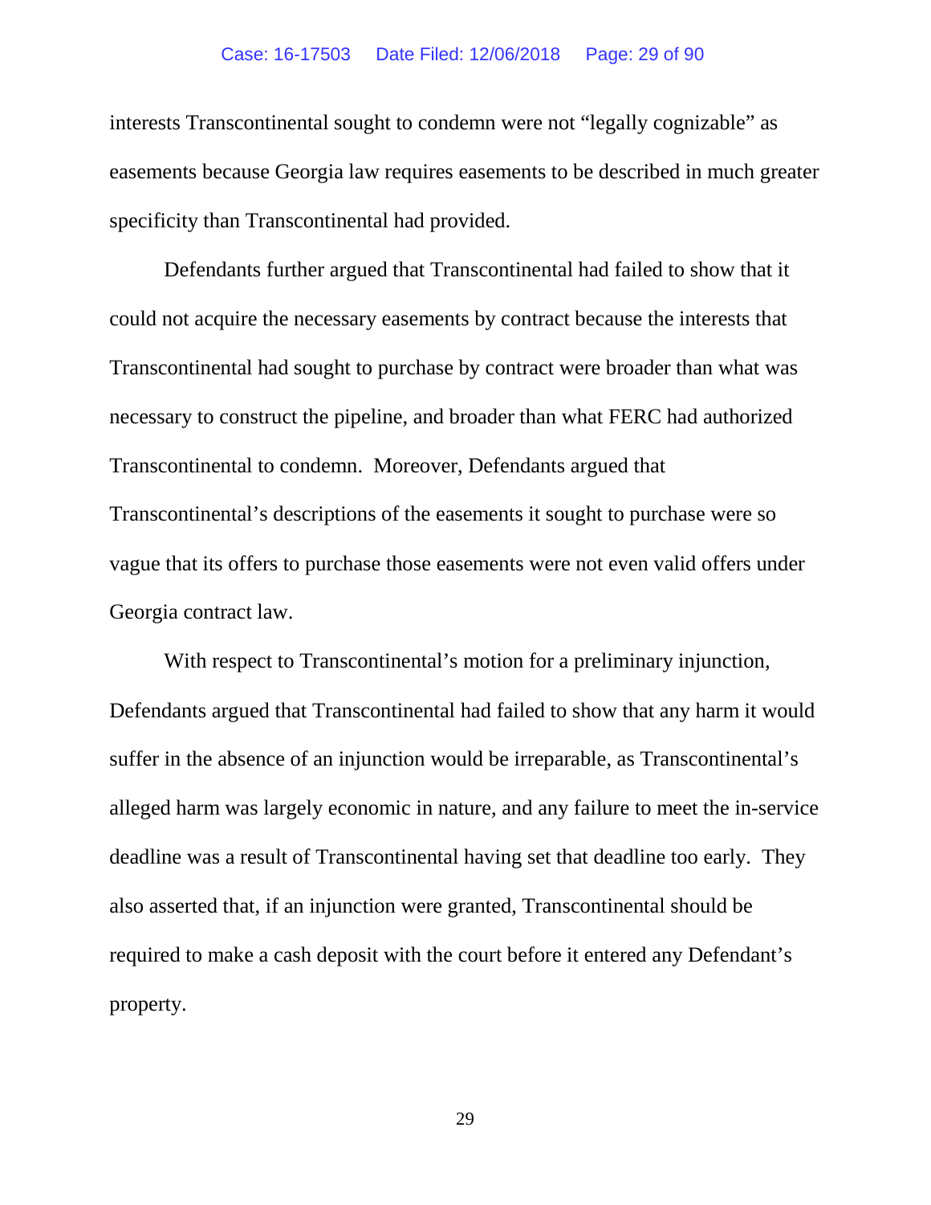interests Transcontinental sought to condemn were not "legally cognizable" as easements because Georgia law requires easements to be described in much greater specificity than Transcontinental had provided.

Defendants further argued that Transcontinental had failed to show that it could not acquire the necessary easements by contract because the interests that Transcontinental had sought to purchase by contract were broader than what was necessary to construct the pipeline, and broader than what FERC had authorized Transcontinental to condemn. Moreover, Defendants argued that Transcontinental's descriptions of the easements it sought to purchase were so vague that its offers to purchase those easements were not even valid offers under Georgia contract law.

With respect to Transcontinental's motion for a preliminary injunction, Defendants argued that Transcontinental had failed to show that any harm it would suffer in the absence of an injunction would be irreparable, as Transcontinental's alleged harm was largely economic in nature, and any failure to meet the in-service deadline was a result of Transcontinental having set that deadline too early. They also asserted that, if an injunction were granted, Transcontinental should be required to make a cash deposit with the court before it entered any Defendant's property.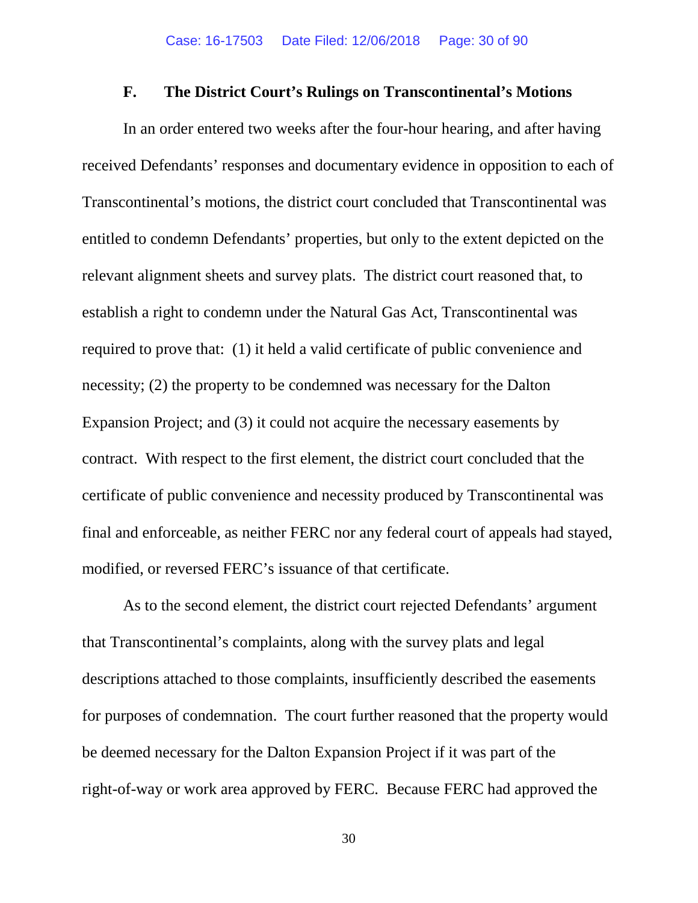### F. The District Court's Rulings on Transcontinental's Motions

In an order entered two weeks after the four-hour hearing, and after having received Defendants' responses and documentary evidence in opposition to each of Transcontinental's motions, the district court concluded that Transcontinental was entitled to condemn Defendants' properties, but only to the extent depicted on the relevant alignment sheets and survey plats. The district court reasoned that, to establish a right to condemn under the Natural Gas Act, Transcontinental was required to prove that: (1) it held a valid certificate of public convenience and necessity; (2) the property to be condemned was necessary for the Dalton Expansion Project; and (3) it could not acquire the necessary easements by contract. With respect to the first element, the district court concluded that the certificate of public convenience and necessity produced by Transcontinental was final and enforceable, as neither FERC nor any federal court of appeals had stayed, modified, or reversed FERC's issuance of that certificate.

As to the second element, the district court rejected Defendants' argument that Transcontinental's complaints, along with the survey plats and legal descriptions attached to those complaints, insufficiently described the easements for purposes of condemnation. The court further reasoned that the property would be deemed necessary for the Dalton Expansion Project if it was part of the right-of-way or work area approved by FERC. Because FERC had approved the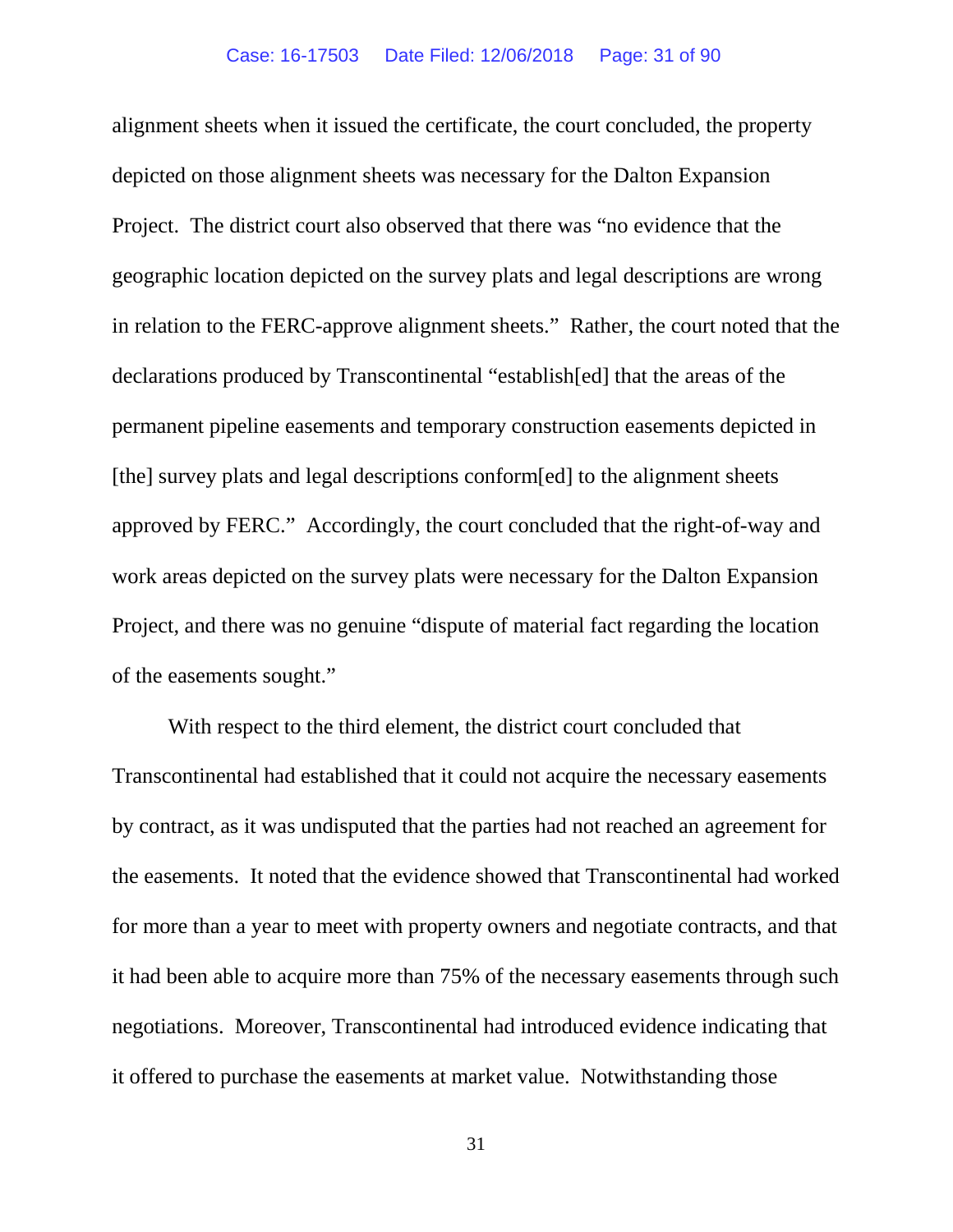alignment sheets when it issued the certificate, the court concluded, the property depicted on those alignment sheets was necessary for the Dalton Expansion Project. The district court also observed that there was "no evidence that the geographic location depicted on the survey plats and legal descriptions are wrong in relation to the FERC-approve alignment sheets." Rather, the court noted that the declarations produced by Transcontinental "establish[ed] that the areas of the permanent pipeline easements and temporary construction easements depicted in [the] survey plats and legal descriptions conform[ed] to the alignment sheets approved by FERC." Accordingly, the court concluded that the right-of-way and work areas depicted on the survey plats were necessary for the Dalton Expansion Project, and there was no genuine "dispute of material fact regarding the location of the easements sought."

With respect to the third element, the district court concluded that Transcontinental had established that it could not acquire the necessary easements by contract, as it was undisputed that the parties had not reached an agreement for the easements. It noted that the evidence showed that Transcontinental had worked for more than a year to meet with property owners and negotiate contracts, and that it had been able to acquire more than 75% of the necessary easements through such negotiations. Moreover, Transcontinental had introduced evidence indicating that it offered to purchase the easements at market value. Notwithstanding those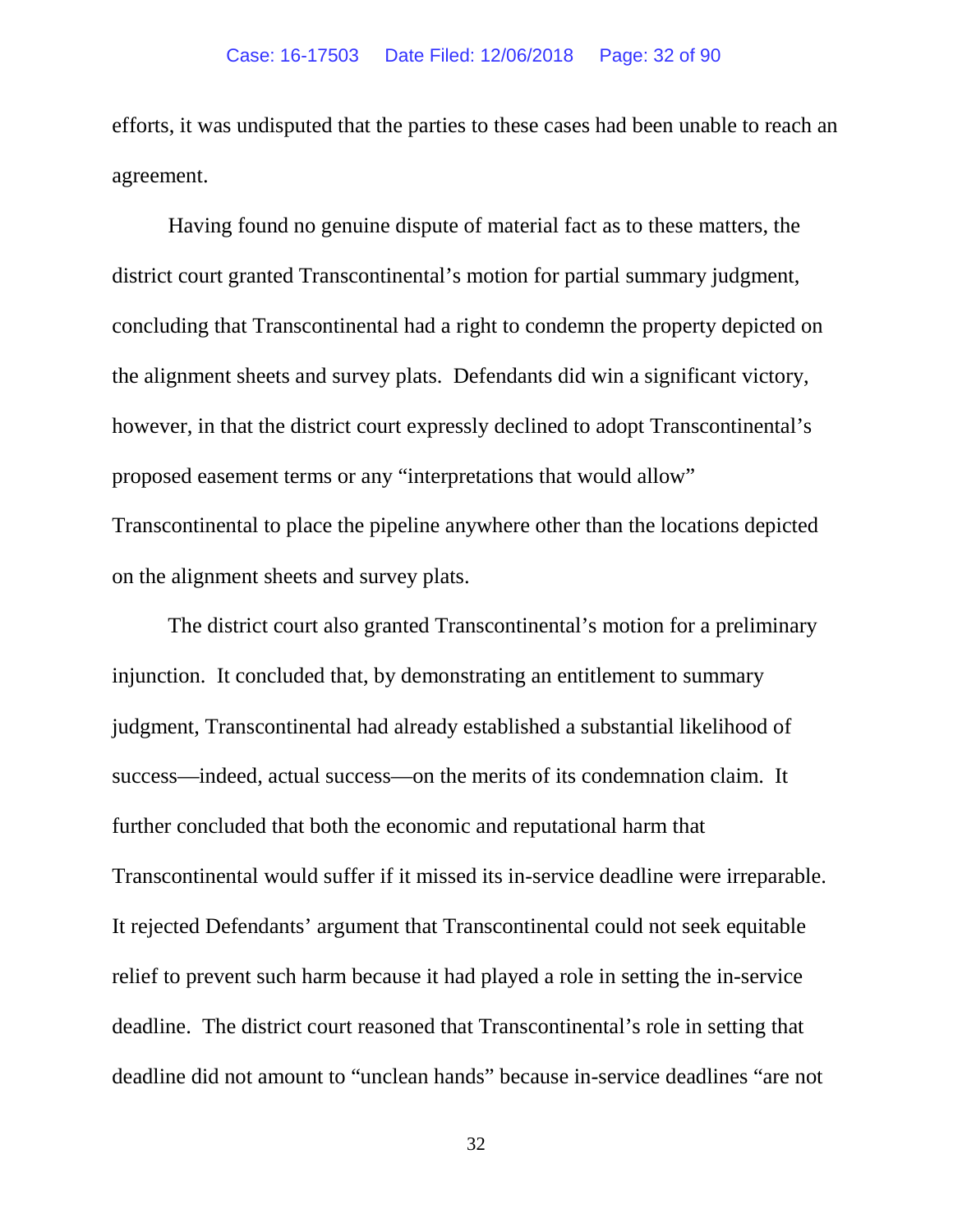efforts, it was undisputed that the parties to these cases had been unable to reach an agreement.

Having found no genuine dispute of material fact as to these matters, the district court granted Transcontinental's motion for partial summary judgment, concluding that Transcontinental had a right to condemn the property depicted on the alignment sheets and survey plats. Defendants did win a significant victory, however, in that the district court expressly declined to adopt Transcontinental's proposed easement terms or any "interpretations that would allow" Transcontinental to place the pipeline anywhere other than the locations depicted on the alignment sheets and survey plats.

The district court also granted Transcontinental's motion for a preliminary injunction. It concluded that, by demonstrating an entitlement to summary judgment, Transcontinental had already established a substantial likelihood of success—indeed, actual success—on the merits of its condemnation claim. It further concluded that both the economic and reputational harm that Transcontinental would suffer if it missed its in-service deadline were irreparable. It rejected Defendants' argument that Transcontinental could not seek equitable relief to prevent such harm because it had played a role in setting the in-service deadline. The district court reasoned that Transcontinental's role in setting that deadline did not amount to "unclean hands" because in-service deadlines "are not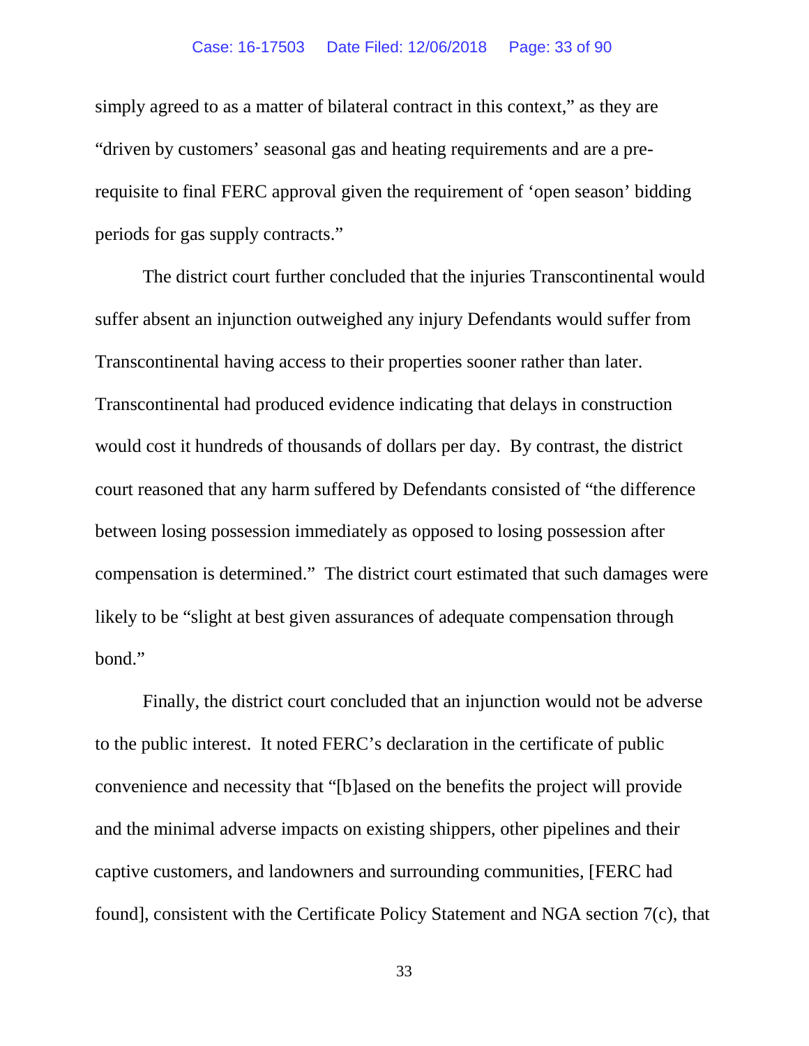simply agreed to as a matter of bilateral contract in this context," as they are "driven by customers' seasonal gas and heating requirements and are a pre-requisite to final FERC approval given the requirement of 'open season' bidding periods for gas supply contracts."

The district court further concluded that the injuries Transcontinental would suffer absent an injunction outweighed any injury Defendants would suffer from Transcontinental having access to their properties sooner rather than later. Transcontinental had produced evidence indicating that delays in construction would cost it hundreds of thousands of dollars per day. By contrast, the district court reasoned that any harm suffered by Defendants consisted of "the difference between losing possession immediately as opposed to losing possession after compensation is determined." The district court estimated that such damages were likely to be "slight at best given assurances of adequate compensation through bond."

Finally, the district court concluded that an injunction would not be adverse to the public interest. It noted FERC's declaration in the certificate of public convenience and necessity that "[b]ased on the benefits the project will provide and the minimal adverse impacts on existing shippers, other pipelines and their captive customers, and landowners and surrounding communities, [FERC had found], consistent with the Certificate Policy Statement and NGA section 7(c), that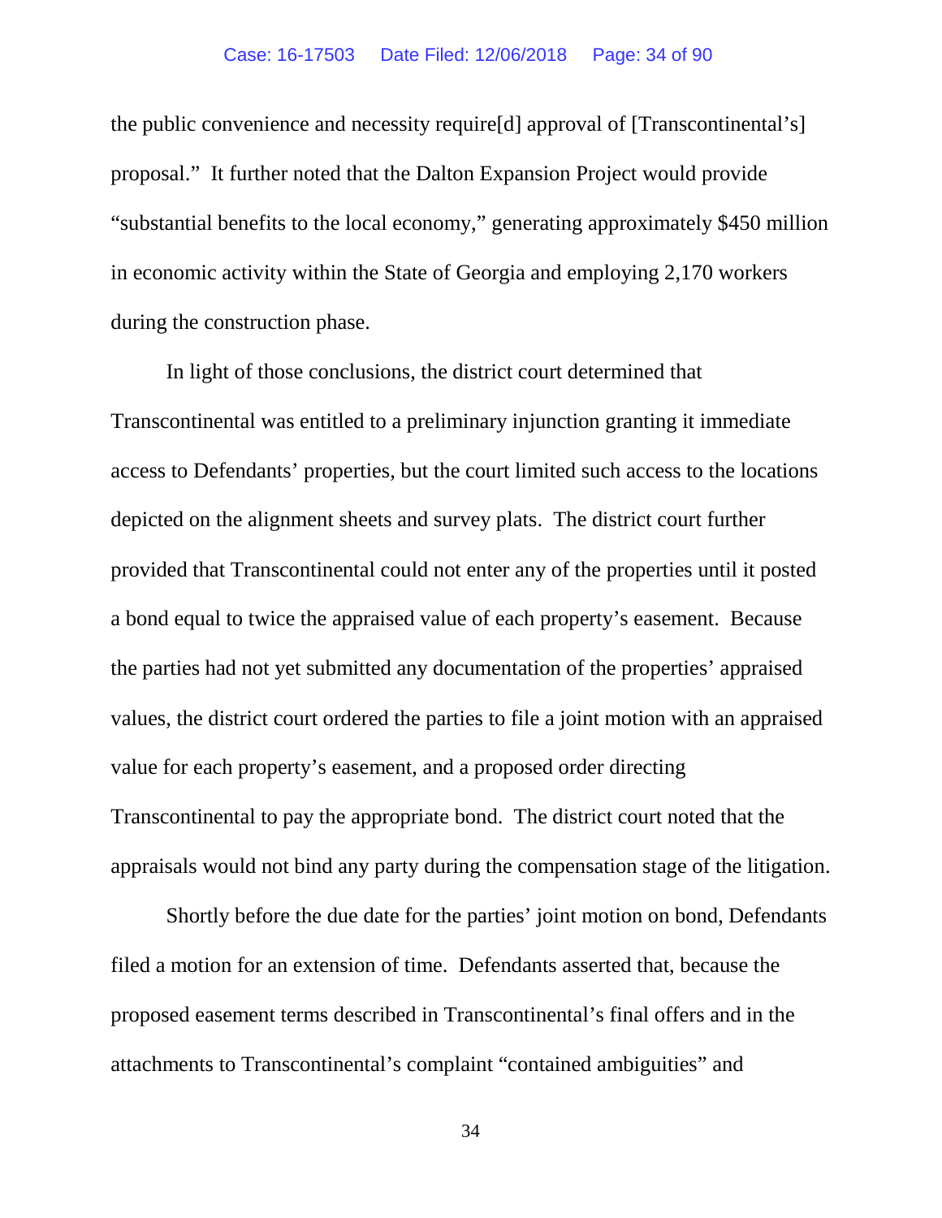the public convenience and necessity require[d] approval of [Transcontinental's] proposal." It further noted that the Dalton Expansion Project would provide "substantial benefits to the local economy," generating approximately $450 million in economic activity within the State of Georgia and employing 2,170 workers during the construction phase.

In light of those conclusions, the district court determined that Transcontinental was entitled to a preliminary injunction granting it immediate access to Defendants' properties, but the court limited such access to the locations depicted on the alignment sheets and survey plats. The district court further provided that Transcontinental could not enter any of the properties until it posted a bond equal to twice the appraised value of each property's easement. Because the parties had not yet submitted any documentation of the properties' appraised values, the district court ordered the parties to file a joint motion with an appraised value for each property's easement, and a proposed order directing Transcontinental to pay the appropriate bond. The district court noted that the appraisals would not bind any party during the compensation stage of the litigation.

Shortly before the due date for the parties' joint motion on bond, Defendants filed a motion for an extension of time. Defendants asserted that, because the proposed easement terms described in Transcontinental's final offers and in the attachments to Transcontinental's complaint "contained ambiguities" and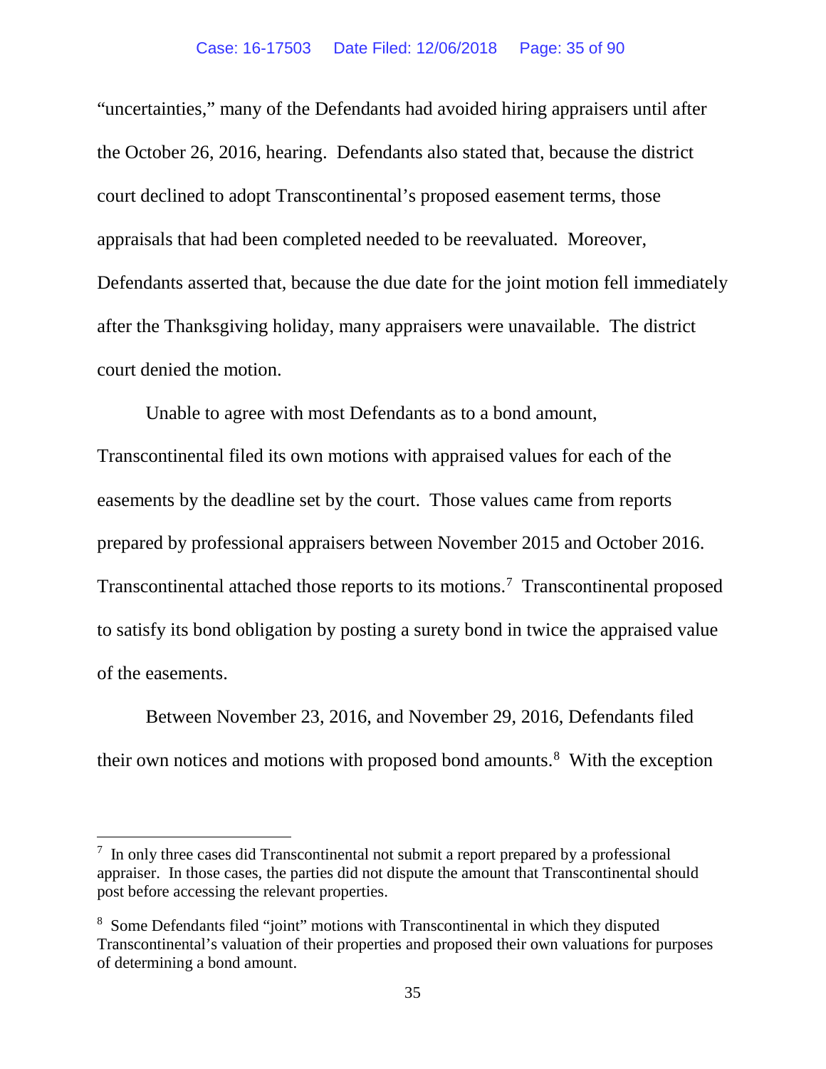"uncertainties," many of the Defendants had avoided hiring appraisers until after the October 26, 2016, hearing. Defendants also stated that, because the district court declined to adopt Transcontinental's proposed easement terms, those appraisals that had been completed needed to be reevaluated. Moreover, Defendants asserted that, because the due date for the joint motion fell immediately after the Thanksgiving holiday, many appraisers were unavailable. The district court denied the motion.

Unable to agree with most Defendants as to a bond amount, Transcontinental filed its own motions with appraised values for each of the easements by the deadline set by the court. Those values came from reports prepared by professional appraisers between November 2015 and October 2016. Transcontinental attached those reports to its motions.[7] Transcontinental proposed to satisfy its bond obligation by posting a surety bond in twice the appraised value of the easements.

Between November 23, 2016, and November 29, 2016, Defendants filed their own notices and motions with proposed bond amounts.[8] With the exception

---

[7] In only three cases did Transcontinental not submit a report prepared by a professional appraiser. In those cases, the parties did not dispute the amount that Transcontinental should post before accessing the relevant properties.

[8] Some Defendants filed "joint" motions with Transcontinental in which they disputed Transcontinental's valuation of their properties and proposed their own valuations for purposes of determining a bond amount.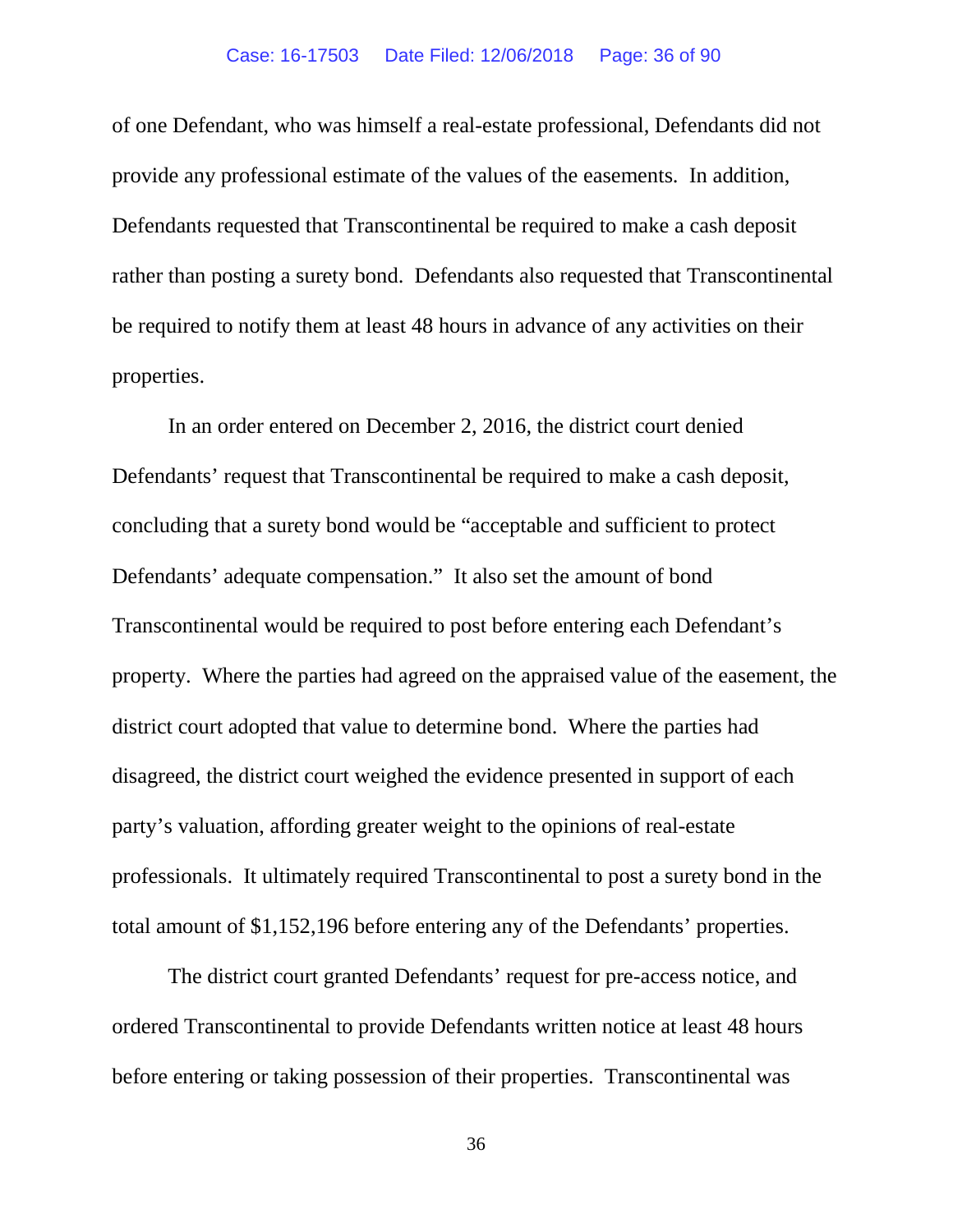of one Defendant, who was himself a real-estate professional, Defendants did not provide any professional estimate of the values of the easements. In addition, Defendants requested that Transcontinental be required to make a cash deposit rather than posting a surety bond. Defendants also requested that Transcontinental be required to notify them at least 48 hours in advance of any activities on their properties.

In an order entered on December 2, 2016, the district court denied Defendants' request that Transcontinental be required to make a cash deposit, concluding that a surety bond would be "acceptable and sufficient to protect Defendants' adequate compensation." It also set the amount of bond Transcontinental would be required to post before entering each Defendant's property. Where the parties had agreed on the appraised value of the easement, the district court adopted that value to determine bond. Where the parties had disagreed, the district court weighed the evidence presented in support of each party's valuation, affording greater weight to the opinions of real-estate professionals. It ultimately required Transcontinental to post a surety bond in the total amount of $1,152,196 before entering any of the Defendants' properties.

The district court granted Defendants' request for pre-access notice, and ordered Transcontinental to provide Defendants written notice at least 48 hours before entering or taking possession of their properties. Transcontinental was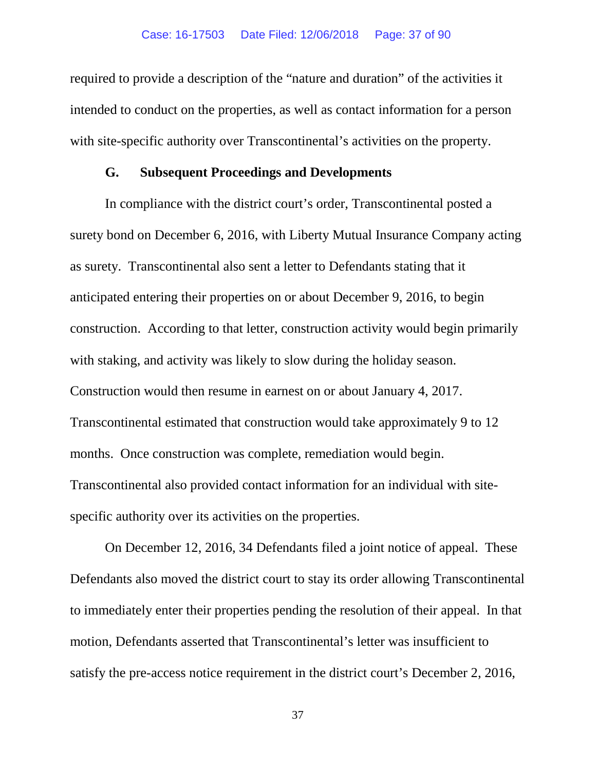required to provide a description of the "nature and duration" of the activities it intended to conduct on the properties, as well as contact information for a person with site-specific authority over Transcontinental's activities on the property.

### G. Subsequent Proceedings and Developments

In compliance with the district court's order, Transcontinental posted a surety bond on December 6, 2016, with Liberty Mutual Insurance Company acting as surety. Transcontinental also sent a letter to Defendants stating that it anticipated entering their properties on or about December 9, 2016, to begin construction. According to that letter, construction activity would begin primarily with staking, and activity was likely to slow during the holiday season. Construction would then resume in earnest on or about January 4, 2017. Transcontinental estimated that construction would take approximately 9 to 12 months. Once construction was complete, remediation would begin. Transcontinental also provided contact information for an individual with site-specific authority over its activities on the properties.

On December 12, 2016, 34 Defendants filed a joint notice of appeal. These Defendants also moved the district court to stay its order allowing Transcontinental to immediately enter their properties pending the resolution of their appeal. In that motion, Defendants asserted that Transcontinental's letter was insufficient to satisfy the pre-access notice requirement in the district court's December 2, 2016,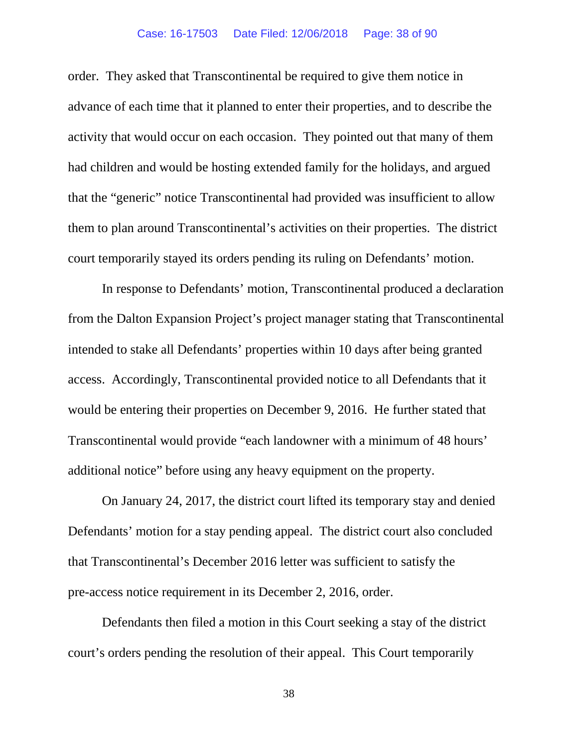order. They asked that Transcontinental be required to give them notice in advance of each time that it planned to enter their properties, and to describe the activity that would occur on each occasion. They pointed out that many of them had children and would be hosting extended family for the holidays, and argued that the "generic" notice Transcontinental had provided was insufficient to allow them to plan around Transcontinental's activities on their properties. The district court temporarily stayed its orders pending its ruling on Defendants' motion.

In response to Defendants' motion, Transcontinental produced a declaration from the Dalton Expansion Project's project manager stating that Transcontinental intended to stake all Defendants' properties within 10 days after being granted access. Accordingly, Transcontinental provided notice to all Defendants that it would be entering their properties on December 9, 2016. He further stated that Transcontinental would provide "each landowner with a minimum of 48 hours' additional notice" before using any heavy equipment on the property.

On January 24, 2017, the district court lifted its temporary stay and denied Defendants' motion for a stay pending appeal. The district court also concluded that Transcontinental's December 2016 letter was sufficient to satisfy the pre-access notice requirement in its December 2, 2016, order.

Defendants then filed a motion in this Court seeking a stay of the district court's orders pending the resolution of their appeal. This Court temporarily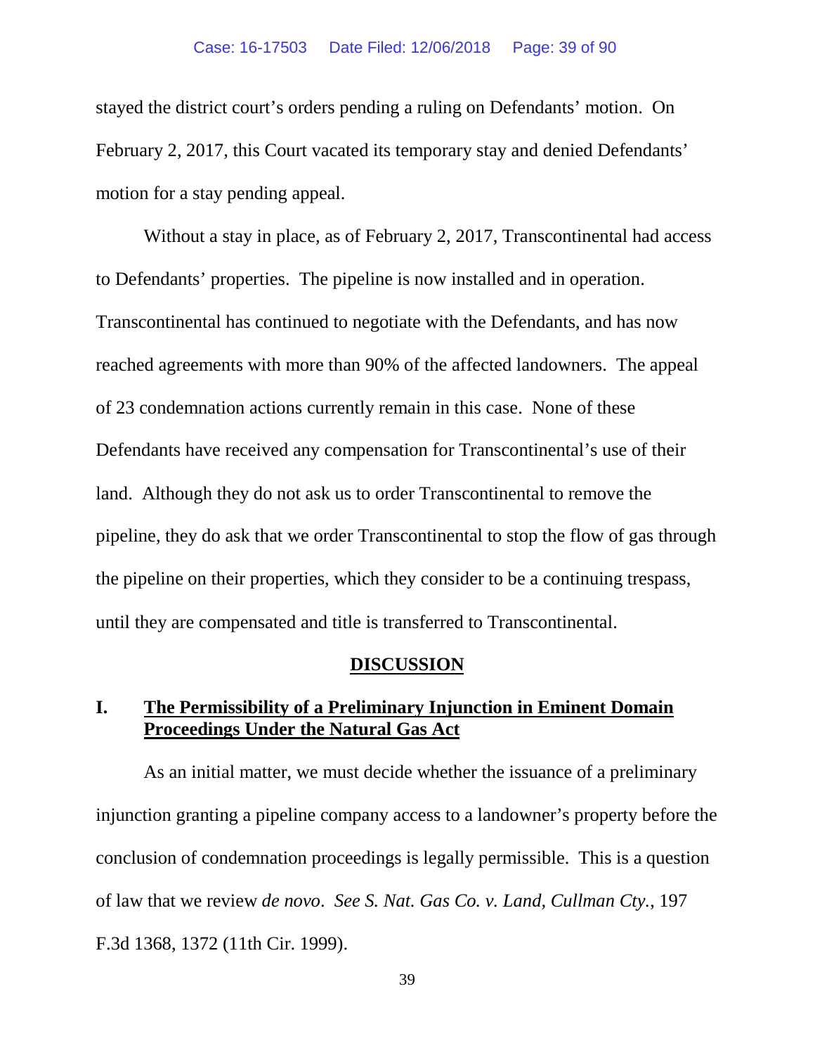stayed the district court's orders pending a ruling on Defendants' motion. On February 2, 2017, this Court vacated its temporary stay and denied Defendants' motion for a stay pending appeal.

Without a stay in place, as of February 2, 2017, Transcontinental had access to Defendants' properties. The pipeline is now installed and in operation. Transcontinental has continued to negotiate with the Defendants, and has now reached agreements with more than 90% of the affected landowners. The appeal of 23 condemnation actions currently remain in this case. None of these Defendants have received any compensation for Transcontinental's use of their land. Although they do not ask us to order Transcontinental to remove the pipeline, they do ask that we order Transcontinental to stop the flow of gas through the pipeline on their properties, which they consider to be a continuing trespass, until they are compensated and title is transferred to Transcontinental.

## DISCUSSION

### I. The Permissibility of a Preliminary Injunction in Eminent Domain Proceedings Under the Natural Gas Act

As an initial matter, we must decide whether the issuance of a preliminary injunction granting a pipeline company access to a landowner's property before the conclusion of condemnation proceedings is legally permissible. This is a question of law that we review *de novo*. *See S. Nat. Gas Co. v. Land, Cullman Cty.*, 197 F.3d 1368, 1372 (11th Cir. 1999).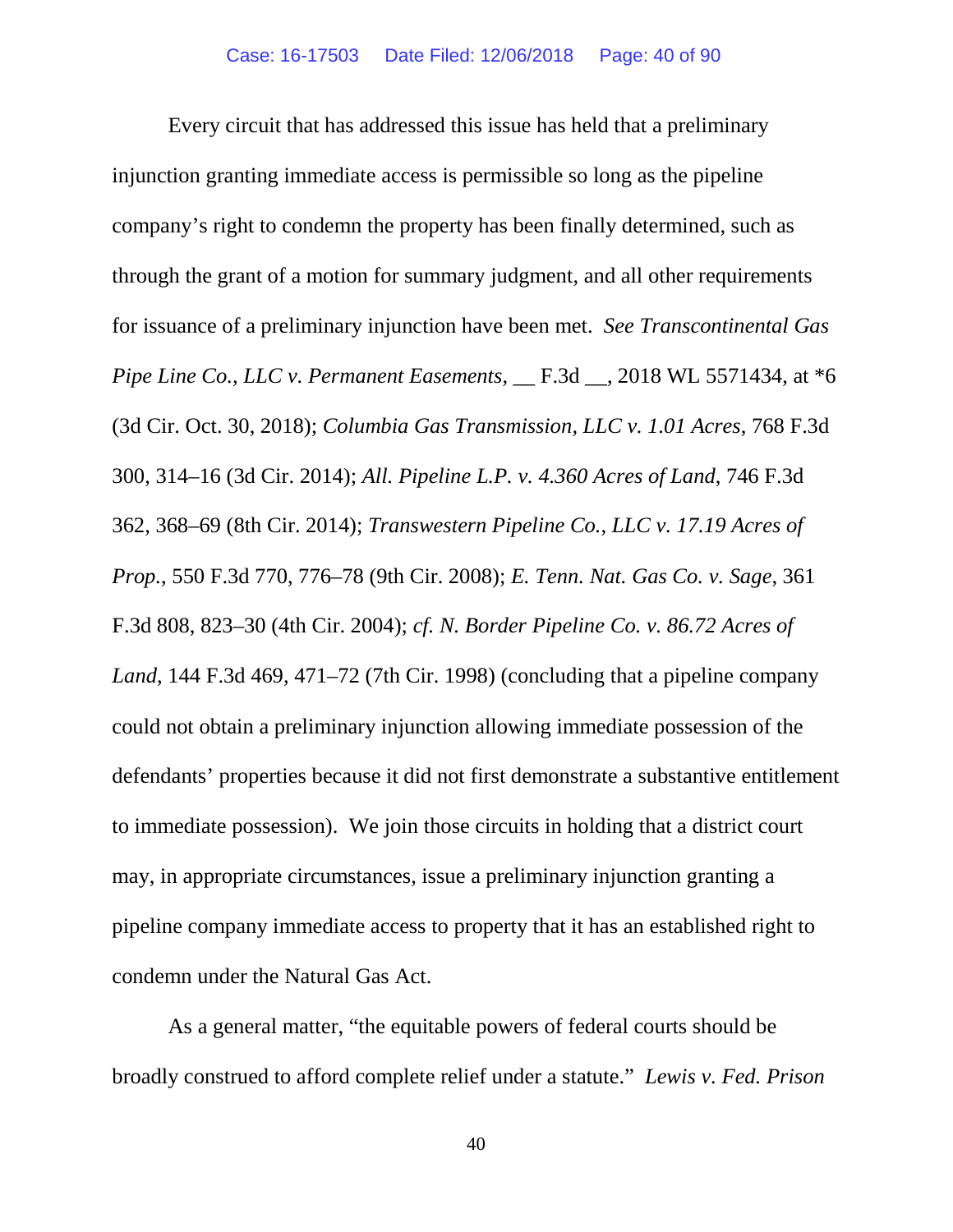Every circuit that has addressed this issue has held that a preliminary injunction granting immediate access is permissible so long as the pipeline company's right to condemn the property has been finally determined, such as through the grant of a motion for summary judgment, and all other requirements for issuance of a preliminary injunction have been met. *See Transcontinental Gas Pipe Line Co., LLC v. Permanent Easements*, __ F.3d __, 2018 WL 5571434, at *6 (3d Cir. Oct. 30, 2018); *Columbia Gas Transmission, LLC v. 1.01 Acres*, 768 F.3d 300, 314–16 (3d Cir. 2014); *All. Pipeline L.P. v. 4.360 Acres of Land*, 746 F.3d 362, 368–69 (8th Cir. 2014); *Transwestern Pipeline Co., LLC v. 17.19 Acres of Prop.*, 550 F.3d 770, 776–78 (9th Cir. 2008); *E. Tenn. Nat. Gas Co. v. Sage*, 361 F.3d 808, 823–30 (4th Cir. 2004); *cf. N. Border Pipeline Co. v. 86.72 Acres of Land*, 144 F.3d 469, 471–72 (7th Cir. 1998) (concluding that a pipeline company could not obtain a preliminary injunction allowing immediate possession of the defendants' properties because it did not first demonstrate a substantive entitlement to immediate possession). We join those circuits in holding that a district court may, in appropriate circumstances, issue a preliminary injunction granting a pipeline company immediate access to property that it has an established right to condemn under the Natural Gas Act.

As a general matter, "the equitable powers of federal courts should be broadly construed to afford complete relief under a statute." *Lewis v. Fed. Prison*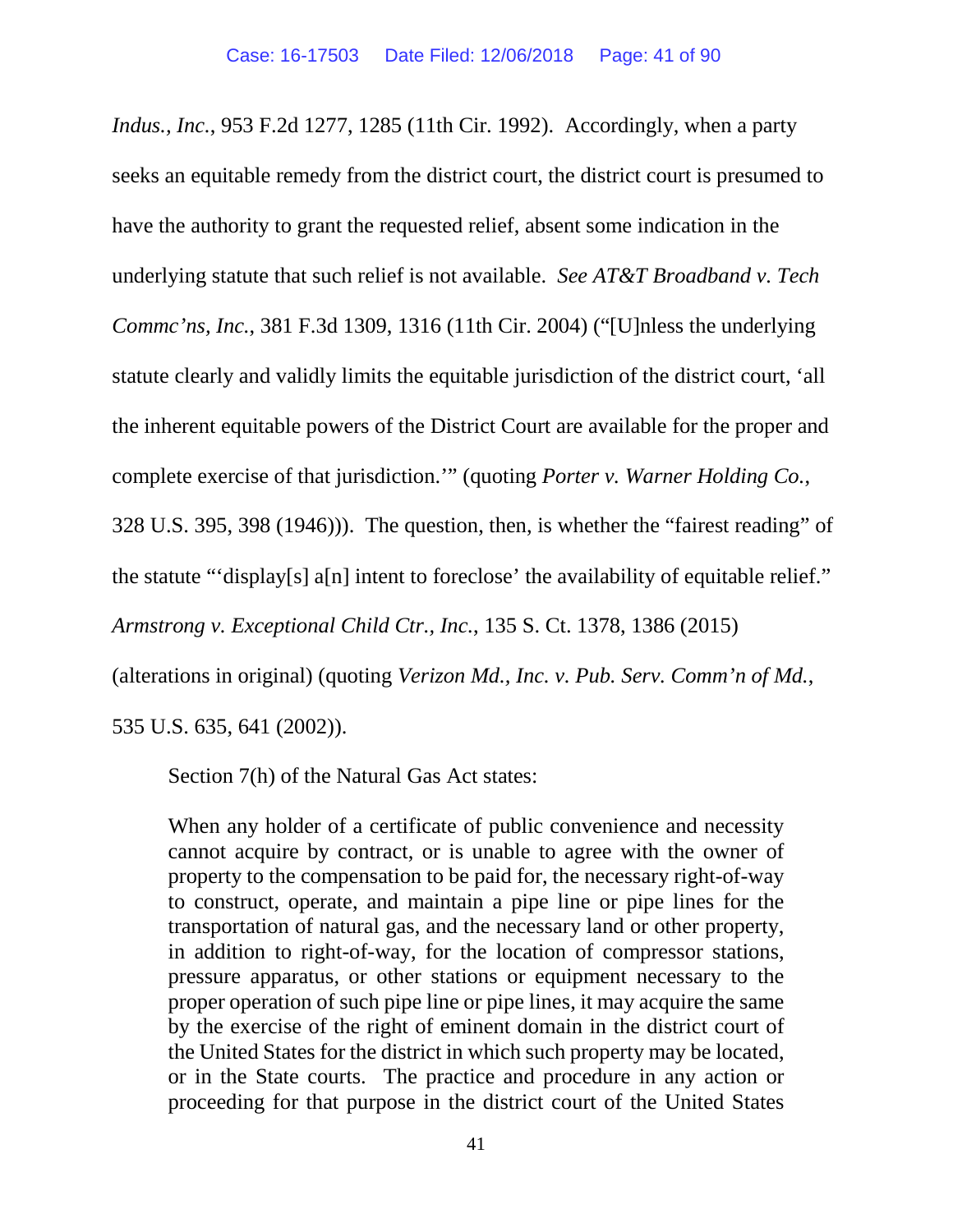*Indus., Inc.*, 953 F.2d 1277, 1285 (11th Cir. 1992). Accordingly, when a party seeks an equitable remedy from the district court, the district court is presumed to have the authority to grant the requested relief, absent some indication in the underlying statute that such relief is not available. *See AT&T Broadband v. Tech Commc'ns, Inc.*, 381 F.3d 1309, 1316 (11th Cir. 2004) ("[U]nless the underlying statute clearly and validly limits the equitable jurisdiction of the district court, 'all the inherent equitable powers of the District Court are available for the proper and complete exercise of that jurisdiction.'" (quoting *Porter v. Warner Holding Co.*, 328 U.S. 395, 398 (1946))). The question, then, is whether the "fairest reading" of the statute "'display[s] a[n] intent to foreclose' the availability of equitable relief." *Armstrong v. Exceptional Child Ctr., Inc.*, 135 S. Ct. 1378, 1386 (2015) (alterations in original) (quoting *Verizon Md., Inc. v. Pub. Serv. Comm'n of Md.*, 535 U.S. 635, 641 (2002)).

Section 7(h) of the Natural Gas Act states:

> When any holder of a certificate of public convenience and necessity cannot acquire by contract, or is unable to agree with the owner of property to the compensation to be paid for, the necessary right-of-way to construct, operate, and maintain a pipe line or pipe lines for the transportation of natural gas, and the necessary land or other property, in addition to right-of-way, for the location of compressor stations, pressure apparatus, or other stations or equipment necessary to the proper operation of such pipe line or pipe lines, it may acquire the same by the exercise of the right of eminent domain in the district court of the United States for the district in which such property may be located, or in the State courts. The practice and procedure in any action or proceeding for that purpose in the district court of the United States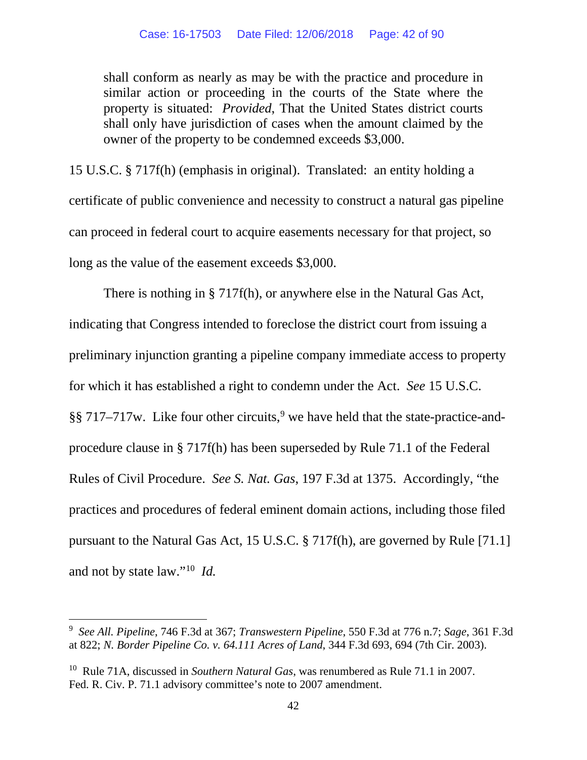> shall conform as nearly as may be with the practice and procedure in similar action or proceeding in the courts of the State where the property is situated: *Provided*, That the United States district courts shall only have jurisdiction of cases when the amount claimed by the owner of the property to be condemned exceeds $3,000.

15 U.S.C. § 717f(h) (emphasis in original). Translated: an entity holding a certificate of public convenience and necessity to construct a natural gas pipeline can proceed in federal court to acquire easements necessary for that project, so long as the value of the easement exceeds $3,000.

There is nothing in § 717f(h), or anywhere else in the Natural Gas Act, indicating that Congress intended to foreclose the district court from issuing a preliminary injunction granting a pipeline company immediate access to property for which it has established a right to condemn under the Act. *See* 15 U.S.C. §§ 717–717w. Like four other circuits,[9] we have held that the state-practice-and-procedure clause in § 717f(h) has been superseded by Rule 71.1 of the Federal Rules of Civil Procedure. *See S. Nat. Gas*, 197 F.3d at 1375. Accordingly, "the practices and procedures of federal eminent domain actions, including those filed pursuant to the Natural Gas Act, 15 U.S.C. § 717f(h), are governed by Rule [71.1] and not by state law."[10] *Id.*

---

[9] *See All. Pipeline*, 746 F.3d at 367; *Transwestern Pipeline*, 550 F.3d at 776 n.7; *Sage*, 361 F.3d at 822; *N. Border Pipeline Co. v. 64.111 Acres of Land*, 344 F.3d 693, 694 (7th Cir. 2003).

[10] Rule 71A, discussed in *Southern Natural Gas*, was renumbered as Rule 71.1 in 2007. Fed. R. Civ. P. 71.1 advisory committee's note to 2007 amendment.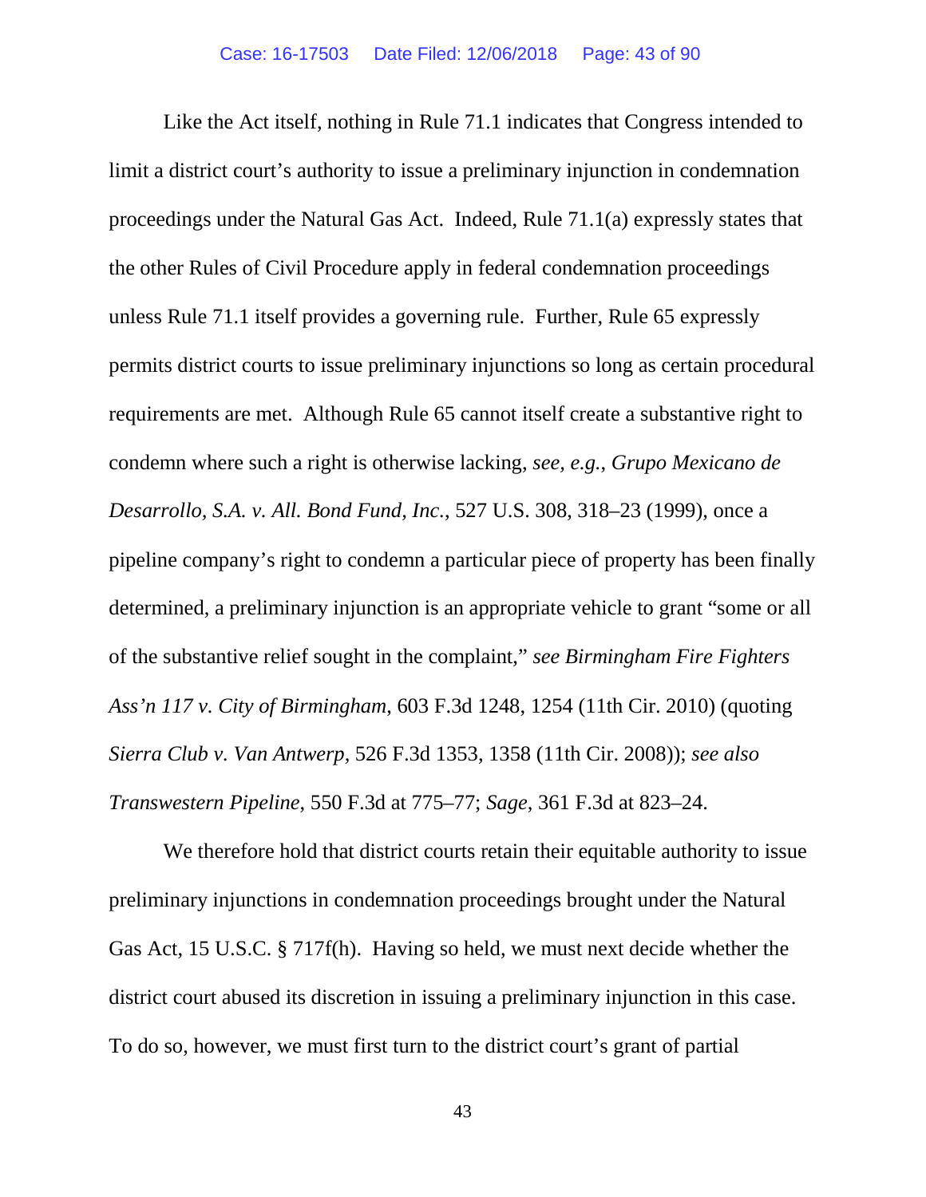Like the Act itself, nothing in Rule 71.1 indicates that Congress intended to limit a district court's authority to issue a preliminary injunction in condemnation proceedings under the Natural Gas Act. Indeed, Rule 71.1(a) expressly states that the other Rules of Civil Procedure apply in federal condemnation proceedings unless Rule 71.1 itself provides a governing rule. Further, Rule 65 expressly permits district courts to issue preliminary injunctions so long as certain procedural requirements are met. Although Rule 65 cannot itself create a substantive right to condemn where such a right is otherwise lacking, *see, e.g.*, *Grupo Mexicano de Desarrollo, S.A. v. All. Bond Fund, Inc.*, 527 U.S. 308, 318–23 (1999), once a pipeline company's right to condemn a particular piece of property has been finally determined, a preliminary injunction is an appropriate vehicle to grant "some or all of the substantive relief sought in the complaint," *see Birmingham Fire Fighters Ass'n 117 v. City of Birmingham*, 603 F.3d 1248, 1254 (11th Cir. 2010) (quoting *Sierra Club v. Van Antwerp*, 526 F.3d 1353, 1358 (11th Cir. 2008)); *see also Transwestern Pipeline*, 550 F.3d at 775–77; *Sage*, 361 F.3d at 823–24.

We therefore hold that district courts retain their equitable authority to issue preliminary injunctions in condemnation proceedings brought under the Natural Gas Act, 15 U.S.C. § 717f(h). Having so held, we must next decide whether the district court abused its discretion in issuing a preliminary injunction in this case. To do so, however, we must first turn to the district court's grant of partial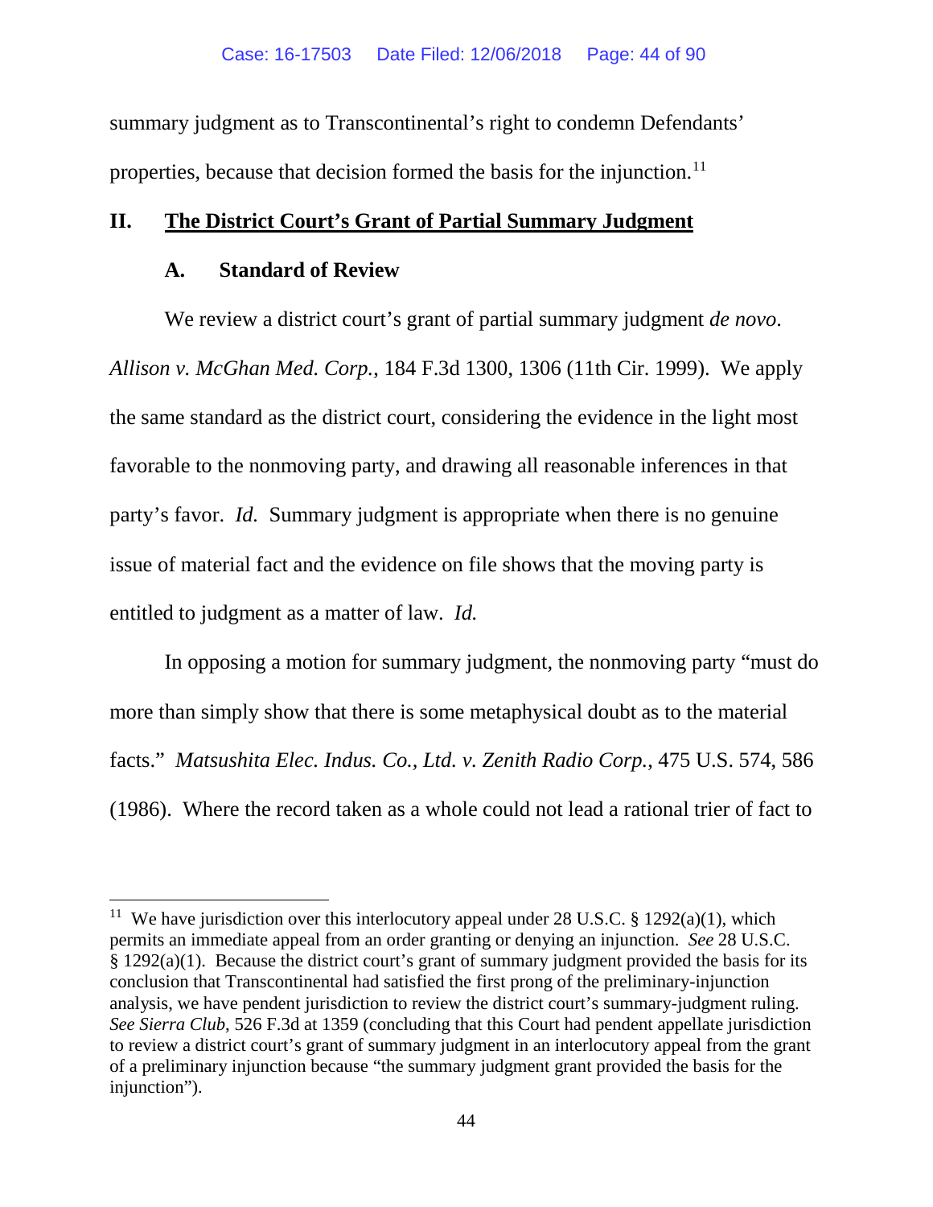summary judgment as to Transcontinental's right to condemn Defendants' properties, because that decision formed the basis for the injunction.[11]

## II. The District Court's Grant of Partial Summary Judgment

### A. Standard of Review

We review a district court's grant of partial summary judgment *de novo*. *Allison v. McGhan Med. Corp.*, 184 F.3d 1300, 1306 (11th Cir. 1999). We apply the same standard as the district court, considering the evidence in the light most favorable to the nonmoving party, and drawing all reasonable inferences in that party's favor. *Id.* Summary judgment is appropriate when there is no genuine issue of material fact and the evidence on file shows that the moving party is entitled to judgment as a matter of law. *Id.*

In opposing a motion for summary judgment, the nonmoving party "must do more than simply show that there is some metaphysical doubt as to the material facts." *Matsushita Elec. Indus. Co., Ltd. v. Zenith Radio Corp.*, 475 U.S. 574, 586 (1986). Where the record taken as a whole could not lead a rational trier of fact to

---

[11] We have jurisdiction over this interlocutory appeal under 28 U.S.C. § 1292(a)(1), which permits an immediate appeal from an order granting or denying an injunction. *See* 28 U.S.C. § 1292(a)(1). Because the district court's grant of summary judgment provided the basis for its conclusion that Transcontinental had satisfied the first prong of the preliminary-injunction analysis, we have pendent jurisdiction to review the district court's summary-judgment ruling. *See Sierra Club*, 526 F.3d at 1359 (concluding that this Court had pendent appellate jurisdiction to review a district court's grant of summary judgment in an interlocutory appeal from the grant of a preliminary injunction because "the summary judgment grant provided the basis for the injunction").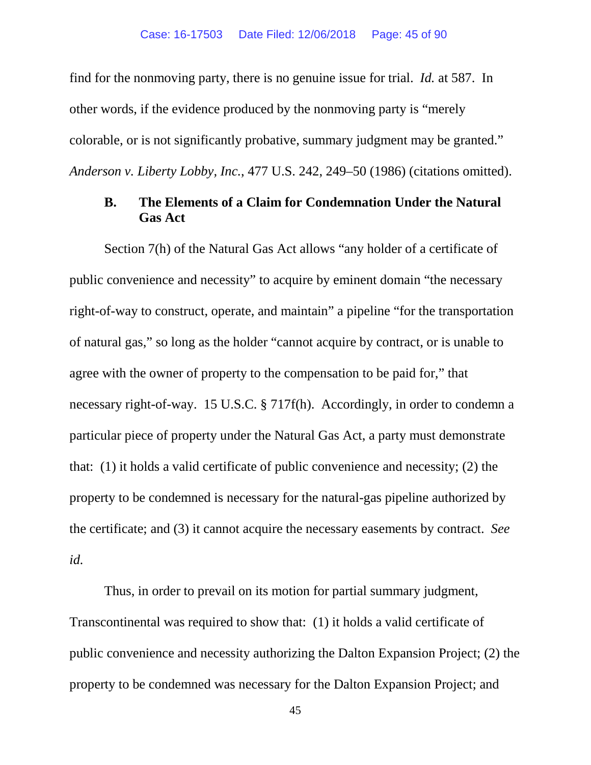find for the nonmoving party, there is no genuine issue for trial. *Id.* at 587. In other words, if the evidence produced by the nonmoving party is "merely colorable, or is not significantly probative, summary judgment may be granted." *Anderson v. Liberty Lobby, Inc.*, 477 U.S. 242, 249–50 (1986) (citations omitted).

### B. The Elements of a Claim for Condemnation Under the Natural Gas Act

Section 7(h) of the Natural Gas Act allows "any holder of a certificate of public convenience and necessity" to acquire by eminent domain "the necessary right-of-way to construct, operate, and maintain" a pipeline "for the transportation of natural gas," so long as the holder "cannot acquire by contract, or is unable to agree with the owner of property to the compensation to be paid for," that necessary right-of-way. 15 U.S.C. § 717f(h). Accordingly, in order to condemn a particular piece of property under the Natural Gas Act, a party must demonstrate that: (1) it holds a valid certificate of public convenience and necessity; (2) the property to be condemned is necessary for the natural-gas pipeline authorized by the certificate; and (3) it cannot acquire the necessary easements by contract. *See id.*

Thus, in order to prevail on its motion for partial summary judgment, Transcontinental was required to show that: (1) it holds a valid certificate of public convenience and necessity authorizing the Dalton Expansion Project; (2) the property to be condemned was necessary for the Dalton Expansion Project; and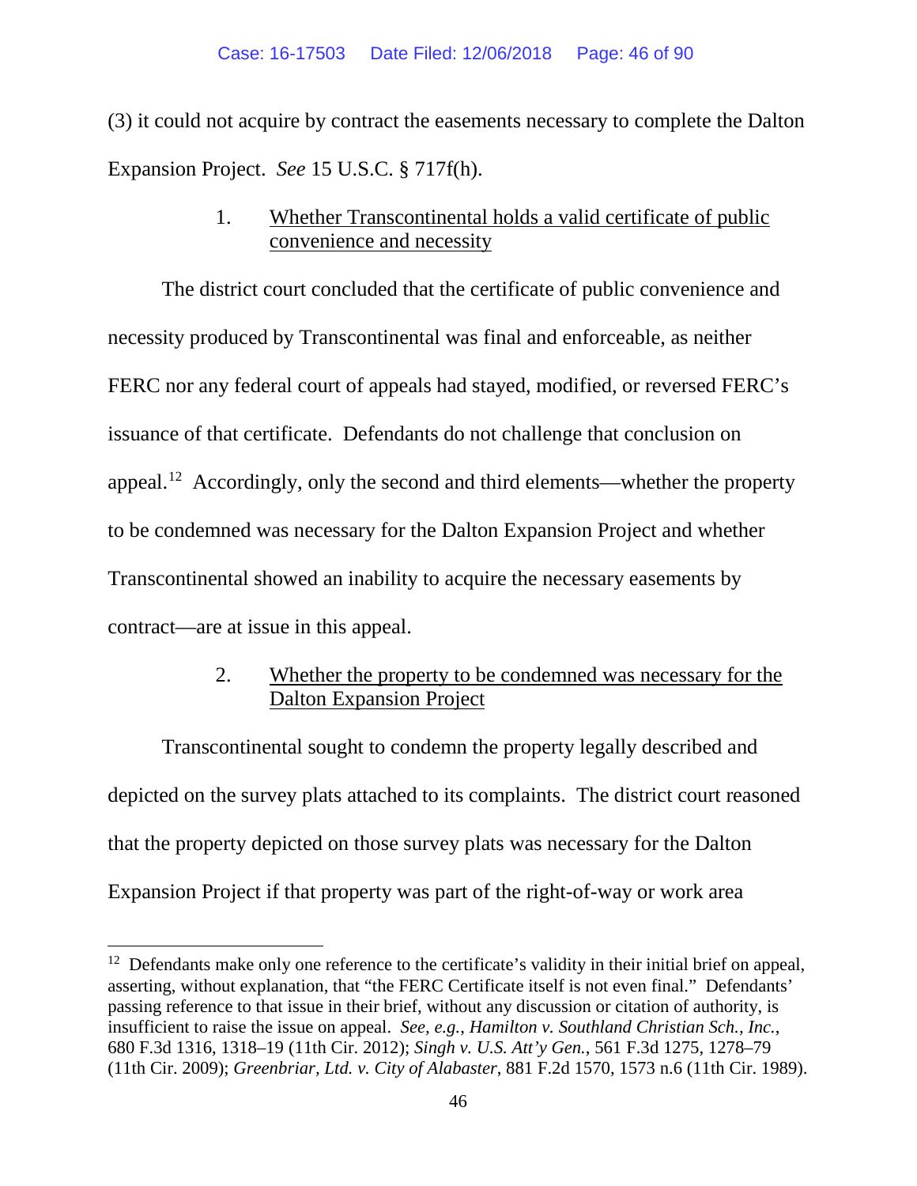(3) it could not acquire by contract the easements necessary to complete the Dalton Expansion Project. *See* 15 U.S.C. § 717f(h).

1. Whether Transcontinental holds a valid certificate of public convenience and necessity

The district court concluded that the certificate of public convenience and necessity produced by Transcontinental was final and enforceable, as neither FERC nor any federal court of appeals had stayed, modified, or reversed FERC's issuance of that certificate. Defendants do not challenge that conclusion on appeal.[12] Accordingly, only the second and third elements—whether the property to be condemned was necessary for the Dalton Expansion Project and whether Transcontinental showed an inability to acquire the necessary easements by contract—are at issue in this appeal.

2. Whether the property to be condemned was necessary for the Dalton Expansion Project

Transcontinental sought to condemn the property legally described and depicted on the survey plats attached to its complaints. The district court reasoned that the property depicted on those survey plats was necessary for the Dalton Expansion Project if that property was part of the right-of-way or work area

---

[12] Defendants make only one reference to the certificate's validity in their initial brief on appeal, asserting, without explanation, that "the FERC Certificate itself is not even final." Defendants' passing reference to that issue in their brief, without any discussion or citation of authority, is insufficient to raise the issue on appeal. *See, e.g.*, *Hamilton v. Southland Christian Sch., Inc.*, 680 F.3d 1316, 1318–19 (11th Cir. 2012); *Singh v. U.S. Att'y Gen.*, 561 F.3d 1275, 1278–79 (11th Cir. 2009); *Greenbriar, Ltd. v. City of Alabaster*, 881 F.2d 1570, 1573 n.6 (11th Cir. 1989).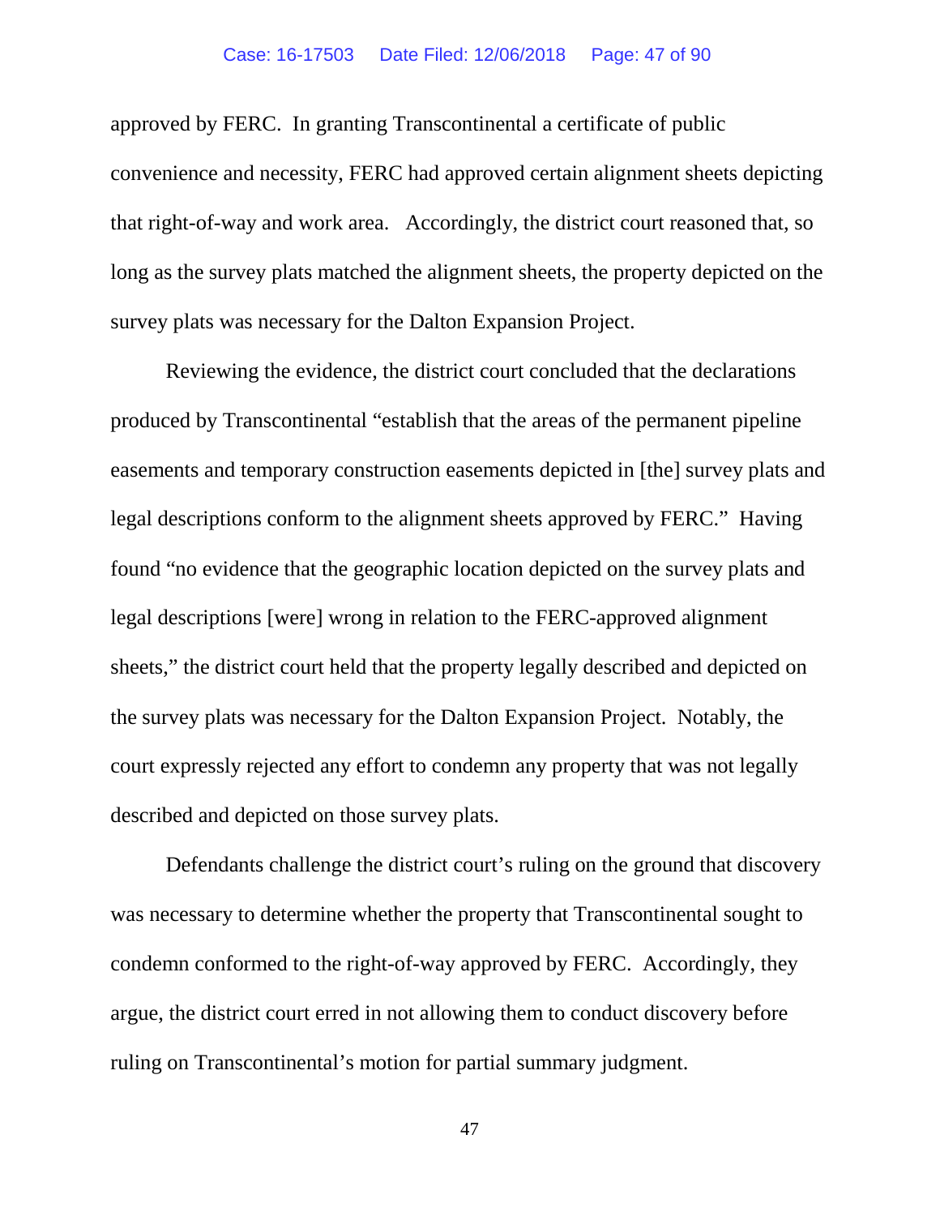approved by FERC. In granting Transcontinental a certificate of public convenience and necessity, FERC had approved certain alignment sheets depicting that right-of-way and work area. Accordingly, the district court reasoned that, so long as the survey plats matched the alignment sheets, the property depicted on the survey plats was necessary for the Dalton Expansion Project.

Reviewing the evidence, the district court concluded that the declarations produced by Transcontinental "establish that the areas of the permanent pipeline easements and temporary construction easements depicted in [the] survey plats and legal descriptions conform to the alignment sheets approved by FERC." Having found "no evidence that the geographic location depicted on the survey plats and legal descriptions [were] wrong in relation to the FERC-approved alignment sheets," the district court held that the property legally described and depicted on the survey plats was necessary for the Dalton Expansion Project. Notably, the court expressly rejected any effort to condemn any property that was not legally described and depicted on those survey plats.

Defendants challenge the district court's ruling on the ground that discovery was necessary to determine whether the property that Transcontinental sought to condemn conformed to the right-of-way approved by FERC. Accordingly, they argue, the district court erred in not allowing them to conduct discovery before ruling on Transcontinental's motion for partial summary judgment.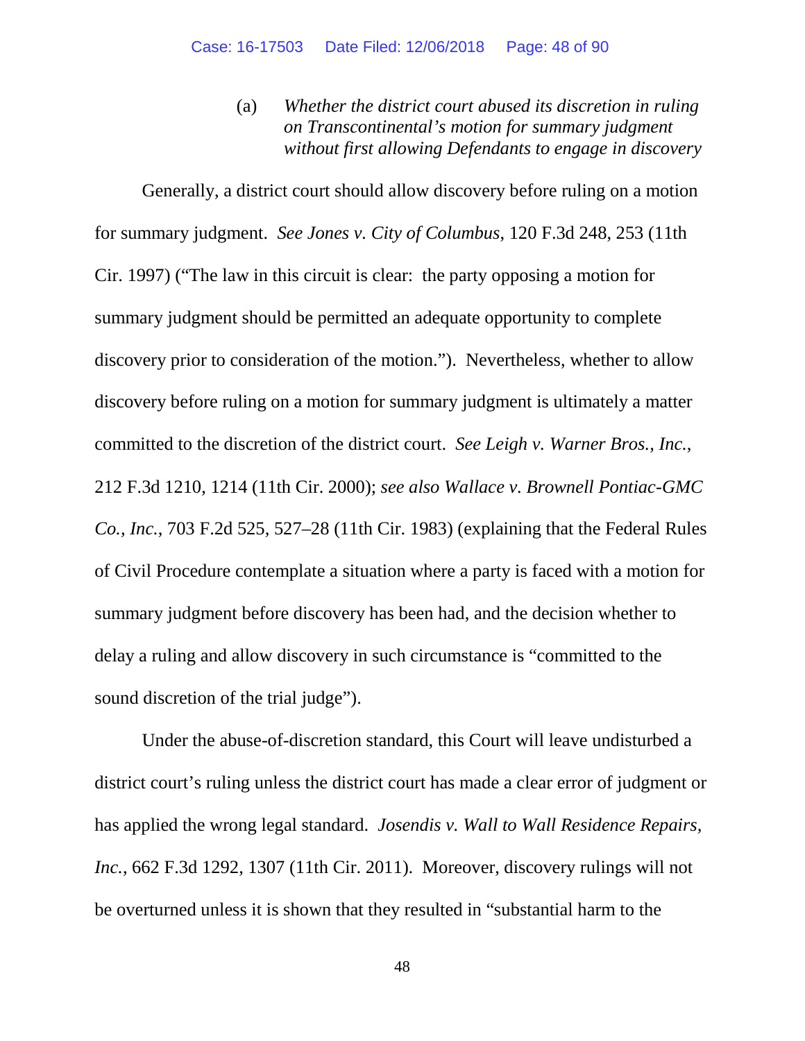(a) *Whether the district court abused its discretion in ruling on Transcontinental's motion for summary judgment without first allowing Defendants to engage in discovery*

Generally, a district court should allow discovery before ruling on a motion for summary judgment. *See Jones v. City of Columbus*, 120 F.3d 248, 253 (11th Cir. 1997) ("The law in this circuit is clear: the party opposing a motion for summary judgment should be permitted an adequate opportunity to complete discovery prior to consideration of the motion."). Nevertheless, whether to allow discovery before ruling on a motion for summary judgment is ultimately a matter committed to the discretion of the district court. *See Leigh v. Warner Bros., Inc.*, 212 F.3d 1210, 1214 (11th Cir. 2000); *see also Wallace v. Brownell Pontiac-GMC Co., Inc.*, 703 F.2d 525, 527–28 (11th Cir. 1983) (explaining that the Federal Rules of Civil Procedure contemplate a situation where a party is faced with a motion for summary judgment before discovery has been had, and the decision whether to delay a ruling and allow discovery in such circumstance is "committed to the sound discretion of the trial judge").

Under the abuse-of-discretion standard, this Court will leave undisturbed a district court's ruling unless the district court has made a clear error of judgment or has applied the wrong legal standard. *Josendis v. Wall to Wall Residence Repairs, Inc.*, 662 F.3d 1292, 1307 (11th Cir. 2011). Moreover, discovery rulings will not be overturned unless it is shown that they resulted in "substantial harm to the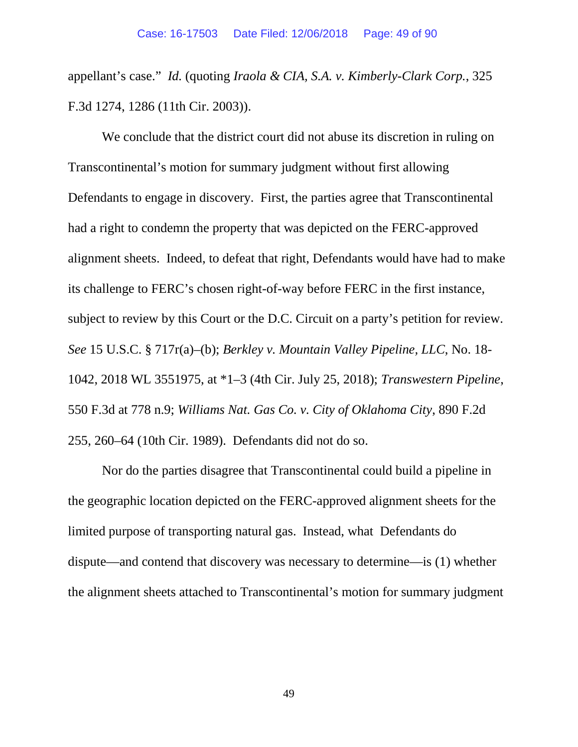appellant's case." *Id.* (quoting *Iraola & CIA, S.A. v. Kimberly-Clark Corp.*, 325 F.3d 1274, 1286 (11th Cir. 2003)).

We conclude that the district court did not abuse its discretion in ruling on Transcontinental's motion for summary judgment without first allowing Defendants to engage in discovery. First, the parties agree that Transcontinental had a right to condemn the property that was depicted on the FERC-approved alignment sheets. Indeed, to defeat that right, Defendants would have had to make its challenge to FERC's chosen right-of-way before FERC in the first instance, subject to review by this Court or the D.C. Circuit on a party's petition for review. *See* 15 U.S.C. § 717r(a)–(b); *Berkley v. Mountain Valley Pipeline, LLC*, No. 18-1042, 2018 WL 3551975, at *1–3 (4th Cir. July 25, 2018); *Transwestern Pipeline*, 550 F.3d at 778 n.9; *Williams Nat. Gas Co. v. City of Oklahoma City*, 890 F.2d 255, 260–64 (10th Cir. 1989). Defendants did not do so.

Nor do the parties disagree that Transcontinental could build a pipeline in the geographic location depicted on the FERC-approved alignment sheets for the limited purpose of transporting natural gas. Instead, what Defendants do dispute—and contend that discovery was necessary to determine—is (1) whether the alignment sheets attached to Transcontinental's motion for summary judgment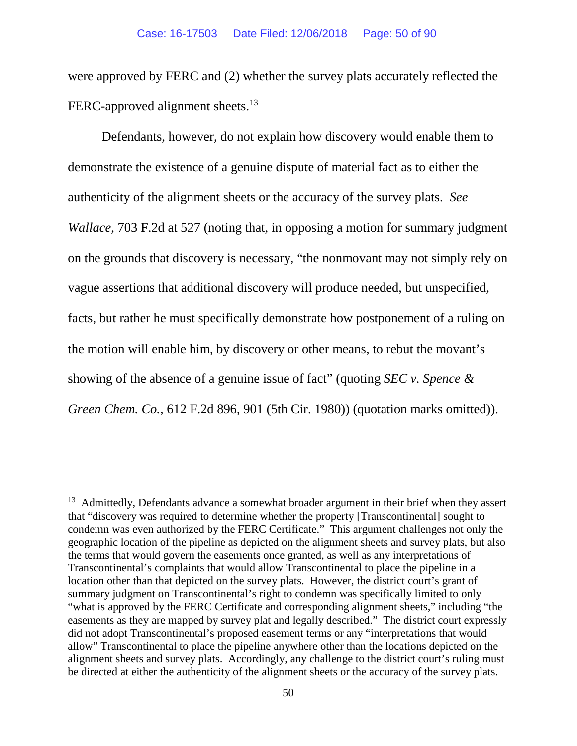were approved by FERC and (2) whether the survey plats accurately reflected the FERC-approved alignment sheets.[13]

Defendants, however, do not explain how discovery would enable them to demonstrate the existence of a genuine dispute of material fact as to either the authenticity of the alignment sheets or the accuracy of the survey plats. *See Wallace*, 703 F.2d at 527 (noting that, in opposing a motion for summary judgment on the grounds that discovery is necessary, "the nonmovant may not simply rely on vague assertions that additional discovery will produce needed, but unspecified, facts, but rather he must specifically demonstrate how postponement of a ruling on the motion will enable him, by discovery or other means, to rebut the movant's showing of the absence of a genuine issue of fact" (quoting *SEC v. Spence & Green Chem. Co.*, 612 F.2d 896, 901 (5th Cir. 1980)) (quotation marks omitted)).

---

[13] Admittedly, Defendants advance a somewhat broader argument in their brief when they assert that "discovery was required to determine whether the property [Transcontinental] sought to condemn was even authorized by the FERC Certificate." This argument challenges not only the geographic location of the pipeline as depicted on the alignment sheets and survey plats, but also the terms that would govern the easements once granted, as well as any interpretations of Transcontinental's complaints that would allow Transcontinental to place the pipeline in a location other than that depicted on the survey plats. However, the district court's grant of summary judgment on Transcontinental's right to condemn was specifically limited to only "what is approved by the FERC Certificate and corresponding alignment sheets," including "the easements as they are mapped by survey plat and legally described." The district court expressly did not adopt Transcontinental's proposed easement terms or any "interpretations that would allow" Transcontinental to place the pipeline anywhere other than the locations depicted on the alignment sheets and survey plats. Accordingly, any challenge to the district court's ruling must be directed at either the authenticity of the alignment sheets or the accuracy of the survey plats.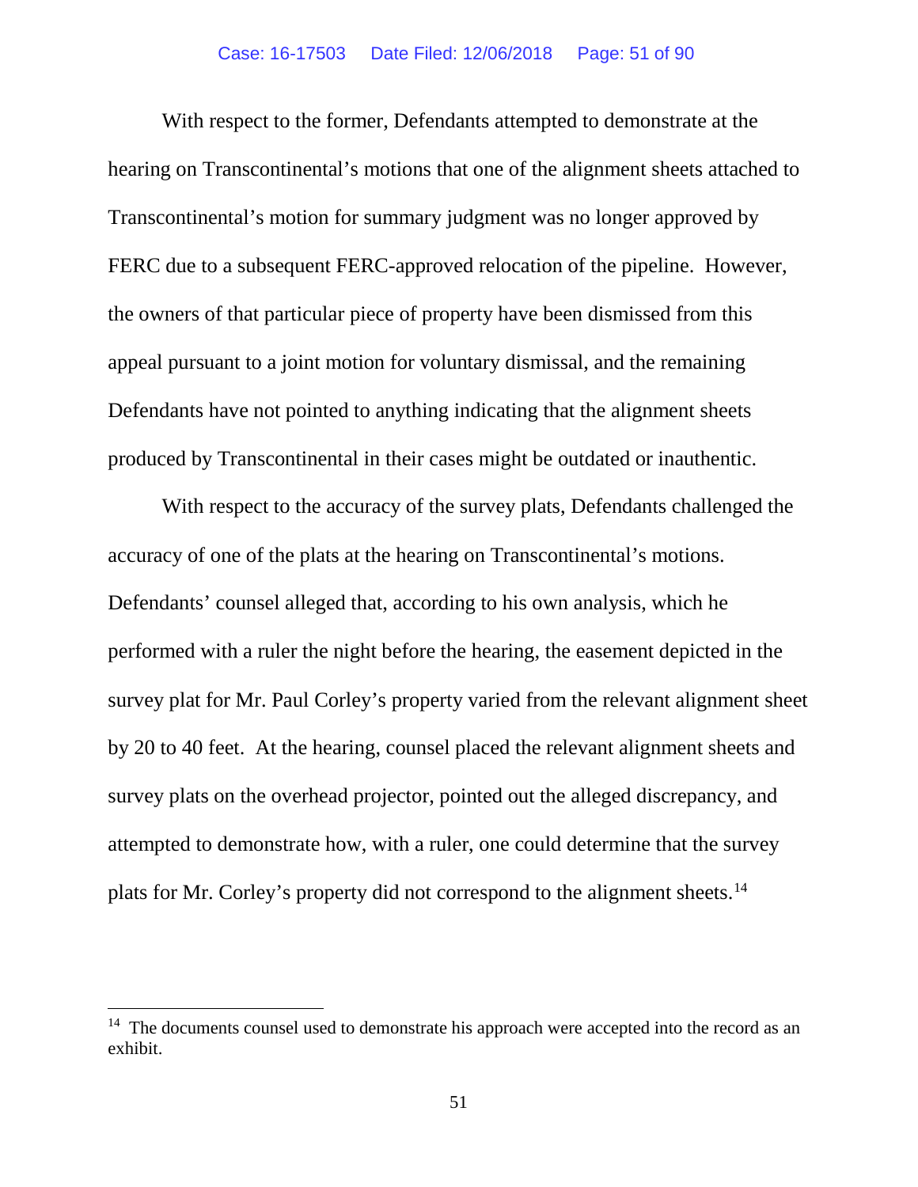With respect to the former, Defendants attempted to demonstrate at the hearing on Transcontinental's motions that one of the alignment sheets attached to Transcontinental's motion for summary judgment was no longer approved by FERC due to a subsequent FERC-approved relocation of the pipeline. However, the owners of that particular piece of property have been dismissed from this appeal pursuant to a joint motion for voluntary dismissal, and the remaining Defendants have not pointed to anything indicating that the alignment sheets produced by Transcontinental in their cases might be outdated or inauthentic.

With respect to the accuracy of the survey plats, Defendants challenged the accuracy of one of the plats at the hearing on Transcontinental's motions. Defendants' counsel alleged that, according to his own analysis, which he performed with a ruler the night before the hearing, the easement depicted in the survey plat for Mr. Paul Corley's property varied from the relevant alignment sheet by 20 to 40 feet. At the hearing, counsel placed the relevant alignment sheets and survey plats on the overhead projector, pointed out the alleged discrepancy, and attempted to demonstrate how, with a ruler, one could determine that the survey plats for Mr. Corley's property did not correspond to the alignment sheets.[14]

[14] The documents counsel used to demonstrate his approach were accepted into the record as an exhibit.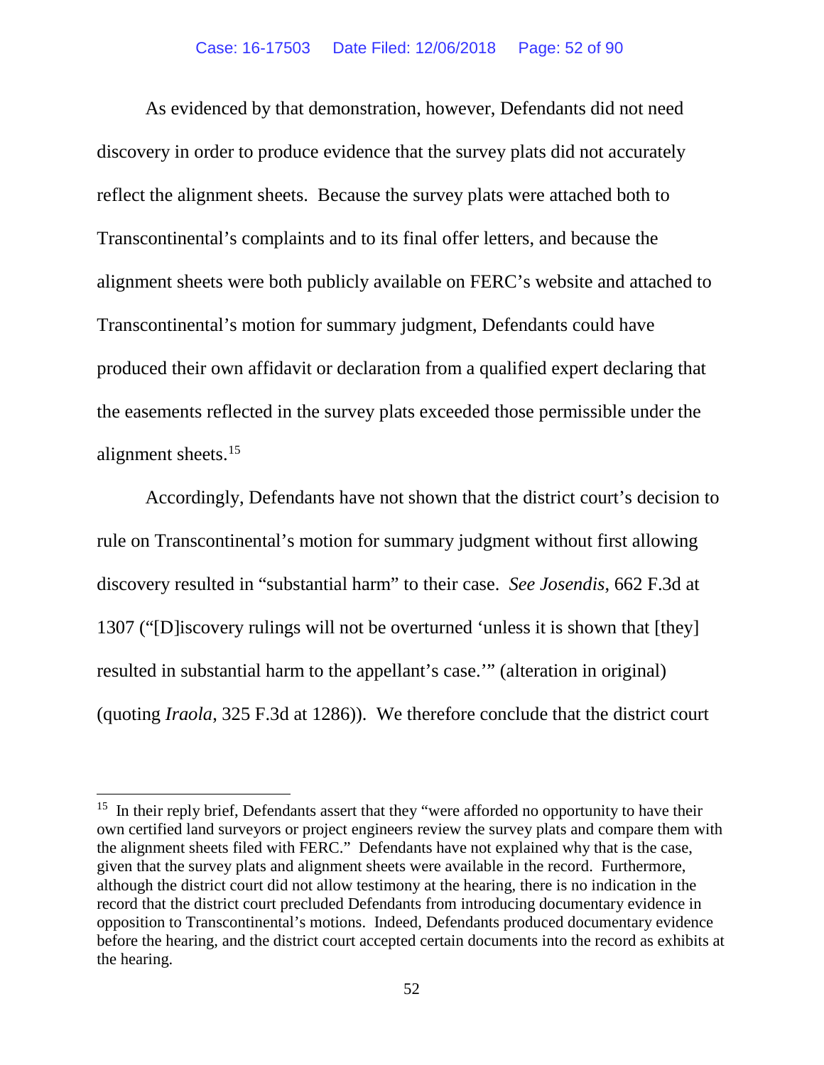As evidenced by that demonstration, however, Defendants did not need discovery in order to produce evidence that the survey plats did not accurately reflect the alignment sheets. Because the survey plats were attached both to Transcontinental's complaints and to its final offer letters, and because the alignment sheets were both publicly available on FERC's website and attached to Transcontinental's motion for summary judgment, Defendants could have produced their own affidavit or declaration from a qualified expert declaring that the easements reflected in the survey plats exceeded those permissible under the alignment sheets.[15]

Accordingly, Defendants have not shown that the district court's decision to rule on Transcontinental's motion for summary judgment without first allowing discovery resulted in "substantial harm" to their case. *See Josendis*, 662 F.3d at 1307 ("[D]iscovery rulings will not be overturned 'unless it is shown that [they] resulted in substantial harm to the appellant's case.'" (alteration in original) (quoting *Iraola*, 325 F.3d at 1286)). We therefore conclude that the district court

---

[15] In their reply brief, Defendants assert that they "were afforded no opportunity to have their own certified land surveyors or project engineers review the survey plats and compare them with the alignment sheets filed with FERC." Defendants have not explained why that is the case, given that the survey plats and alignment sheets were available in the record. Furthermore, although the district court did not allow testimony at the hearing, there is no indication in the record that the district court precluded Defendants from introducing documentary evidence in opposition to Transcontinental's motions. Indeed, Defendants produced documentary evidence before the hearing, and the district court accepted certain documents into the record as exhibits at the hearing.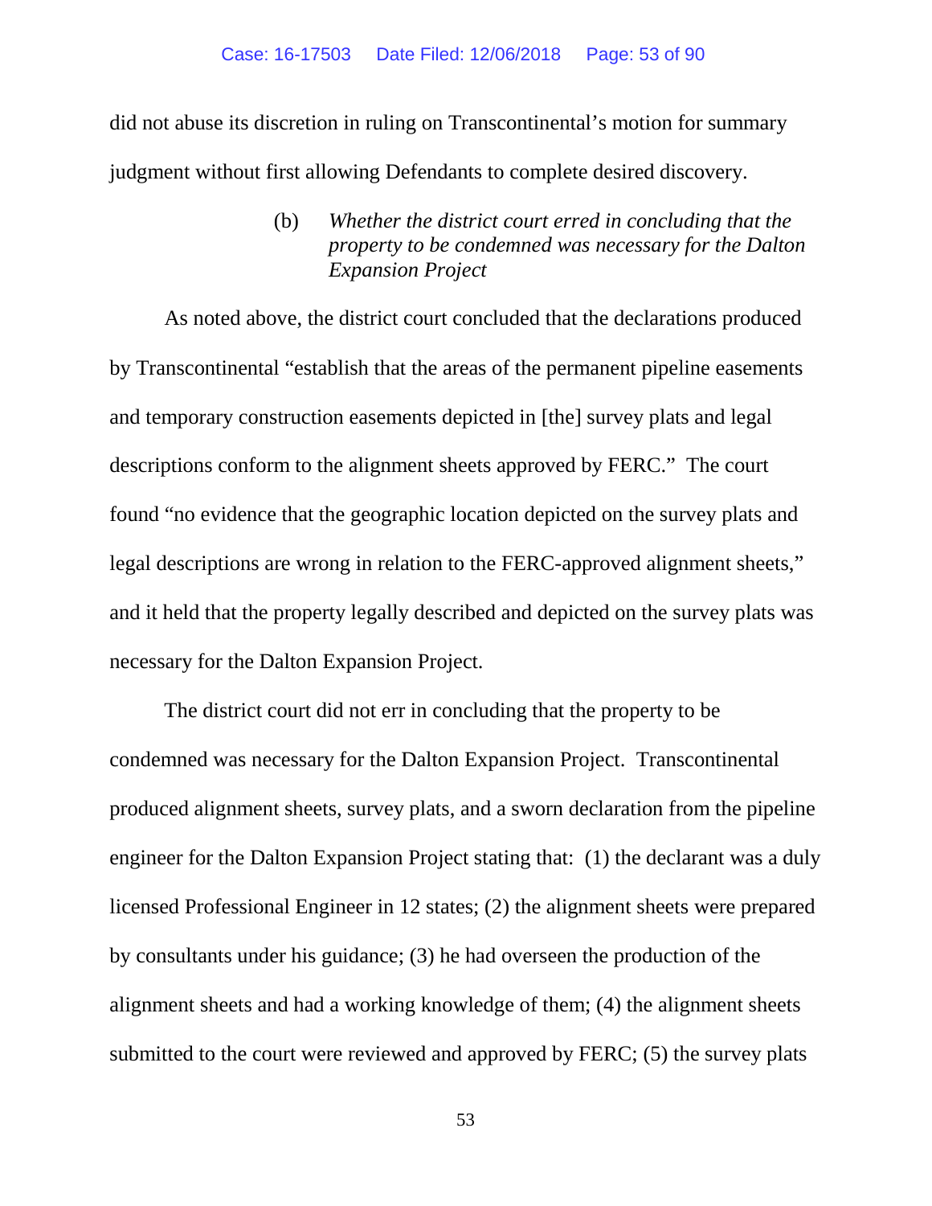did not abuse its discretion in ruling on Transcontinental's motion for summary judgment without first allowing Defendants to complete desired discovery.

(b) *Whether the district court erred in concluding that the property to be condemned was necessary for the Dalton Expansion Project*

As noted above, the district court concluded that the declarations produced by Transcontinental "establish that the areas of the permanent pipeline easements and temporary construction easements depicted in [the] survey plats and legal descriptions conform to the alignment sheets approved by FERC." The court found "no evidence that the geographic location depicted on the survey plats and legal descriptions are wrong in relation to the FERC-approved alignment sheets," and it held that the property legally described and depicted on the survey plats was necessary for the Dalton Expansion Project.

The district court did not err in concluding that the property to be condemned was necessary for the Dalton Expansion Project. Transcontinental produced alignment sheets, survey plats, and a sworn declaration from the pipeline engineer for the Dalton Expansion Project stating that: (1) the declarant was a duly licensed Professional Engineer in 12 states; (2) the alignment sheets were prepared by consultants under his guidance; (3) he had overseen the production of the alignment sheets and had a working knowledge of them; (4) the alignment sheets submitted to the court were reviewed and approved by FERC; (5) the survey plats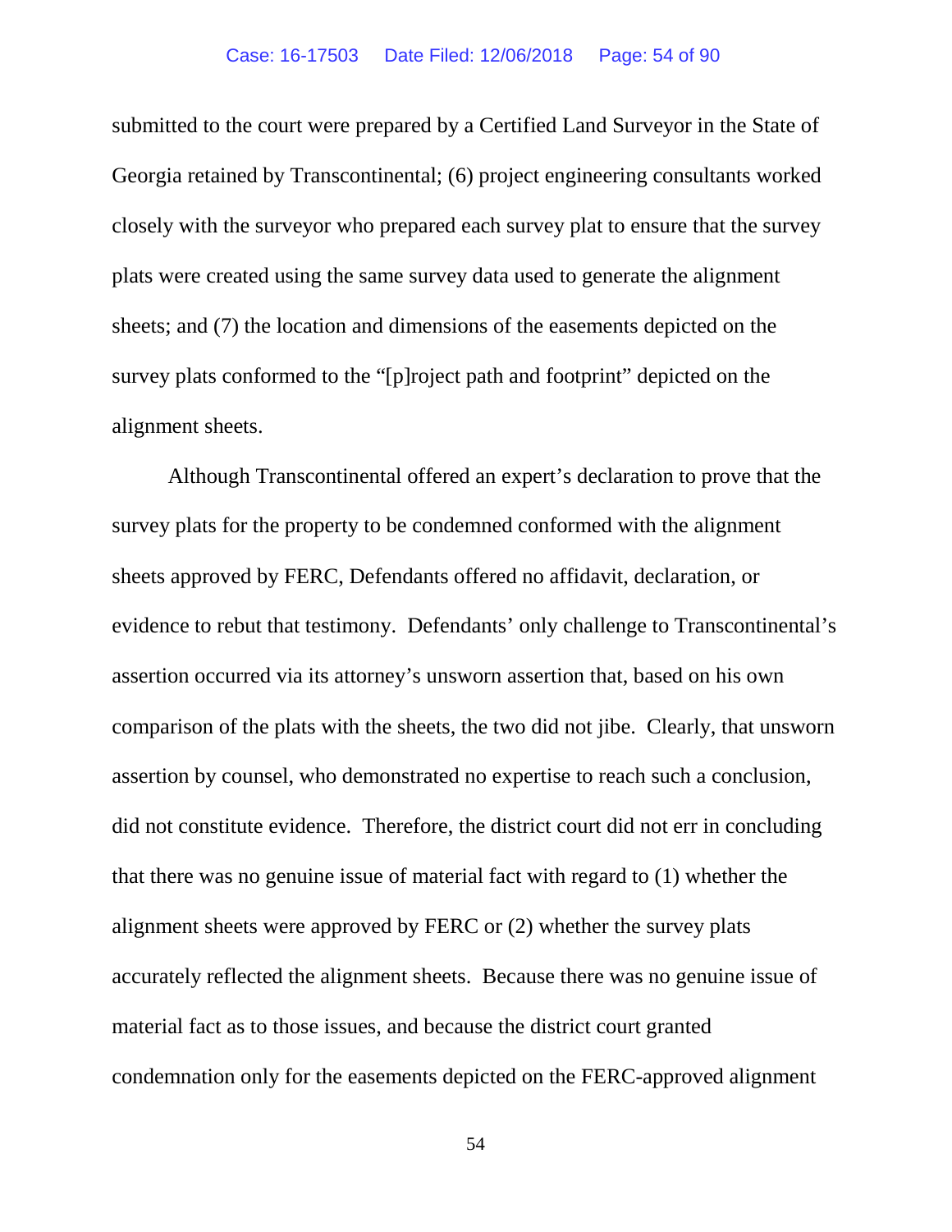submitted to the court were prepared by a Certified Land Surveyor in the State of Georgia retained by Transcontinental; (6) project engineering consultants worked closely with the surveyor who prepared each survey plat to ensure that the survey plats were created using the same survey data used to generate the alignment sheets; and (7) the location and dimensions of the easements depicted on the survey plats conformed to the "[p]roject path and footprint" depicted on the alignment sheets.

Although Transcontinental offered an expert's declaration to prove that the survey plats for the property to be condemned conformed with the alignment sheets approved by FERC, Defendants offered no affidavit, declaration, or evidence to rebut that testimony. Defendants' only challenge to Transcontinental's assertion occurred via its attorney's unsworn assertion that, based on his own comparison of the plats with the sheets, the two did not jibe. Clearly, that unsworn assertion by counsel, who demonstrated no expertise to reach such a conclusion, did not constitute evidence. Therefore, the district court did not err in concluding that there was no genuine issue of material fact with regard to (1) whether the alignment sheets were approved by FERC or (2) whether the survey plats accurately reflected the alignment sheets. Because there was no genuine issue of material fact as to those issues, and because the district court granted condemnation only for the easements depicted on the FERC-approved alignment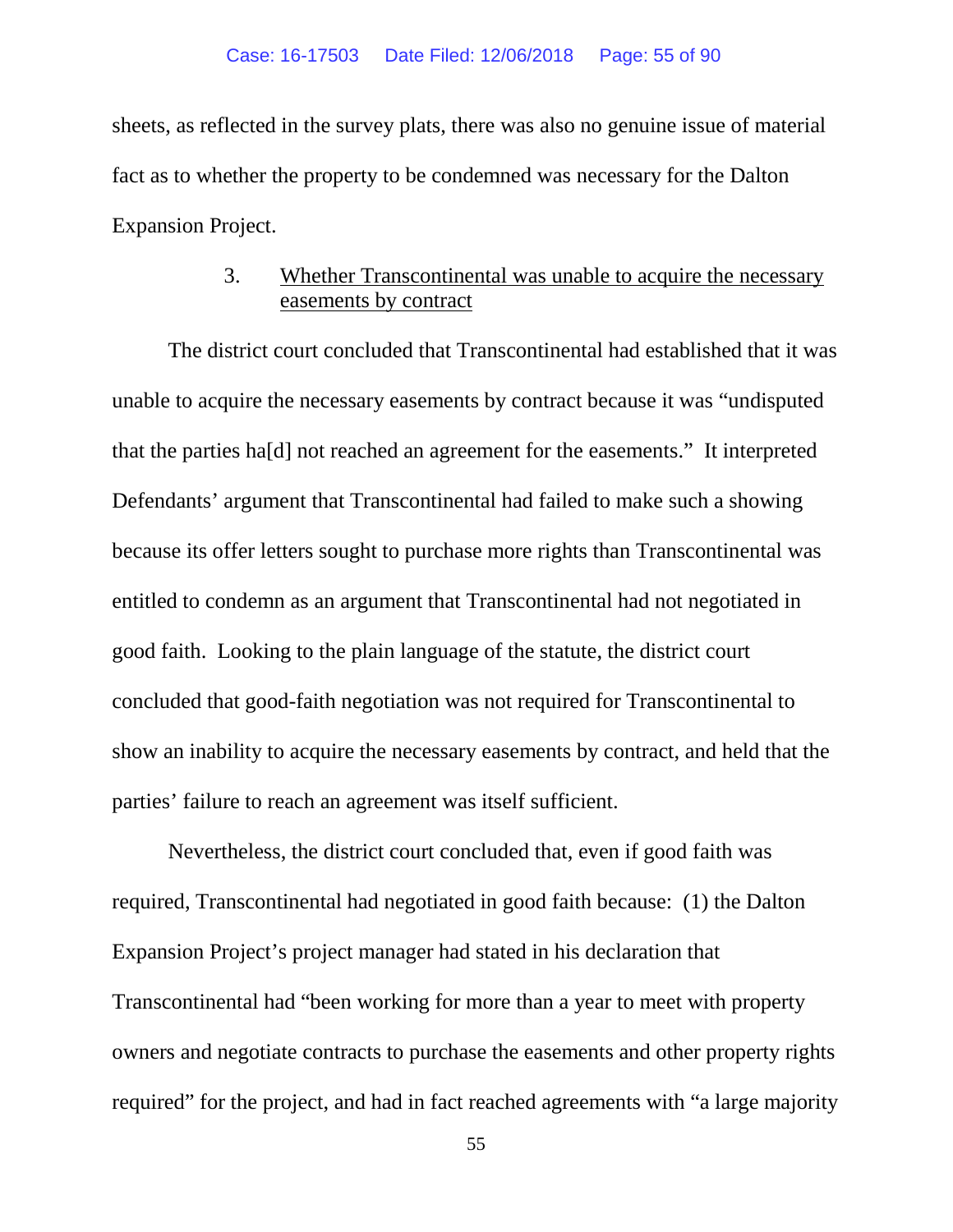sheets, as reflected in the survey plats, there was also no genuine issue of material fact as to whether the property to be condemned was necessary for the Dalton Expansion Project.

3. <u>Whether Transcontinental was unable to acquire the necessary easements by contract</u>

The district court concluded that Transcontinental had established that it was unable to acquire the necessary easements by contract because it was "undisputed that the parties ha[d] not reached an agreement for the easements." It interpreted Defendants' argument that Transcontinental had failed to make such a showing because its offer letters sought to purchase more rights than Transcontinental was entitled to condemn as an argument that Transcontinental had not negotiated in good faith. Looking to the plain language of the statute, the district court concluded that good-faith negotiation was not required for Transcontinental to show an inability to acquire the necessary easements by contract, and held that the parties' failure to reach an agreement was itself sufficient.

Nevertheless, the district court concluded that, even if good faith was required, Transcontinental had negotiated in good faith because: (1) the Dalton Expansion Project's project manager had stated in his declaration that Transcontinental had "been working for more than a year to meet with property owners and negotiate contracts to purchase the easements and other property rights required" for the project, and had in fact reached agreements with "a large majority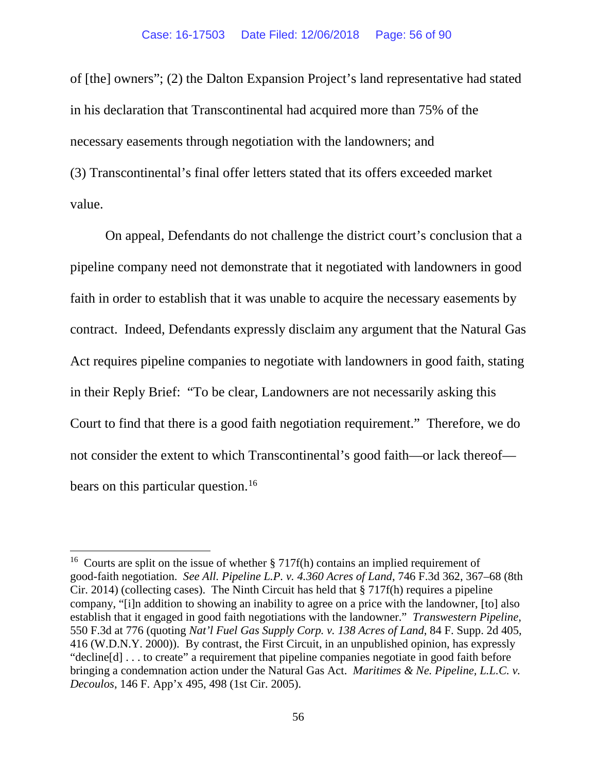of [the] owners"; (2) the Dalton Expansion Project's land representative had stated in his declaration that Transcontinental had acquired more than 75% of the necessary easements through negotiation with the landowners; and (3) Transcontinental's final offer letters stated that its offers exceeded market value.

On appeal, Defendants do not challenge the district court's conclusion that a pipeline company need not demonstrate that it negotiated with landowners in good faith in order to establish that it was unable to acquire the necessary easements by contract. Indeed, Defendants expressly disclaim any argument that the Natural Gas Act requires pipeline companies to negotiate with landowners in good faith, stating in their Reply Brief: "To be clear, Landowners are not necessarily asking this Court to find that there is a good faith negotiation requirement." Therefore, we do not consider the extent to which Transcontinental's good faith—or lack thereof—bears on this particular question.[16]

---

[16] Courts are split on the issue of whether § 717f(h) contains an implied requirement of good-faith negotiation. *See All. Pipeline L.P. v. 4.360 Acres of Land*, 746 F.3d 362, 367–68 (8th Cir. 2014) (collecting cases). The Ninth Circuit has held that § 717f(h) requires a pipeline company, "[i]n addition to showing an inability to agree on a price with the landowner, [to] also establish that it engaged in good faith negotiations with the landowner." *Transwestern Pipeline*, 550 F.3d at 776 (quoting *Nat'l Fuel Gas Supply Corp. v. 138 Acres of Land*, 84 F. Supp. 2d 405, 416 (W.D.N.Y. 2000)). By contrast, the First Circuit, in an unpublished opinion, has expressly "decline[d] . . . to create" a requirement that pipeline companies negotiate in good faith before bringing a condemnation action under the Natural Gas Act. *Maritimes & Ne. Pipeline, L.L.C. v. Decoulos*, 146 F. App'x 495, 498 (1st Cir. 2005).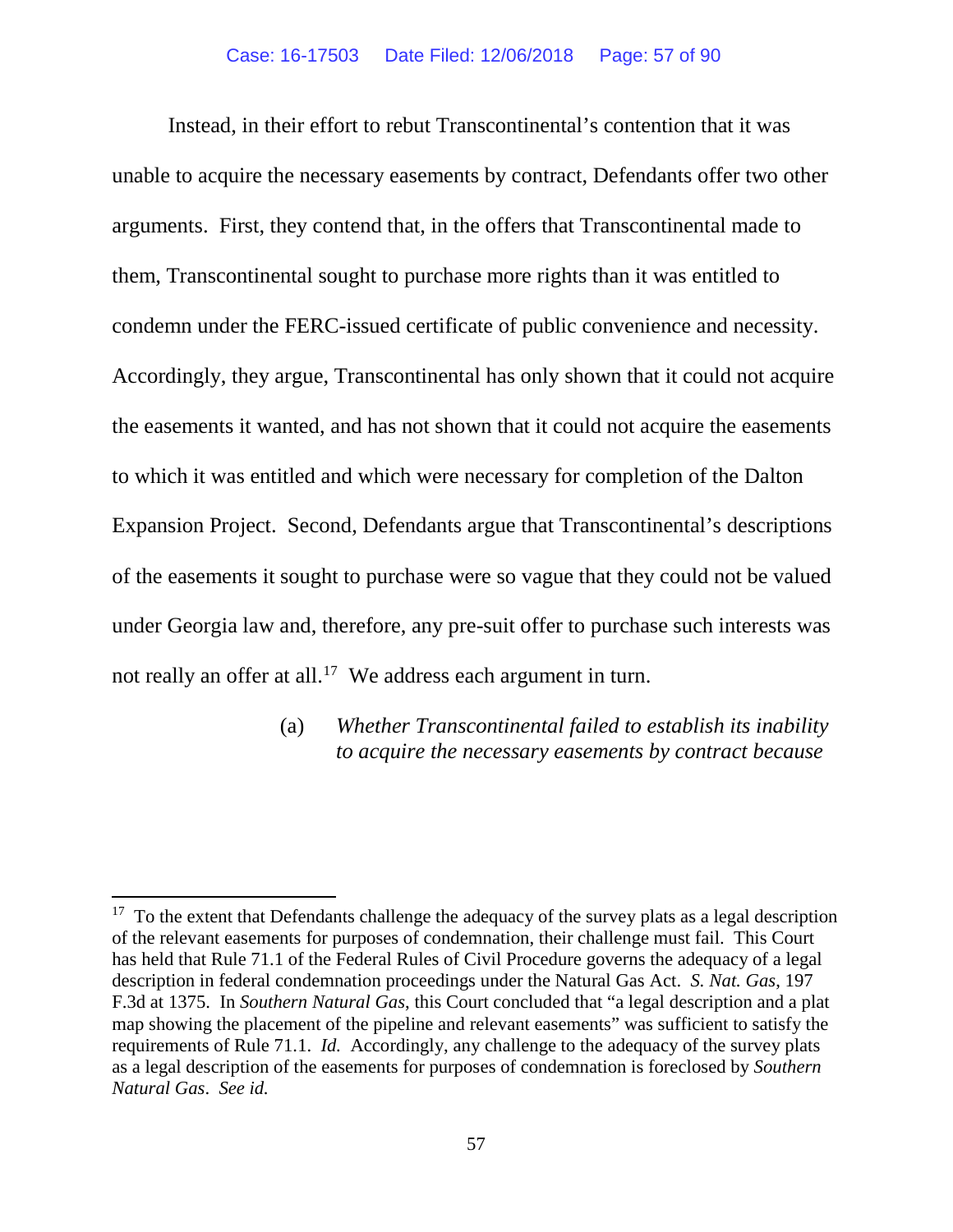Instead, in their effort to rebut Transcontinental's contention that it was unable to acquire the necessary easements by contract, Defendants offer two other arguments. First, they contend that, in the offers that Transcontinental made to them, Transcontinental sought to purchase more rights than it was entitled to condemn under the FERC-issued certificate of public convenience and necessity. Accordingly, they argue, Transcontinental has only shown that it could not acquire the easements it wanted, and has not shown that it could not acquire the easements to which it was entitled and which were necessary for completion of the Dalton Expansion Project. Second, Defendants argue that Transcontinental's descriptions of the easements it sought to purchase were so vague that they could not be valued under Georgia law and, therefore, any pre-suit offer to purchase such interests was not really an offer at all.[17] We address each argument in turn.

(a) *Whether Transcontinental failed to establish its inability to acquire the necessary easements by contract because*

---

[17] To the extent that Defendants challenge the adequacy of the survey plats as a legal description of the relevant easements for purposes of condemnation, their challenge must fail. This Court has held that Rule 71.1 of the Federal Rules of Civil Procedure governs the adequacy of a legal description in federal condemnation proceedings under the Natural Gas Act. *S. Nat. Gas*, 197 F.3d at 1375. In *Southern Natural Gas*, this Court concluded that "a legal description and a plat map showing the placement of the pipeline and relevant easements" was sufficient to satisfy the requirements of Rule 71.1. *Id.* Accordingly, any challenge to the adequacy of the survey plats as a legal description of the easements for purposes of condemnation is foreclosed by *Southern Natural Gas*. *See id.*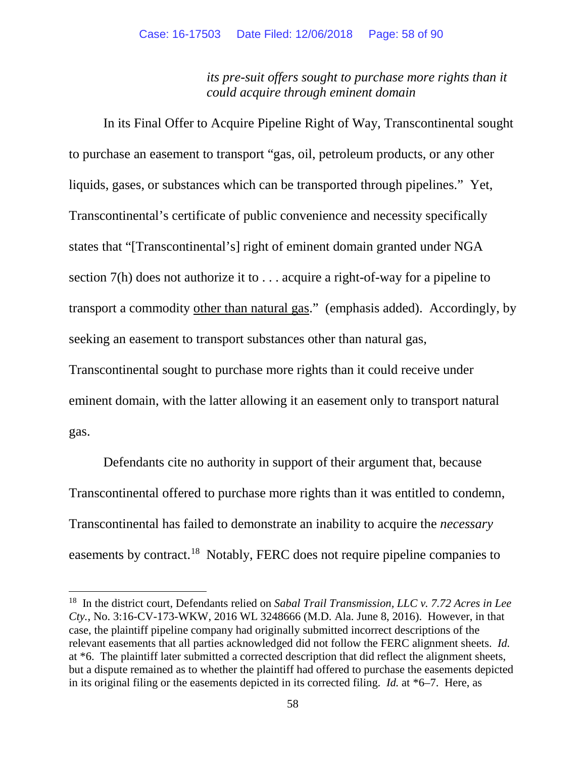*its pre-suit offers sought to purchase more rights than it could acquire through eminent domain*

In its Final Offer to Acquire Pipeline Right of Way, Transcontinental sought to purchase an easement to transport "gas, oil, petroleum products, or any other liquids, gases, or substances which can be transported through pipelines." Yet, Transcontinental's certificate of public convenience and necessity specifically states that "[Transcontinental's] right of eminent domain granted under NGA section 7(h) does not authorize it to . . . acquire a right-of-way for a pipeline to transport a commodity <u>other than natural gas</u>." (emphasis added). Accordingly, by seeking an easement to transport substances other than natural gas, Transcontinental sought to purchase more rights than it could receive under eminent domain, with the latter allowing it an easement only to transport natural gas.

Defendants cite no authority in support of their argument that, because Transcontinental offered to purchase more rights than it was entitled to condemn, Transcontinental has failed to demonstrate an inability to acquire the *necessary* easements by contract.[18] Notably, FERC does not require pipeline companies to

---

[18] In the district court, Defendants relied on *Sabal Trail Transmission, LLC v. 7.72 Acres in Lee Cty.*, No. 3:16-CV-173-WKW, 2016 WL 3248666 (M.D. Ala. June 8, 2016). However, in that case, the plaintiff pipeline company had originally submitted incorrect descriptions of the relevant easements that all parties acknowledged did not follow the FERC alignment sheets. *Id.* at *6. The plaintiff later submitted a corrected description that did reflect the alignment sheets, but a dispute remained as to whether the plaintiff had offered to purchase the easements depicted in its original filing or the easements depicted in its corrected filing. *Id.* at *6–7. Here, as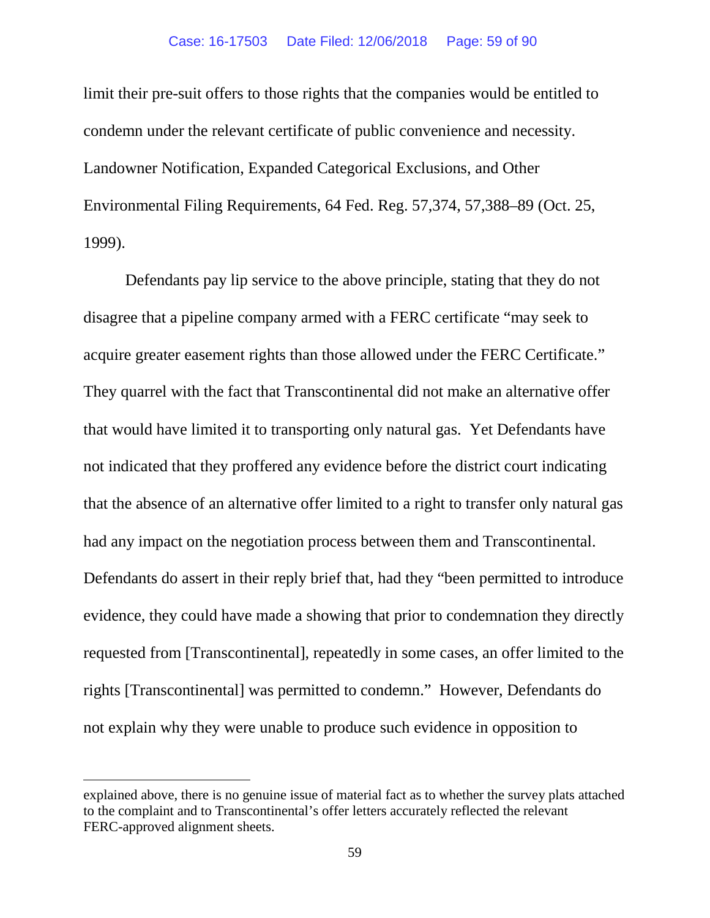limit their pre-suit offers to those rights that the companies would be entitled to condemn under the relevant certificate of public convenience and necessity. Landowner Notification, Expanded Categorical Exclusions, and Other Environmental Filing Requirements, 64 Fed. Reg. 57,374, 57,388–89 (Oct. 25, 1999).

Defendants pay lip service to the above principle, stating that they do not disagree that a pipeline company armed with a FERC certificate "may seek to acquire greater easement rights than those allowed under the FERC Certificate." They quarrel with the fact that Transcontinental did not make an alternative offer that would have limited it to transporting only natural gas. Yet Defendants have not indicated that they proffered any evidence before the district court indicating that the absence of an alternative offer limited to a right to transfer only natural gas had any impact on the negotiation process between them and Transcontinental. Defendants do assert in their reply brief that, had they "been permitted to introduce evidence, they could have made a showing that prior to condemnation they directly requested from [Transcontinental], repeatedly in some cases, an offer limited to the rights [Transcontinental] was permitted to condemn." However, Defendants do not explain why they were unable to produce such evidence in opposition to

---

explained above, there is no genuine issue of material fact as to whether the survey plats attached to the complaint and to Transcontinental's offer letters accurately reflected the relevant FERC-approved alignment sheets.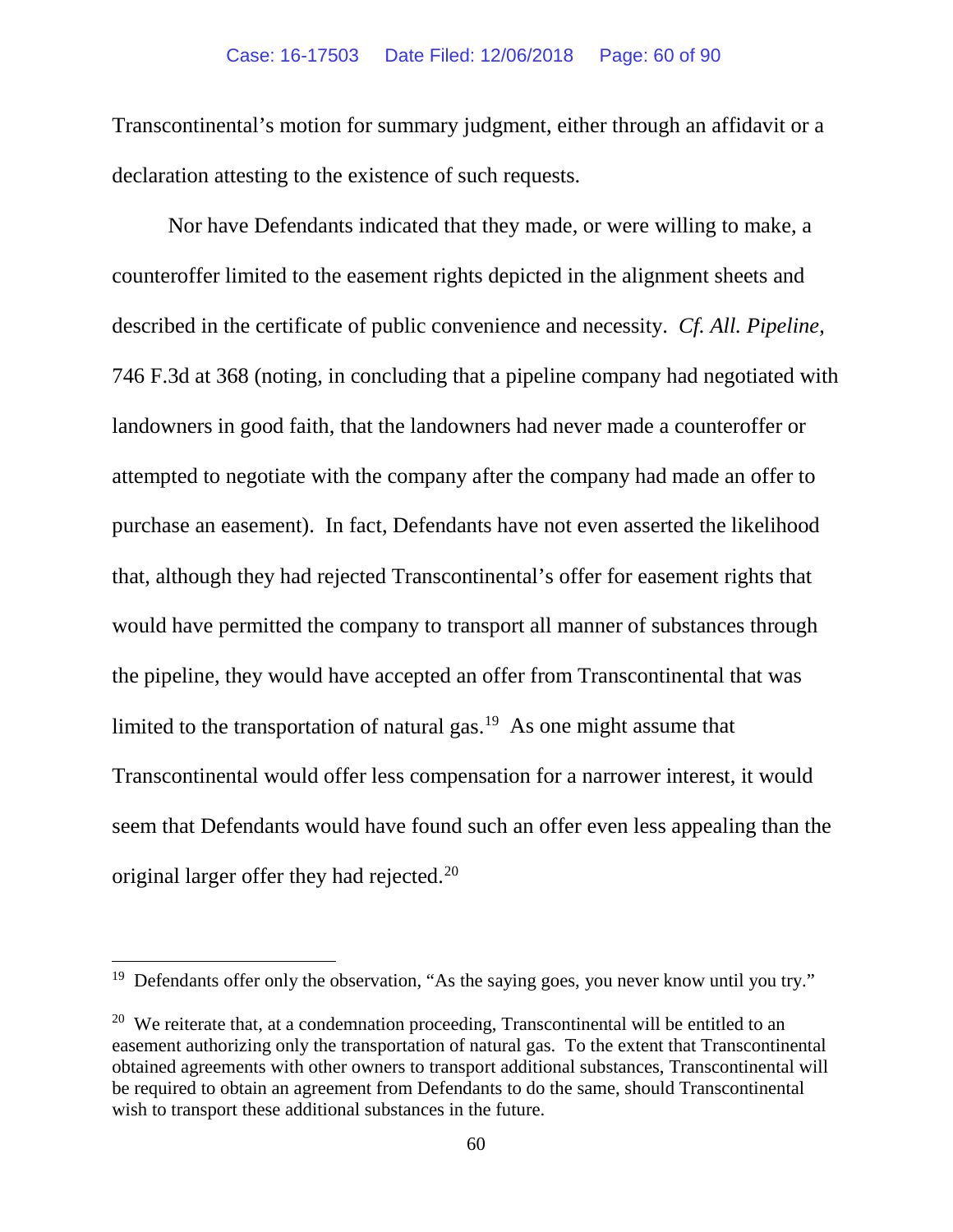Transcontinental's motion for summary judgment, either through an affidavit or a declaration attesting to the existence of such requests.

Nor have Defendants indicated that they made, or were willing to make, a counteroffer limited to the easement rights depicted in the alignment sheets and described in the certificate of public convenience and necessity. *Cf. All. Pipeline*, 746 F.3d at 368 (noting, in concluding that a pipeline company had negotiated with landowners in good faith, that the landowners had never made a counteroffer or attempted to negotiate with the company after the company had made an offer to purchase an easement). In fact, Defendants have not even asserted the likelihood that, although they had rejected Transcontinental's offer for easement rights that would have permitted the company to transport all manner of substances through the pipeline, they would have accepted an offer from Transcontinental that was limited to the transportation of natural gas.[19] As one might assume that Transcontinental would offer less compensation for a narrower interest, it would seem that Defendants would have found such an offer even less appealing than the original larger offer they had rejected.[20]

---

[19] Defendants offer only the observation, "As the saying goes, you never know until you try."

[20] We reiterate that, at a condemnation proceeding, Transcontinental will be entitled to an easement authorizing only the transportation of natural gas. To the extent that Transcontinental obtained agreements with other owners to transport additional substances, Transcontinental will be required to obtain an agreement from Defendants to do the same, should Transcontinental wish to transport these additional substances in the future.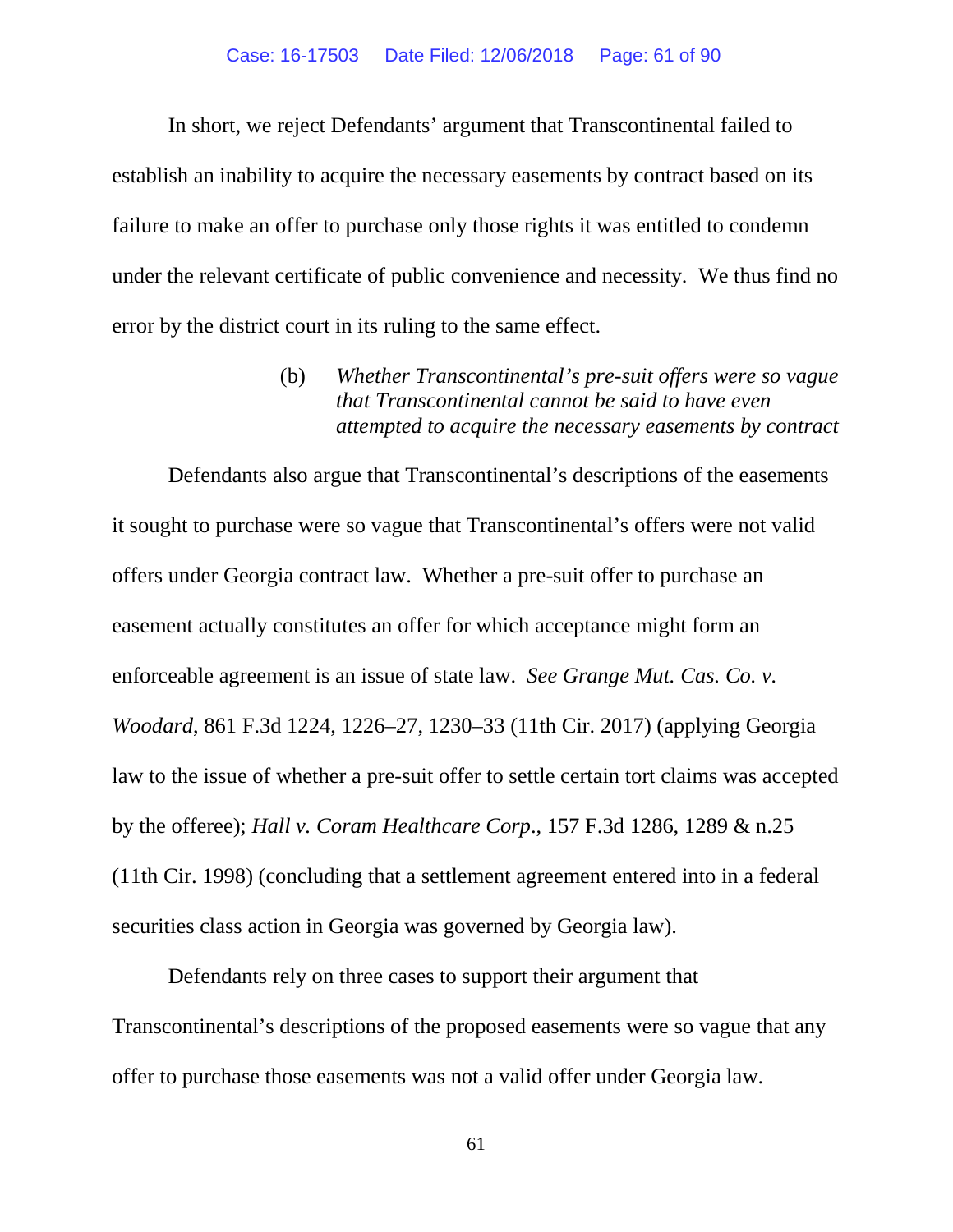In short, we reject Defendants' argument that Transcontinental failed to establish an inability to acquire the necessary easements by contract based on its failure to make an offer to purchase only those rights it was entitled to condemn under the relevant certificate of public convenience and necessity. We thus find no error by the district court in its ruling to the same effect.

(b) *Whether Transcontinental's pre-suit offers were so vague that Transcontinental cannot be said to have even attempted to acquire the necessary easements by contract*

Defendants also argue that Transcontinental's descriptions of the easements it sought to purchase were so vague that Transcontinental's offers were not valid offers under Georgia contract law. Whether a pre-suit offer to purchase an easement actually constitutes an offer for which acceptance might form an enforceable agreement is an issue of state law. *See Grange Mut. Cas. Co. v. Woodard*, 861 F.3d 1224, 1226–27, 1230–33 (11th Cir. 2017) (applying Georgia law to the issue of whether a pre-suit offer to settle certain tort claims was accepted by the offeree); *Hall v. Coram Healthcare Corp.*, 157 F.3d 1286, 1289 & n.25 (11th Cir. 1998) (concluding that a settlement agreement entered into in a federal securities class action in Georgia was governed by Georgia law).

Defendants rely on three cases to support their argument that Transcontinental's descriptions of the proposed easements were so vague that any offer to purchase those easements was not a valid offer under Georgia law.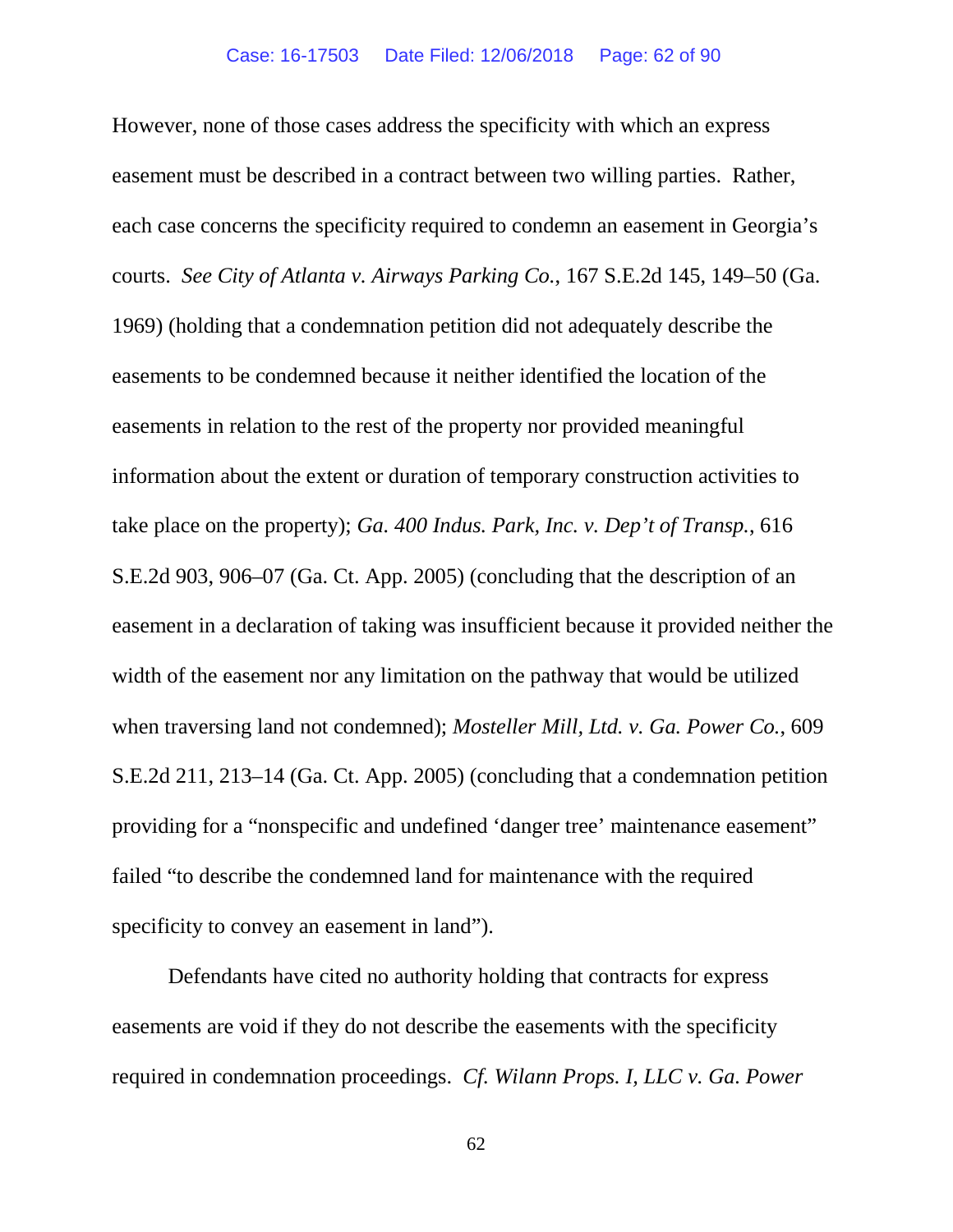However, none of those cases address the specificity with which an express easement must be described in a contract between two willing parties. Rather, each case concerns the specificity required to condemn an easement in Georgia's courts. *See City of Atlanta v. Airways Parking Co.*, 167 S.E.2d 145, 149–50 (Ga. 1969) (holding that a condemnation petition did not adequately describe the easements to be condemned because it neither identified the location of the easements in relation to the rest of the property nor provided meaningful information about the extent or duration of temporary construction activities to take place on the property); *Ga. 400 Indus. Park, Inc. v. Dep't of Transp.*, 616 S.E.2d 903, 906–07 (Ga. Ct. App. 2005) (concluding that the description of an easement in a declaration of taking was insufficient because it provided neither the width of the easement nor any limitation on the pathway that would be utilized when traversing land not condemned); *Mosteller Mill, Ltd. v. Ga. Power Co.*, 609 S.E.2d 211, 213–14 (Ga. Ct. App. 2005) (concluding that a condemnation petition providing for a "nonspecific and undefined 'danger tree' maintenance easement" failed "to describe the condemned land for maintenance with the required specificity to convey an easement in land").

Defendants have cited no authority holding that contracts for express easements are void if they do not describe the easements with the specificity required in condemnation proceedings. *Cf. Wilann Props. I, LLC v. Ga. Power*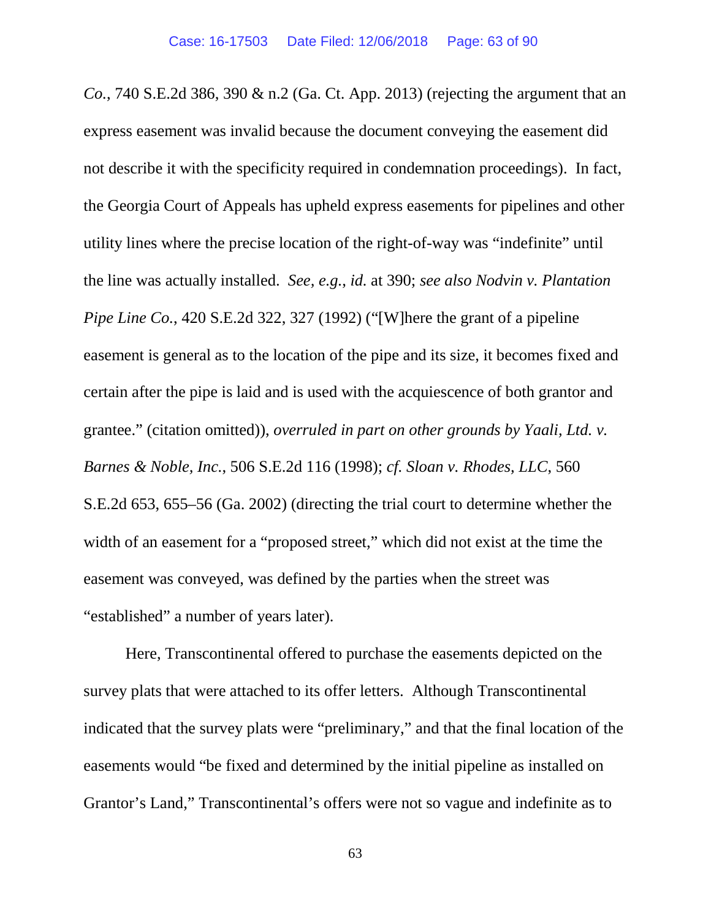*Co.*, 740 S.E.2d 386, 390 & n.2 (Ga. Ct. App. 2013) (rejecting the argument that an express easement was invalid because the document conveying the easement did not describe it with the specificity required in condemnation proceedings). In fact, the Georgia Court of Appeals has upheld express easements for pipelines and other utility lines where the precise location of the right-of-way was "indefinite" until the line was actually installed. *See, e.g.*, *id.* at 390; *see also Nodvin v. Plantation Pipe Line Co.*, 420 S.E.2d 322, 327 (1992) ("[W]here the grant of a pipeline easement is general as to the location of the pipe and its size, it becomes fixed and certain after the pipe is laid and is used with the acquiescence of both grantor and grantee." (citation omitted)), *overruled in part on other grounds by Yaali, Ltd. v. Barnes & Noble, Inc.*, 506 S.E.2d 116 (1998); *cf. Sloan v. Rhodes, LLC*, 560 S.E.2d 653, 655–56 (Ga. 2002) (directing the trial court to determine whether the width of an easement for a "proposed street," which did not exist at the time the easement was conveyed, was defined by the parties when the street was "established" a number of years later).

Here, Transcontinental offered to purchase the easements depicted on the survey plats that were attached to its offer letters. Although Transcontinental indicated that the survey plats were "preliminary," and that the final location of the easements would "be fixed and determined by the initial pipeline as installed on Grantor's Land," Transcontinental's offers were not so vague and indefinite as to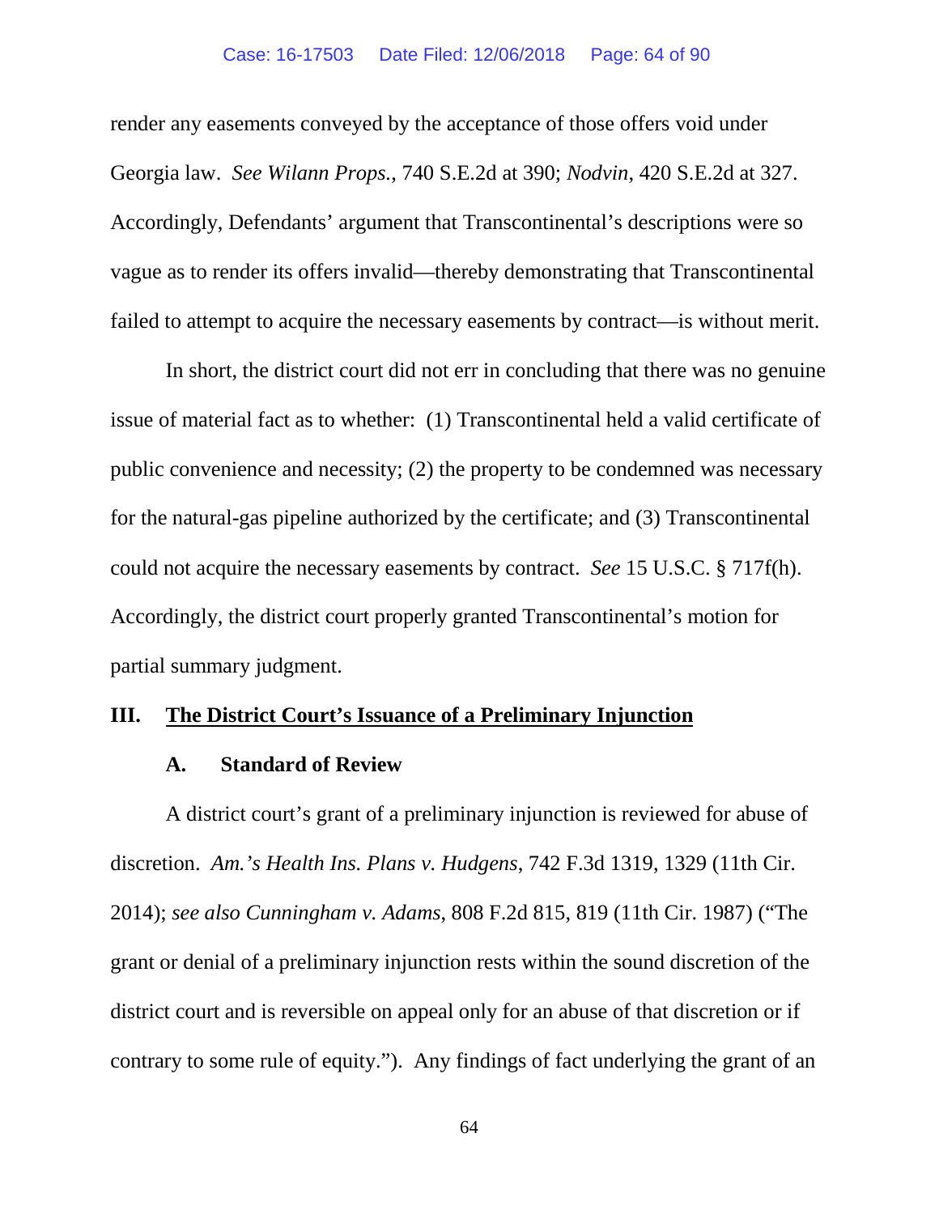render any easements conveyed by the acceptance of those offers void under Georgia law. *See Wilann Props.*, 740 S.E.2d at 390; *Nodvin*, 420 S.E.2d at 327. Accordingly, Defendants' argument that Transcontinental's descriptions were so vague as to render its offers invalid—thereby demonstrating that Transcontinental failed to attempt to acquire the necessary easements by contract—is without merit.

In short, the district court did not err in concluding that there was no genuine issue of material fact as to whether: (1) Transcontinental held a valid certificate of public convenience and necessity; (2) the property to be condemned was necessary for the natural-gas pipeline authorized by the certificate; and (3) Transcontinental could not acquire the necessary easements by contract. *See* 15 U.S.C. § 717f(h). Accordingly, the district court properly granted Transcontinental's motion for partial summary judgment.

## III. <u>The District Court's Issuance of a Preliminary Injunction</u>

### A. Standard of Review

A district court's grant of a preliminary injunction is reviewed for abuse of discretion. *Am.'s Health Ins. Plans v. Hudgens*, 742 F.3d 1319, 1329 (11th Cir. 2014); *see also Cunningham v. Adams*, 808 F.2d 815, 819 (11th Cir. 1987) ("The grant or denial of a preliminary injunction rests within the sound discretion of the district court and is reversible on appeal only for an abuse of that discretion or if contrary to some rule of equity."). Any findings of fact underlying the grant of an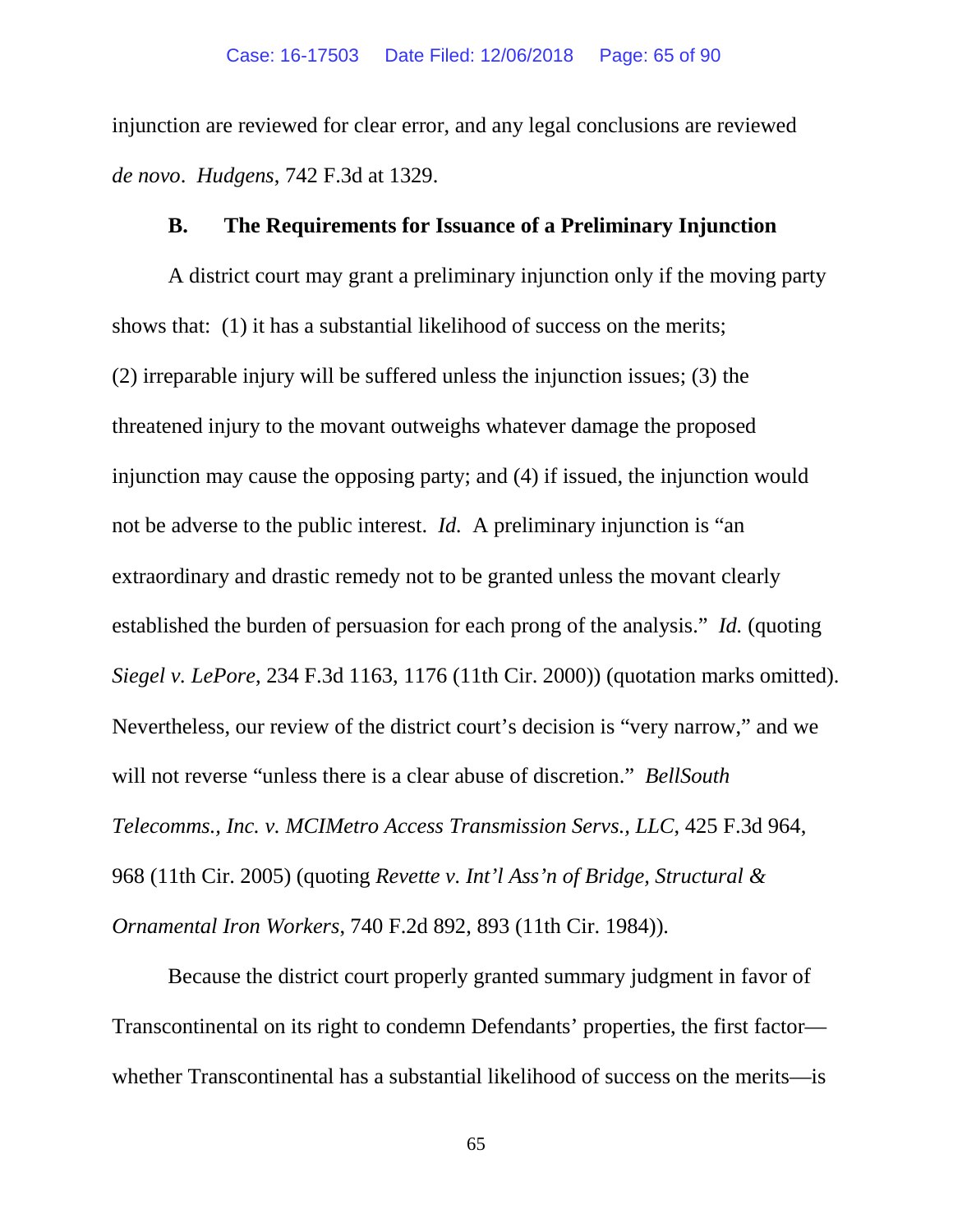injunction are reviewed for clear error, and any legal conclusions are reviewed *de novo*. *Hudgens*, 742 F.3d at 1329.

### B. The Requirements for Issuance of a Preliminary Injunction

A district court may grant a preliminary injunction only if the moving party shows that: (1) it has a substantial likelihood of success on the merits; (2) irreparable injury will be suffered unless the injunction issues; (3) the threatened injury to the movant outweighs whatever damage the proposed injunction may cause the opposing party; and (4) if issued, the injunction would not be adverse to the public interest. *Id.* A preliminary injunction is "an extraordinary and drastic remedy not to be granted unless the movant clearly established the burden of persuasion for each prong of the analysis." *Id.* (quoting *Siegel v. LePore*, 234 F.3d 1163, 1176 (11th Cir. 2000)) (quotation marks omitted). Nevertheless, our review of the district court's decision is "very narrow," and we will not reverse "unless there is a clear abuse of discretion." *BellSouth Telecomms., Inc. v. MCIMetro Access Transmission Servs., LLC*, 425 F.3d 964, 968 (11th Cir. 2005) (quoting *Revette v. Int'l Ass'n of Bridge, Structural & Ornamental Iron Workers*, 740 F.2d 892, 893 (11th Cir. 1984)).

Because the district court properly granted summary judgment in favor of Transcontinental on its right to condemn Defendants' properties, the first factor—whether Transcontinental has a substantial likelihood of success on the merits—is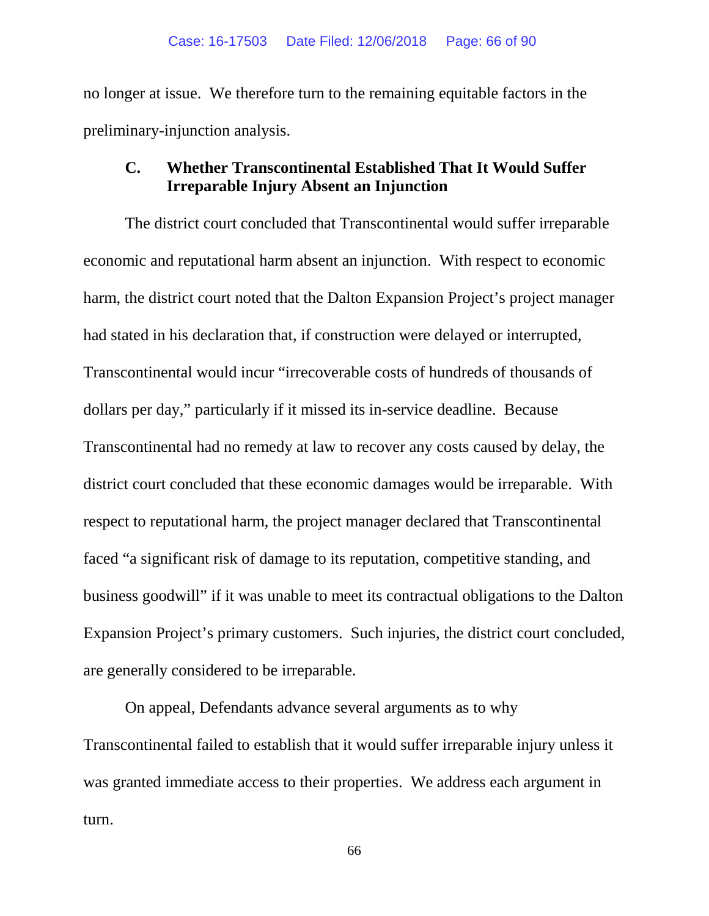no longer at issue. We therefore turn to the remaining equitable factors in the preliminary-injunction analysis.

### C. Whether Transcontinental Established That It Would Suffer Irreparable Injury Absent an Injunction

The district court concluded that Transcontinental would suffer irreparable economic and reputational harm absent an injunction. With respect to economic harm, the district court noted that the Dalton Expansion Project's project manager had stated in his declaration that, if construction were delayed or interrupted, Transcontinental would incur "irrecoverable costs of hundreds of thousands of dollars per day," particularly if it missed its in-service deadline. Because Transcontinental had no remedy at law to recover any costs caused by delay, the district court concluded that these economic damages would be irreparable. With respect to reputational harm, the project manager declared that Transcontinental faced "a significant risk of damage to its reputation, competitive standing, and business goodwill" if it was unable to meet its contractual obligations to the Dalton Expansion Project's primary customers. Such injuries, the district court concluded, are generally considered to be irreparable.

On appeal, Defendants advance several arguments as to why Transcontinental failed to establish that it would suffer irreparable injury unless it was granted immediate access to their properties. We address each argument in turn.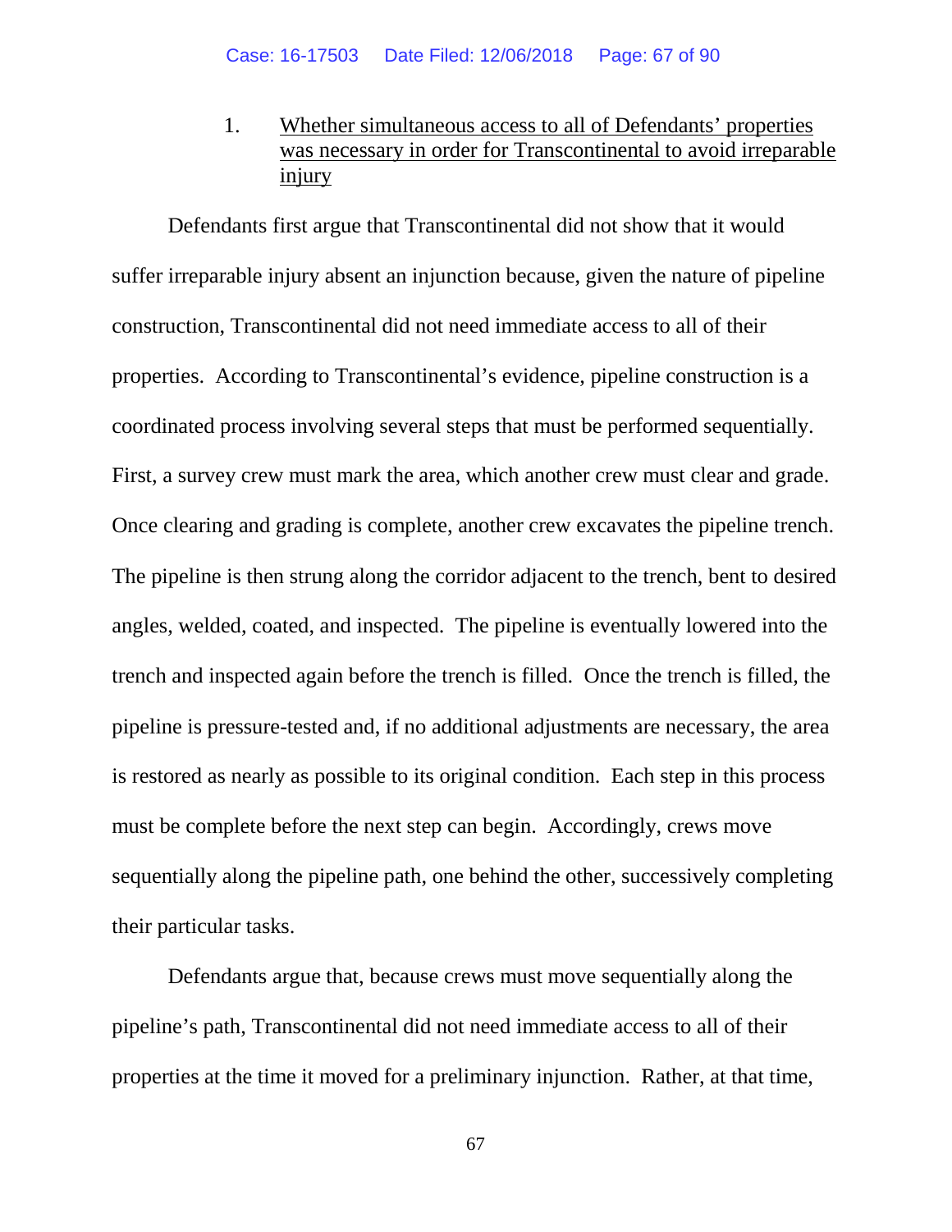1. <u>Whether simultaneous access to all of Defendants' properties was necessary in order for Transcontinental to avoid irreparable injury</u>

Defendants first argue that Transcontinental did not show that it would suffer irreparable injury absent an injunction because, given the nature of pipeline construction, Transcontinental did not need immediate access to all of their properties. According to Transcontinental's evidence, pipeline construction is a coordinated process involving several steps that must be performed sequentially. First, a survey crew must mark the area, which another crew must clear and grade. Once clearing and grading is complete, another crew excavates the pipeline trench. The pipeline is then strung along the corridor adjacent to the trench, bent to desired angles, welded, coated, and inspected. The pipeline is eventually lowered into the trench and inspected again before the trench is filled. Once the trench is filled, the pipeline is pressure-tested and, if no additional adjustments are necessary, the area is restored as nearly as possible to its original condition. Each step in this process must be complete before the next step can begin. Accordingly, crews move sequentially along the pipeline path, one behind the other, successively completing their particular tasks.

Defendants argue that, because crews must move sequentially along the pipeline's path, Transcontinental did not need immediate access to all of their properties at the time it moved for a preliminary injunction. Rather, at that time,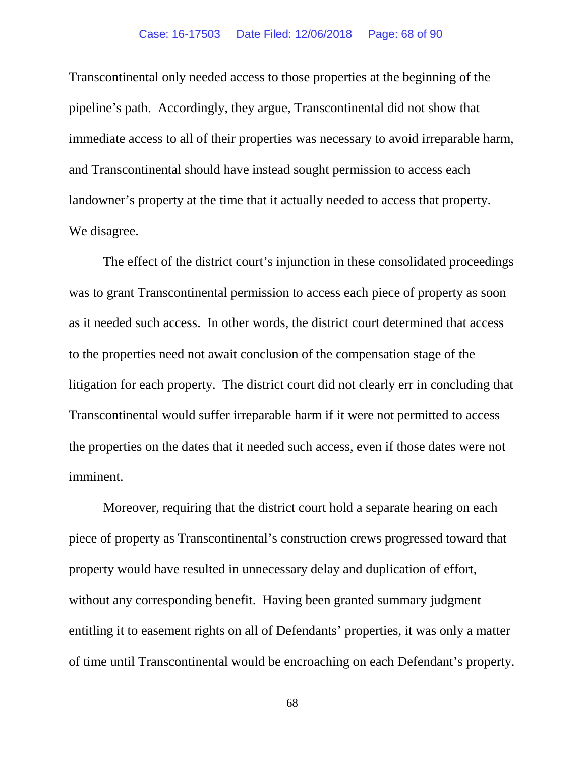Transcontinental only needed access to those properties at the beginning of the pipeline's path. Accordingly, they argue, Transcontinental did not show that immediate access to all of their properties was necessary to avoid irreparable harm, and Transcontinental should have instead sought permission to access each landowner's property at the time that it actually needed to access that property. We disagree.

The effect of the district court's injunction in these consolidated proceedings was to grant Transcontinental permission to access each piece of property as soon as it needed such access. In other words, the district court determined that access to the properties need not await conclusion of the compensation stage of the litigation for each property. The district court did not clearly err in concluding that Transcontinental would suffer irreparable harm if it were not permitted to access the properties on the dates that it needed such access, even if those dates were not imminent.

Moreover, requiring that the district court hold a separate hearing on each piece of property as Transcontinental's construction crews progressed toward that property would have resulted in unnecessary delay and duplication of effort, without any corresponding benefit. Having been granted summary judgment entitling it to easement rights on all of Defendants' properties, it was only a matter of time until Transcontinental would be encroaching on each Defendant's property.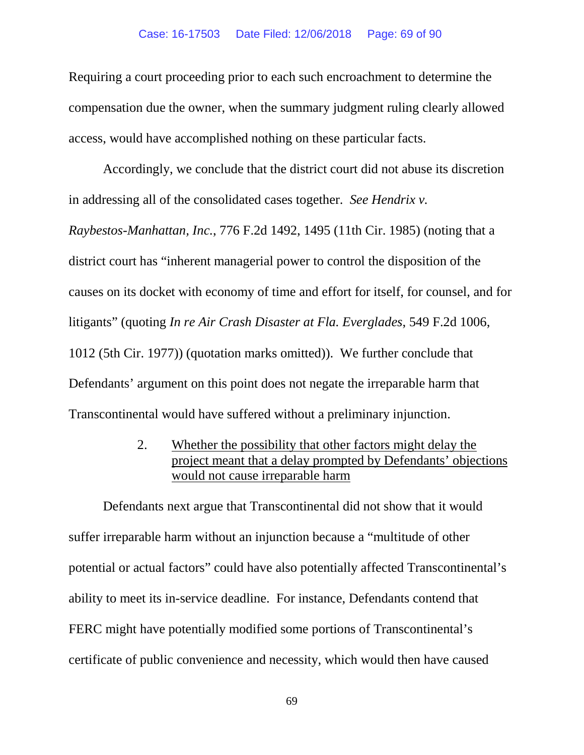Requiring a court proceeding prior to each such encroachment to determine the compensation due the owner, when the summary judgment ruling clearly allowed access, would have accomplished nothing on these particular facts.

Accordingly, we conclude that the district court did not abuse its discretion in addressing all of the consolidated cases together. *See Hendrix v. Raybestos-Manhattan, Inc.*, 776 F.2d 1492, 1495 (11th Cir. 1985) (noting that a district court has "inherent managerial power to control the disposition of the causes on its docket with economy of time and effort for itself, for counsel, and for litigants" (quoting *In re Air Crash Disaster at Fla. Everglades*, 549 F.2d 1006, 1012 (5th Cir. 1977)) (quotation marks omitted)). We further conclude that Defendants' argument on this point does not negate the irreparable harm that Transcontinental would have suffered without a preliminary injunction.

2. Whether the possibility that other factors might delay the project meant that a delay prompted by Defendants' objections would not cause irreparable harm

Defendants next argue that Transcontinental did not show that it would suffer irreparable harm without an injunction because a "multitude of other potential or actual factors" could have also potentially affected Transcontinental's ability to meet its in-service deadline. For instance, Defendants contend that FERC might have potentially modified some portions of Transcontinental's certificate of public convenience and necessity, which would then have caused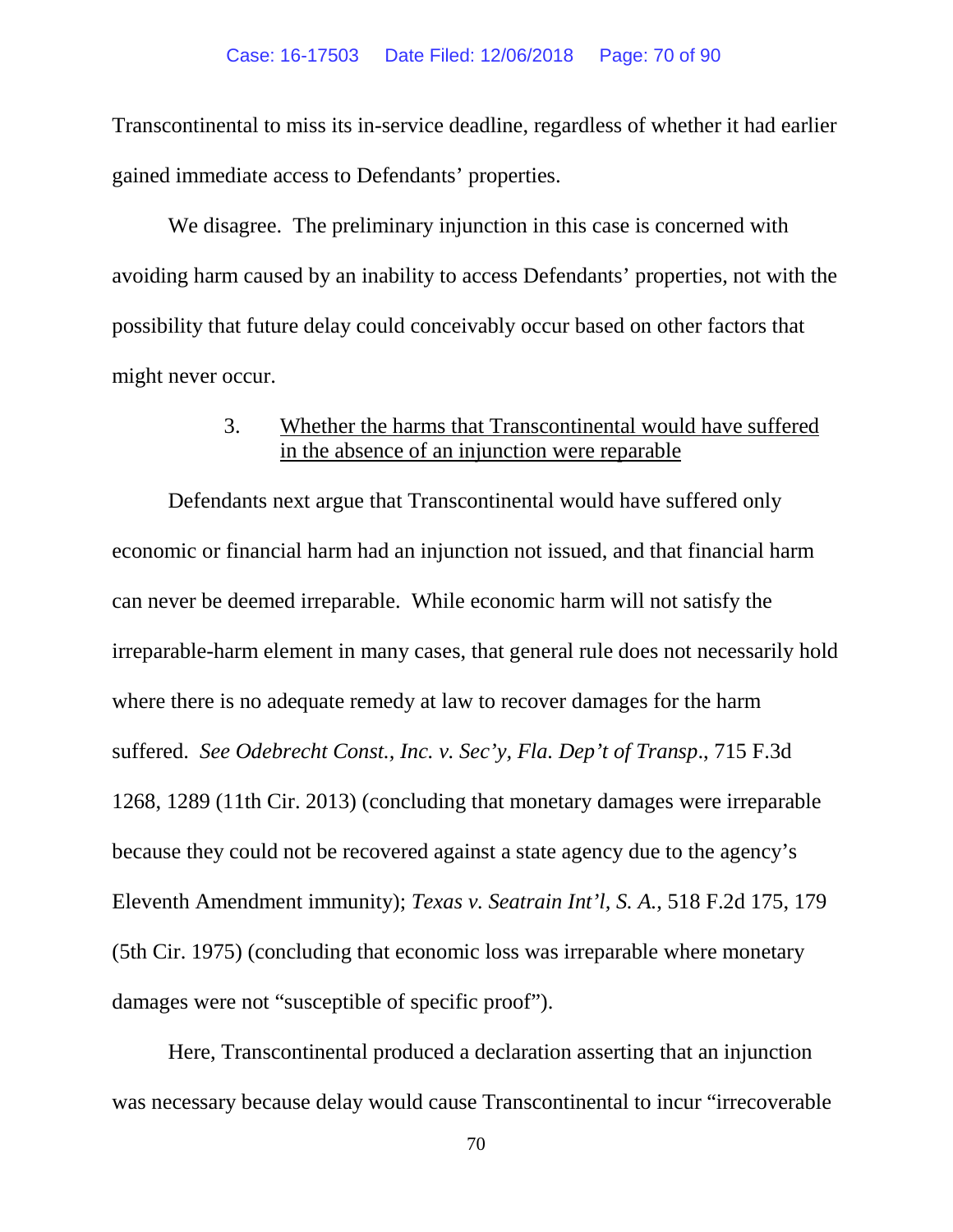Transcontinental to miss its in-service deadline, regardless of whether it had earlier gained immediate access to Defendants' properties.

We disagree. The preliminary injunction in this case is concerned with avoiding harm caused by an inability to access Defendants' properties, not with the possibility that future delay could conceivably occur based on other factors that might never occur.

### 3. Whether the harms that Transcontinental would have suffered in the absence of an injunction were reparable

Defendants next argue that Transcontinental would have suffered only economic or financial harm had an injunction not issued, and that financial harm can never be deemed irreparable. While economic harm will not satisfy the irreparable-harm element in many cases, that general rule does not necessarily hold where there is no adequate remedy at law to recover damages for the harm suffered. *See Odebrecht Const., Inc. v. Sec'y, Fla. Dep't of Transp*., 715 F.3d 1268, 1289 (11th Cir. 2013) (concluding that monetary damages were irreparable because they could not be recovered against a state agency due to the agency's Eleventh Amendment immunity); *Texas v. Seatrain Int'l, S. A.*, 518 F.2d 175, 179 (5th Cir. 1975) (concluding that economic loss was irreparable where monetary damages were not "susceptible of specific proof").

Here, Transcontinental produced a declaration asserting that an injunction was necessary because delay would cause Transcontinental to incur "irrecoverable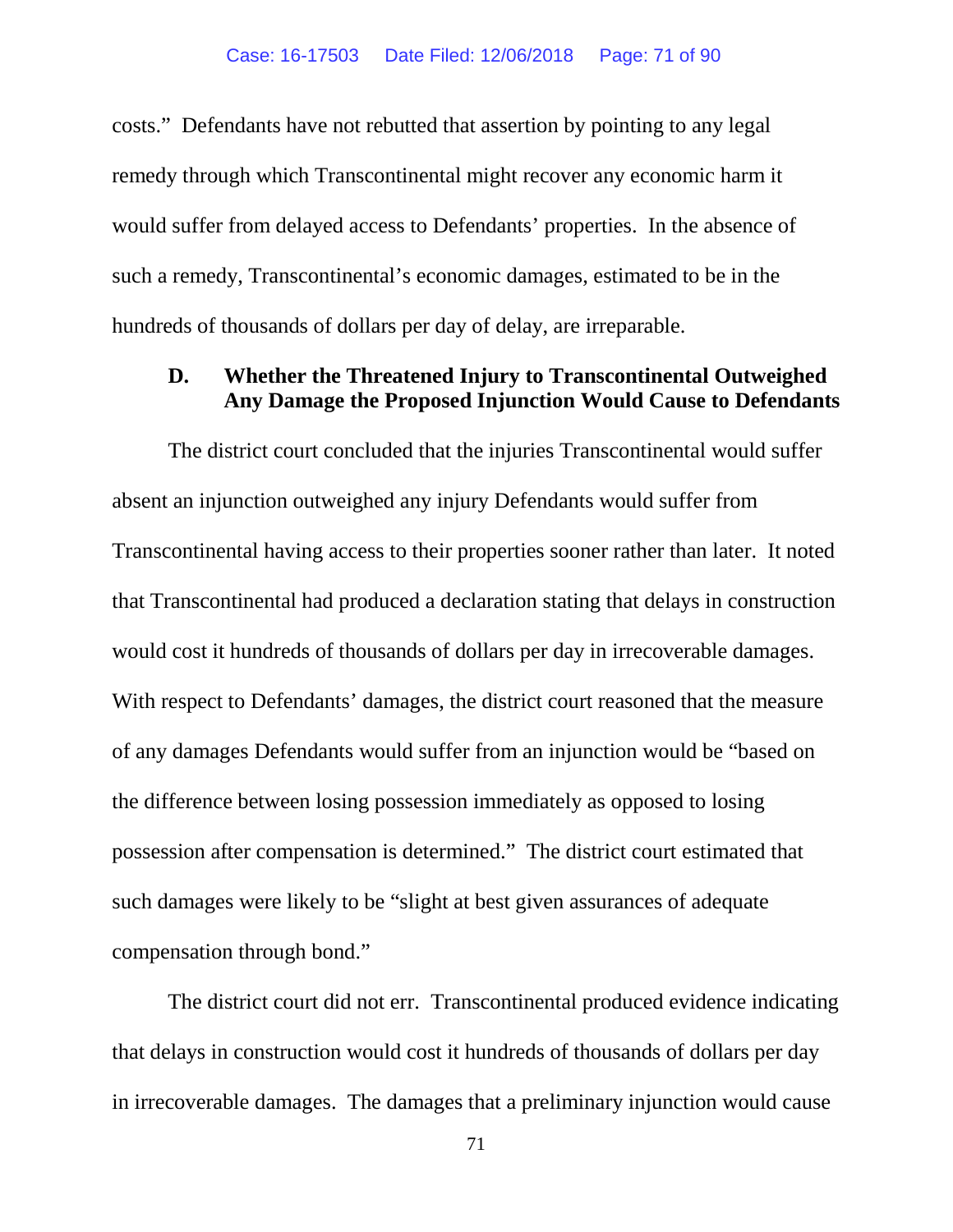costs." Defendants have not rebutted that assertion by pointing to any legal remedy through which Transcontinental might recover any economic harm it would suffer from delayed access to Defendants' properties. In the absence of such a remedy, Transcontinental's economic damages, estimated to be in the hundreds of thousands of dollars per day of delay, are irreparable.

### D. Whether the Threatened Injury to Transcontinental Outweighed Any Damage the Proposed Injunction Would Cause to Defendants

The district court concluded that the injuries Transcontinental would suffer absent an injunction outweighed any injury Defendants would suffer from Transcontinental having access to their properties sooner rather than later. It noted that Transcontinental had produced a declaration stating that delays in construction would cost it hundreds of thousands of dollars per day in irrecoverable damages. With respect to Defendants' damages, the district court reasoned that the measure of any damages Defendants would suffer from an injunction would be "based on the difference between losing possession immediately as opposed to losing possession after compensation is determined." The district court estimated that such damages were likely to be "slight at best given assurances of adequate compensation through bond."

The district court did not err. Transcontinental produced evidence indicating that delays in construction would cost it hundreds of thousands of dollars per day in irrecoverable damages. The damages that a preliminary injunction would cause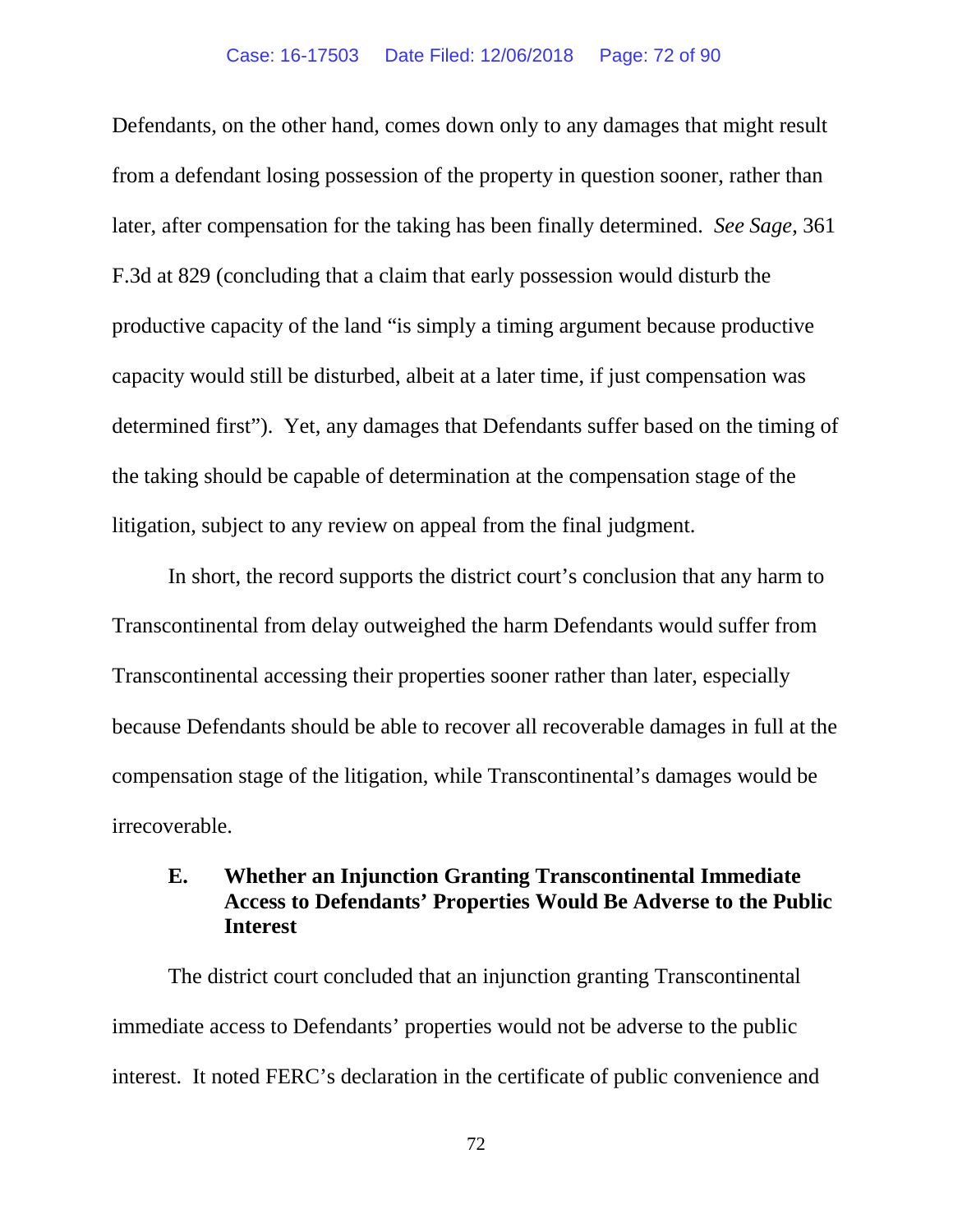Defendants, on the other hand, comes down only to any damages that might result from a defendant losing possession of the property in question sooner, rather than later, after compensation for the taking has been finally determined. *See Sage*, 361 F.3d at 829 (concluding that a claim that early possession would disturb the productive capacity of the land "is simply a timing argument because productive capacity would still be disturbed, albeit at a later time, if just compensation was determined first"). Yet, any damages that Defendants suffer based on the timing of the taking should be capable of determination at the compensation stage of the litigation, subject to any review on appeal from the final judgment.

In short, the record supports the district court's conclusion that any harm to Transcontinental from delay outweighed the harm Defendants would suffer from Transcontinental accessing their properties sooner rather than later, especially because Defendants should be able to recover all recoverable damages in full at the compensation stage of the litigation, while Transcontinental's damages would be irrecoverable.

### E. Whether an Injunction Granting Transcontinental Immediate Access to Defendants' Properties Would Be Adverse to the Public Interest

The district court concluded that an injunction granting Transcontinental immediate access to Defendants' properties would not be adverse to the public interest. It noted FERC's declaration in the certificate of public convenience and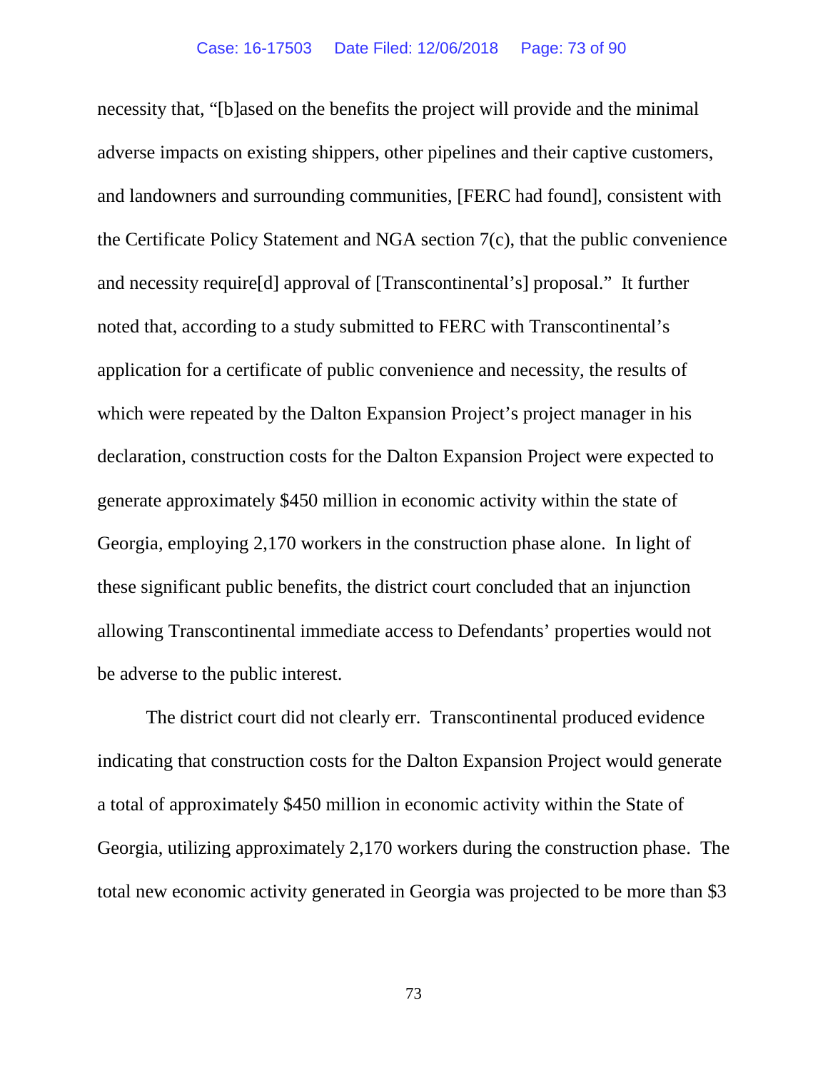necessity that, "[b]ased on the benefits the project will provide and the minimal adverse impacts on existing shippers, other pipelines and their captive customers, and landowners and surrounding communities, [FERC had found], consistent with the Certificate Policy Statement and NGA section 7(c), that the public convenience and necessity require[d] approval of [Transcontinental's] proposal." It further noted that, according to a study submitted to FERC with Transcontinental's application for a certificate of public convenience and necessity, the results of which were repeated by the Dalton Expansion Project's project manager in his declaration, construction costs for the Dalton Expansion Project were expected to generate approximately $450 million in economic activity within the state of Georgia, employing 2,170 workers in the construction phase alone. In light of these significant public benefits, the district court concluded that an injunction allowing Transcontinental immediate access to Defendants' properties would not be adverse to the public interest.

The district court did not clearly err. Transcontinental produced evidence indicating that construction costs for the Dalton Expansion Project would generate a total of approximately $450 million in economic activity within the State of Georgia, utilizing approximately 2,170 workers during the construction phase. The total new economic activity generated in Georgia was projected to be more than $3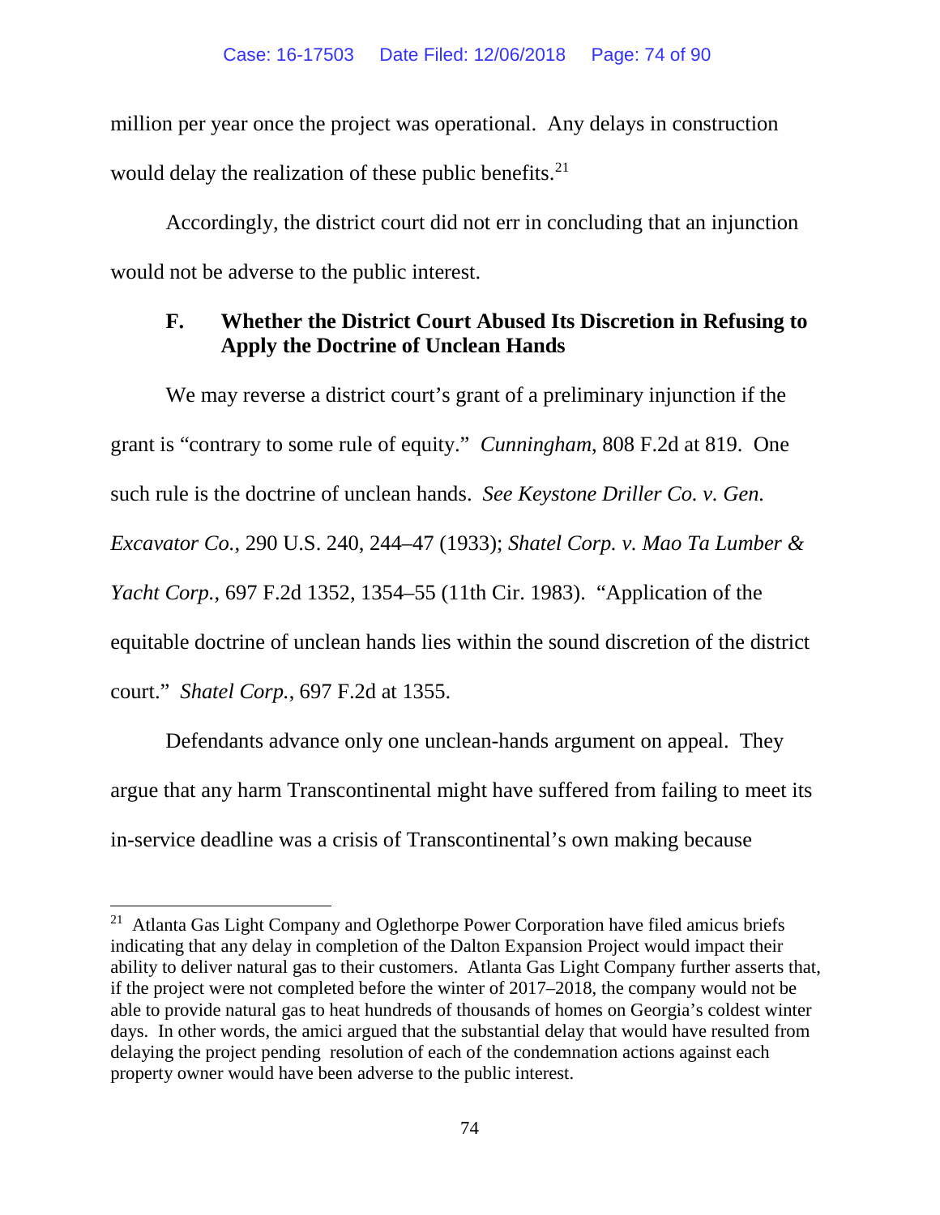million per year once the project was operational. Any delays in construction would delay the realization of these public benefits.[21]

Accordingly, the district court did not err in concluding that an injunction would not be adverse to the public interest.

### F. Whether the District Court Abused Its Discretion in Refusing to Apply the Doctrine of Unclean Hands

We may reverse a district court's grant of a preliminary injunction if the grant is "contrary to some rule of equity." *Cunningham*, 808 F.2d at 819. One such rule is the doctrine of unclean hands. *See Keystone Driller Co. v. Gen. Excavator Co.*, 290 U.S. 240, 244–47 (1933); *Shatel Corp. v. Mao Ta Lumber & Yacht Corp.*, 697 F.2d 1352, 1354–55 (11th Cir. 1983). "Application of the equitable doctrine of unclean hands lies within the sound discretion of the district court." *Shatel Corp.*, 697 F.2d at 1355.

Defendants advance only one unclean-hands argument on appeal. They argue that any harm Transcontinental might have suffered from failing to meet its in-service deadline was a crisis of Transcontinental's own making because

---

[21] Atlanta Gas Light Company and Oglethorpe Power Corporation have filed amicus briefs indicating that any delay in completion of the Dalton Expansion Project would impact their ability to deliver natural gas to their customers. Atlanta Gas Light Company further asserts that, if the project were not completed before the winter of 2017–2018, the company would not be able to provide natural gas to heat hundreds of thousands of homes on Georgia's coldest winter days. In other words, the amici argued that the substantial delay that would have resulted from delaying the project pending resolution of each of the condemnation actions against each property owner would have been adverse to the public interest.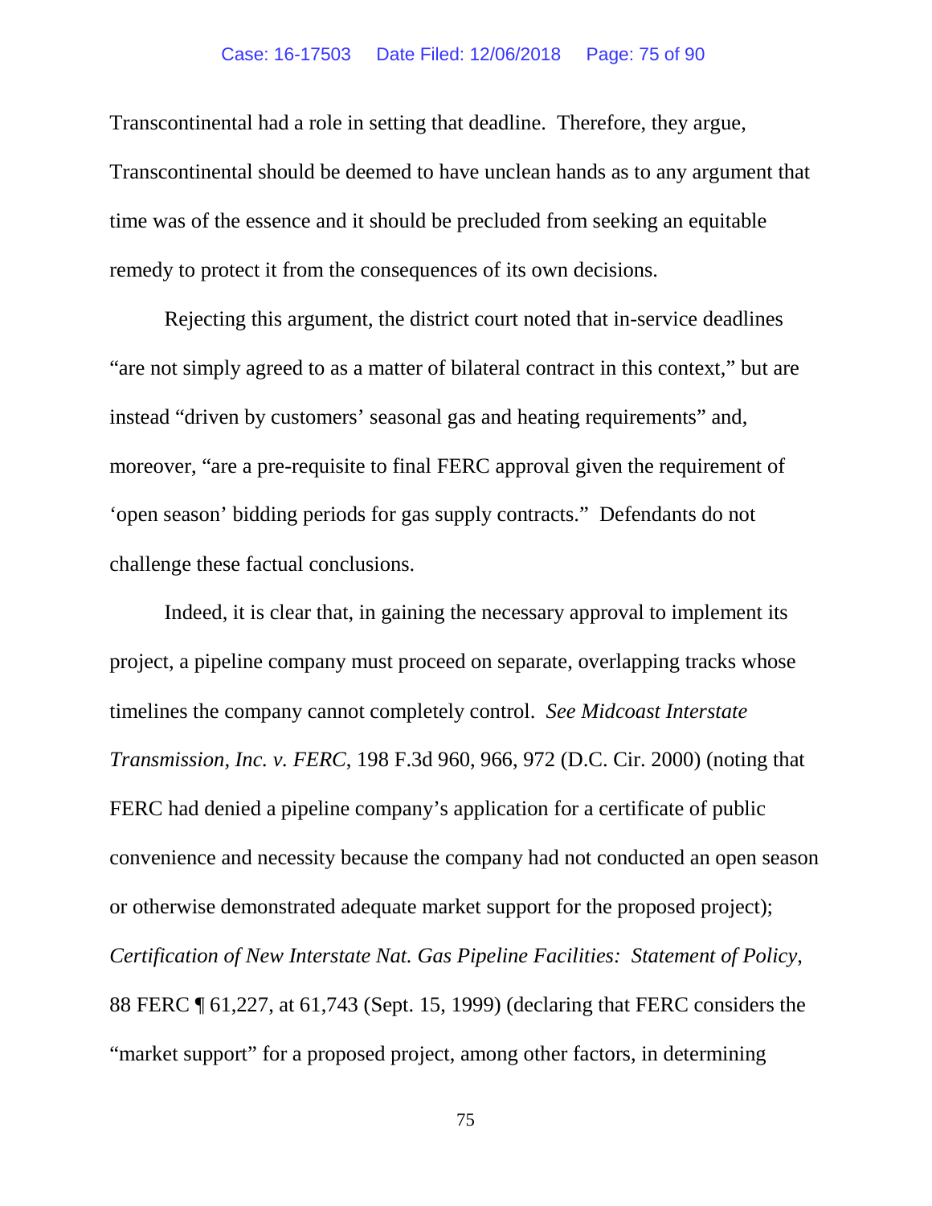Transcontinental had a role in setting that deadline. Therefore, they argue, Transcontinental should be deemed to have unclean hands as to any argument that time was of the essence and it should be precluded from seeking an equitable remedy to protect it from the consequences of its own decisions.

Rejecting this argument, the district court noted that in-service deadlines "are not simply agreed to as a matter of bilateral contract in this context," but are instead "driven by customers' seasonal gas and heating requirements" and, moreover, "are a pre-requisite to final FERC approval given the requirement of 'open season' bidding periods for gas supply contracts." Defendants do not challenge these factual conclusions.

Indeed, it is clear that, in gaining the necessary approval to implement its project, a pipeline company must proceed on separate, overlapping tracks whose timelines the company cannot completely control. *See Midcoast Interstate Transmission, Inc. v. FERC*, 198 F.3d 960, 966, 972 (D.C. Cir. 2000) (noting that FERC had denied a pipeline company's application for a certificate of public convenience and necessity because the company had not conducted an open season or otherwise demonstrated adequate market support for the proposed project); *Certification of New Interstate Nat. Gas Pipeline Facilities: Statement of Policy*, 88 FERC ¶ 61,227, at 61,743 (Sept. 15, 1999) (declaring that FERC considers the "market support" for a proposed project, among other factors, in determining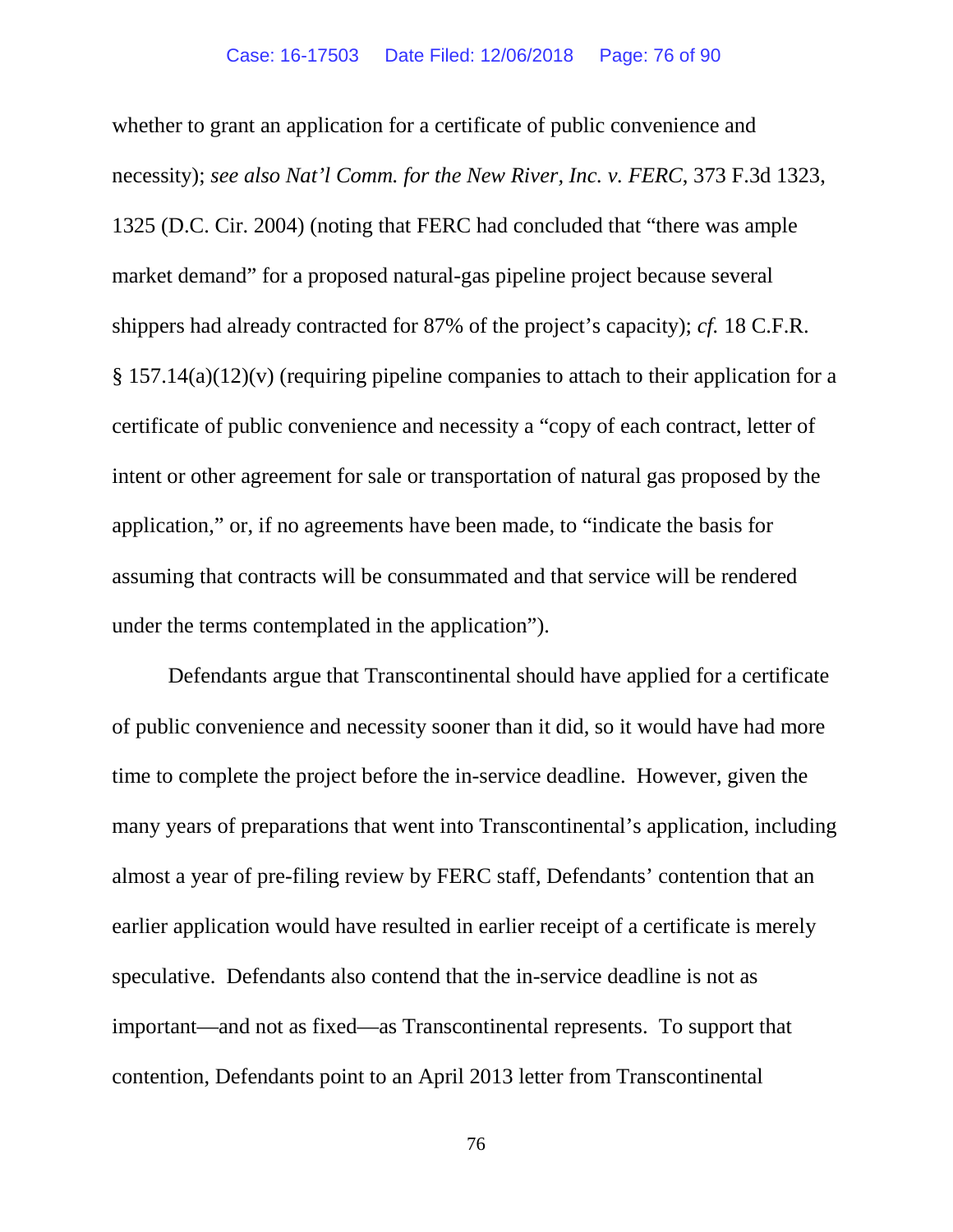whether to grant an application for a certificate of public convenience and necessity); *see also Nat'l Comm. for the New River, Inc. v. FERC*, 373 F.3d 1323, 1325 (D.C. Cir. 2004) (noting that FERC had concluded that "there was ample market demand" for a proposed natural-gas pipeline project because several shippers had already contracted for 87% of the project's capacity); *cf.* 18 C.F.R. § 157.14(a)(12)(v) (requiring pipeline companies to attach to their application for a certificate of public convenience and necessity a "copy of each contract, letter of intent or other agreement for sale or transportation of natural gas proposed by the application," or, if no agreements have been made, to "indicate the basis for assuming that contracts will be consummated and that service will be rendered under the terms contemplated in the application").

Defendants argue that Transcontinental should have applied for a certificate of public convenience and necessity sooner than it did, so it would have had more time to complete the project before the in-service deadline. However, given the many years of preparations that went into Transcontinental's application, including almost a year of pre-filing review by FERC staff, Defendants' contention that an earlier application would have resulted in earlier receipt of a certificate is merely speculative. Defendants also contend that the in-service deadline is not as important—and not as fixed—as Transcontinental represents. To support that contention, Defendants point to an April 2013 letter from Transcontinental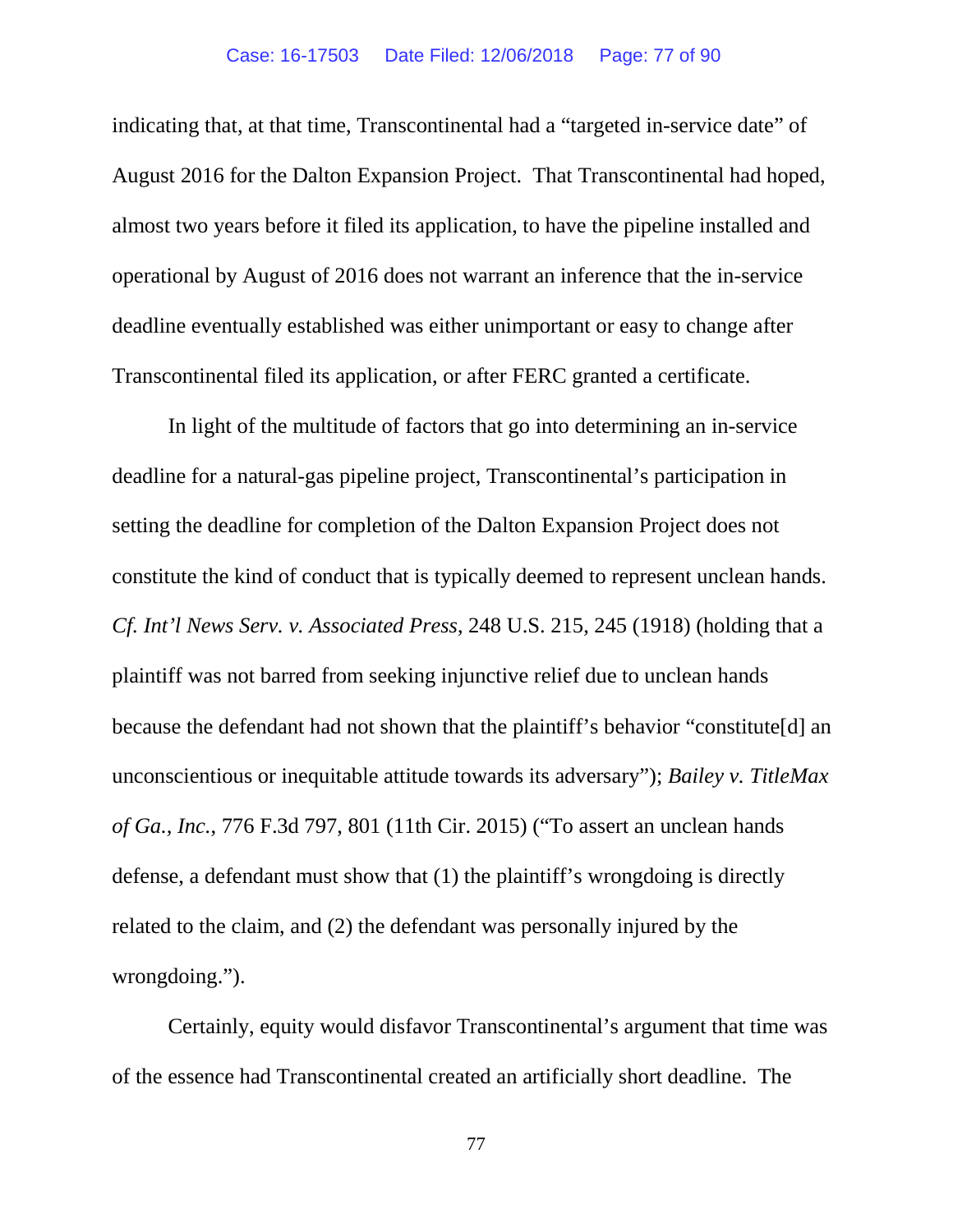indicating that, at that time, Transcontinental had a "targeted in-service date" of August 2016 for the Dalton Expansion Project. That Transcontinental had hoped, almost two years before it filed its application, to have the pipeline installed and operational by August of 2016 does not warrant an inference that the in-service deadline eventually established was either unimportant or easy to change after Transcontinental filed its application, or after FERC granted a certificate.

In light of the multitude of factors that go into determining an in-service deadline for a natural-gas pipeline project, Transcontinental's participation in setting the deadline for completion of the Dalton Expansion Project does not constitute the kind of conduct that is typically deemed to represent unclean hands. *Cf. Int'l News Serv. v. Associated Press*, 248 U.S. 215, 245 (1918) (holding that a plaintiff was not barred from seeking injunctive relief due to unclean hands because the defendant had not shown that the plaintiff's behavior "constitute[d] an unconscientious or inequitable attitude towards its adversary"); *Bailey v. TitleMax of Ga., Inc.*, 776 F.3d 797, 801 (11th Cir. 2015) ("To assert an unclean hands defense, a defendant must show that (1) the plaintiff's wrongdoing is directly related to the claim, and (2) the defendant was personally injured by the wrongdoing.").

Certainly, equity would disfavor Transcontinental's argument that time was of the essence had Transcontinental created an artificially short deadline. The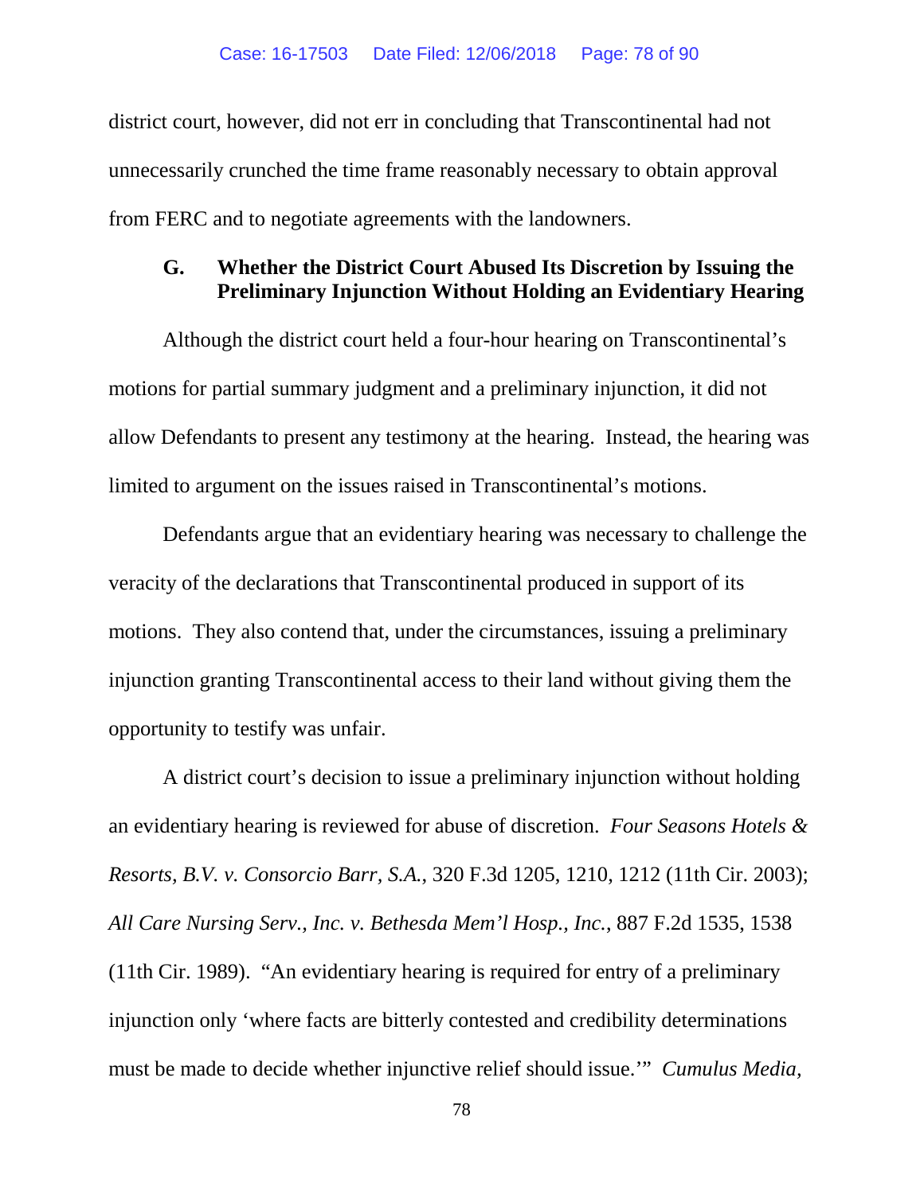district court, however, did not err in concluding that Transcontinental had not unnecessarily crunched the time frame reasonably necessary to obtain approval from FERC and to negotiate agreements with the landowners.

### G. Whether the District Court Abused Its Discretion by Issuing the Preliminary Injunction Without Holding an Evidentiary Hearing

Although the district court held a four-hour hearing on Transcontinental's motions for partial summary judgment and a preliminary injunction, it did not allow Defendants to present any testimony at the hearing. Instead, the hearing was limited to argument on the issues raised in Transcontinental's motions.

Defendants argue that an evidentiary hearing was necessary to challenge the veracity of the declarations that Transcontinental produced in support of its motions. They also contend that, under the circumstances, issuing a preliminary injunction granting Transcontinental access to their land without giving them the opportunity to testify was unfair.

A district court's decision to issue a preliminary injunction without holding an evidentiary hearing is reviewed for abuse of discretion. *Four Seasons Hotels & Resorts, B.V. v. Consorcio Barr, S.A.*, 320 F.3d 1205, 1210, 1212 (11th Cir. 2003); *All Care Nursing Serv., Inc. v. Bethesda Mem'l Hosp., Inc.*, 887 F.2d 1535, 1538 (11th Cir. 1989). "An evidentiary hearing is required for entry of a preliminary injunction only 'where facts are bitterly contested and credibility determinations must be made to decide whether injunctive relief should issue.'" *Cumulus Media,*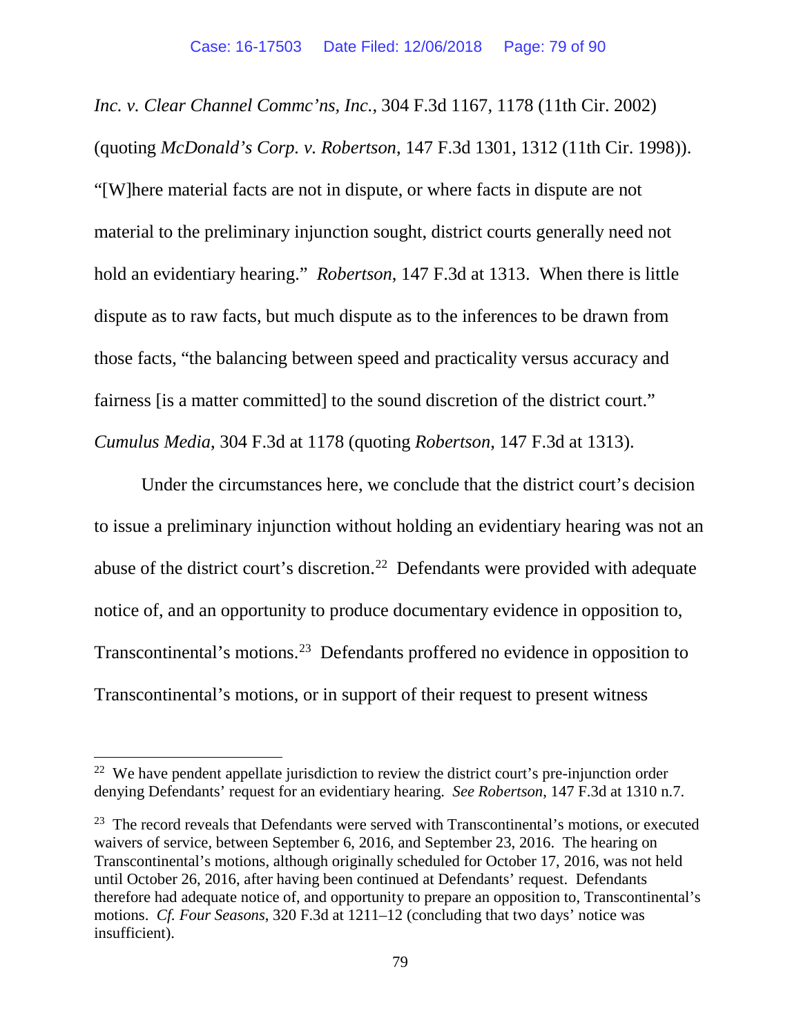*Inc. v. Clear Channel Commc'ns, Inc.*, 304 F.3d 1167, 1178 (11th Cir. 2002) (quoting *McDonald's Corp. v. Robertson*, 147 F.3d 1301, 1312 (11th Cir. 1998)). "[W]here material facts are not in dispute, or where facts in dispute are not material to the preliminary injunction sought, district courts generally need not hold an evidentiary hearing." *Robertson*, 147 F.3d at 1313. When there is little dispute as to raw facts, but much dispute as to the inferences to be drawn from those facts, "the balancing between speed and practicality versus accuracy and fairness [is a matter committed] to the sound discretion of the district court." *Cumulus Media*, 304 F.3d at 1178 (quoting *Robertson*, 147 F.3d at 1313).

Under the circumstances here, we conclude that the district court's decision to issue a preliminary injunction without holding an evidentiary hearing was not an abuse of the district court's discretion.[22] Defendants were provided with adequate notice of, and an opportunity to produce documentary evidence in opposition to, Transcontinental's motions.[23] Defendants proffered no evidence in opposition to Transcontinental's motions, or in support of their request to present witness

---

[22] We have pendent appellate jurisdiction to review the district court's pre-injunction order denying Defendants' request for an evidentiary hearing. *See Robertson*, 147 F.3d at 1310 n.7.

[23] The record reveals that Defendants were served with Transcontinental's motions, or executed waivers of service, between September 6, 2016, and September 23, 2016. The hearing on Transcontinental's motions, although originally scheduled for October 17, 2016, was not held until October 26, 2016, after having been continued at Defendants' request. Defendants therefore had adequate notice of, and opportunity to prepare an opposition to, Transcontinental's motions. *Cf. Four Seasons*, 320 F.3d at 1211–12 (concluding that two days' notice was insufficient).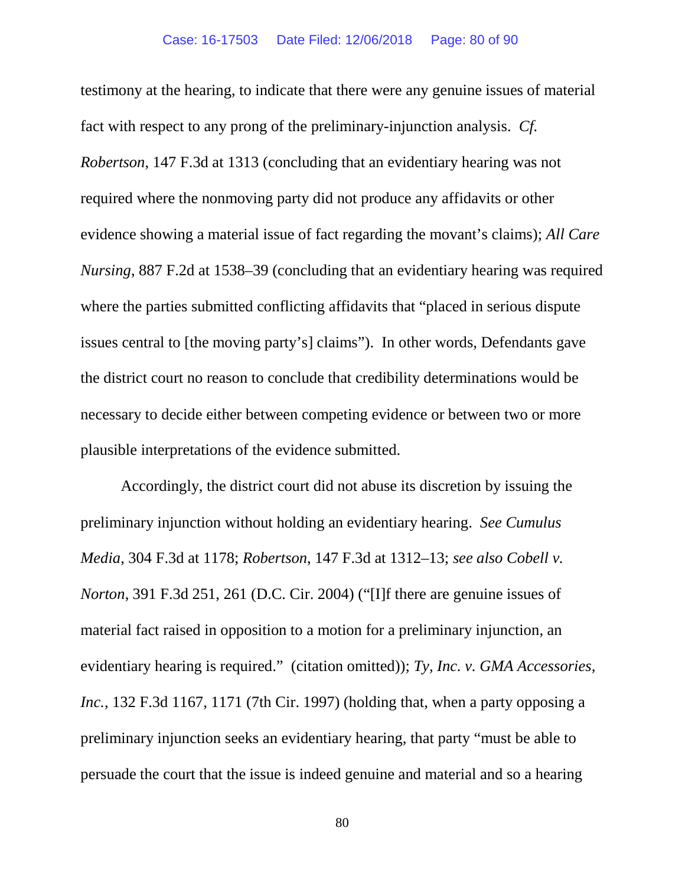testimony at the hearing, to indicate that there were any genuine issues of material fact with respect to any prong of the preliminary-injunction analysis. *Cf. Robertson*, 147 F.3d at 1313 (concluding that an evidentiary hearing was not required where the nonmoving party did not produce any affidavits or other evidence showing a material issue of fact regarding the movant's claims); *All Care Nursing*, 887 F.2d at 1538–39 (concluding that an evidentiary hearing was required where the parties submitted conflicting affidavits that "placed in serious dispute issues central to [the moving party's] claims"). In other words, Defendants gave the district court no reason to conclude that credibility determinations would be necessary to decide either between competing evidence or between two or more plausible interpretations of the evidence submitted.

Accordingly, the district court did not abuse its discretion by issuing the preliminary injunction without holding an evidentiary hearing. *See Cumulus Media*, 304 F.3d at 1178; *Robertson*, 147 F.3d at 1312–13; *see also Cobell v. Norton*, 391 F.3d 251, 261 (D.C. Cir. 2004) ("[I]f there are genuine issues of material fact raised in opposition to a motion for a preliminary injunction, an evidentiary hearing is required." (citation omitted)); *Ty, Inc. v. GMA Accessories, Inc.*, 132 F.3d 1167, 1171 (7th Cir. 1997) (holding that, when a party opposing a preliminary injunction seeks an evidentiary hearing, that party "must be able to persuade the court that the issue is indeed genuine and material and so a hearing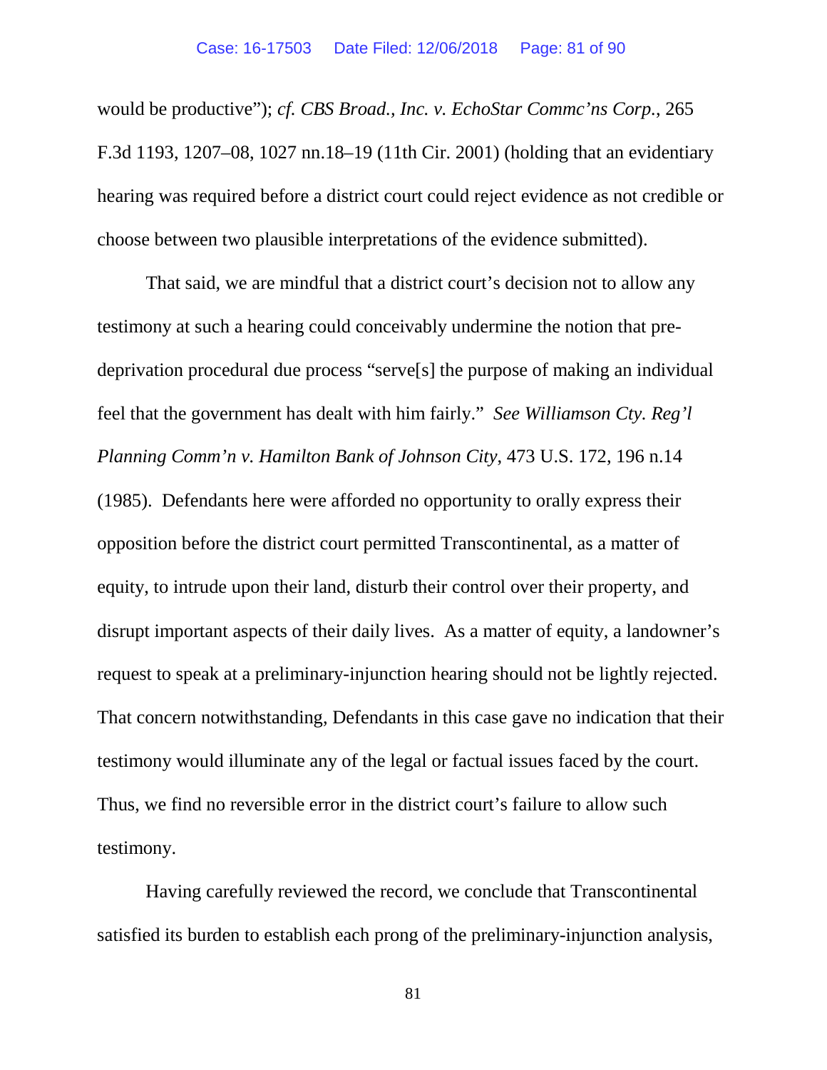would be productive"); *cf. CBS Broad., Inc. v. EchoStar Commc'ns Corp.*, 265 F.3d 1193, 1207–08, 1027 nn.18–19 (11th Cir. 2001) (holding that an evidentiary hearing was required before a district court could reject evidence as not credible or choose between two plausible interpretations of the evidence submitted).

That said, we are mindful that a district court's decision not to allow any testimony at such a hearing could conceivably undermine the notion that pre-deprivation procedural due process "serve[s] the purpose of making an individual feel that the government has dealt with him fairly." *See Williamson Cty. Reg'l Planning Comm'n v. Hamilton Bank of Johnson City*, 473 U.S. 172, 196 n.14 (1985). Defendants here were afforded no opportunity to orally express their opposition before the district court permitted Transcontinental, as a matter of equity, to intrude upon their land, disturb their control over their property, and disrupt important aspects of their daily lives. As a matter of equity, a landowner's request to speak at a preliminary-injunction hearing should not be lightly rejected. That concern notwithstanding, Defendants in this case gave no indication that their testimony would illuminate any of the legal or factual issues faced by the court. Thus, we find no reversible error in the district court's failure to allow such testimony.

Having carefully reviewed the record, we conclude that Transcontinental satisfied its burden to establish each prong of the preliminary-injunction analysis,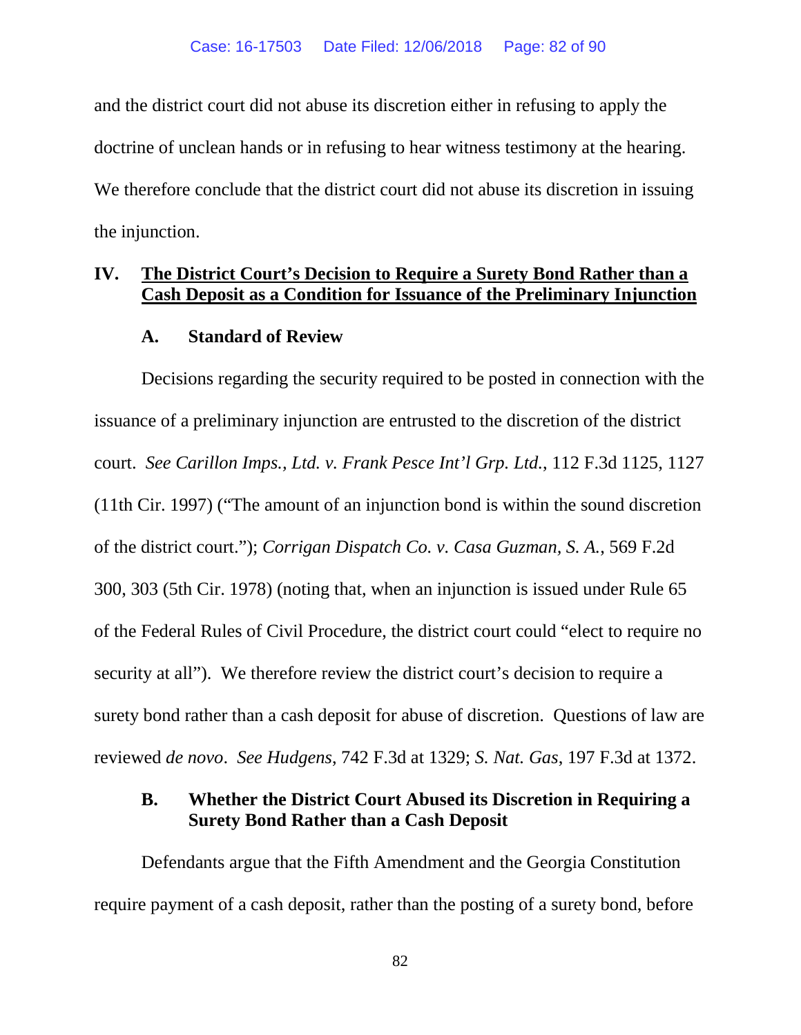and the district court did not abuse its discretion either in refusing to apply the doctrine of unclean hands or in refusing to hear witness testimony at the hearing. We therefore conclude that the district court did not abuse its discretion in issuing the injunction.

## IV. <u>The District Court's Decision to Require a Surety Bond Rather than a Cash Deposit as a Condition for Issuance of the Preliminary Injunction</u>

### A. Standard of Review

Decisions regarding the security required to be posted in connection with the issuance of a preliminary injunction are entrusted to the discretion of the district court. *See Carillon Imps., Ltd. v. Frank Pesce Int'l Grp. Ltd.*, 112 F.3d 1125, 1127 (11th Cir. 1997) ("The amount of an injunction bond is within the sound discretion of the district court."); *Corrigan Dispatch Co. v. Casa Guzman, S. A.*, 569 F.2d 300, 303 (5th Cir. 1978) (noting that, when an injunction is issued under Rule 65 of the Federal Rules of Civil Procedure, the district court could "elect to require no security at all"). We therefore review the district court's decision to require a surety bond rather than a cash deposit for abuse of discretion. Questions of law are reviewed *de novo*. *See Hudgens*, 742 F.3d at 1329; *S. Nat. Gas*, 197 F.3d at 1372.

### B. Whether the District Court Abused its Discretion in Requiring a Surety Bond Rather than a Cash Deposit

Defendants argue that the Fifth Amendment and the Georgia Constitution require payment of a cash deposit, rather than the posting of a surety bond, before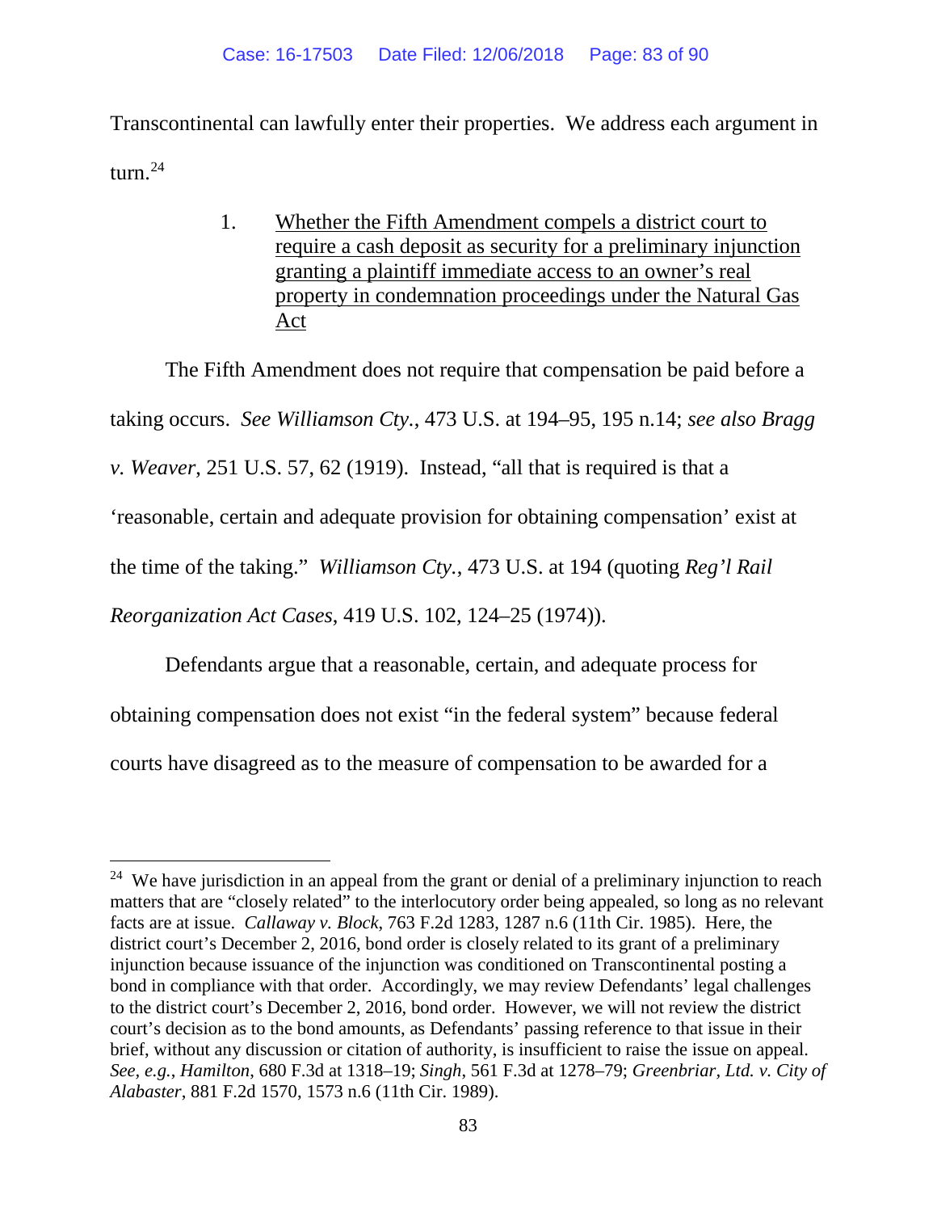Transcontinental can lawfully enter their properties. We address each argument in turn.[24]

1. <u>Whether the Fifth Amendment compels a district court to require a cash deposit as security for a preliminary injunction granting a plaintiff immediate access to an owner's real property in condemnation proceedings under the Natural Gas Act</u>

The Fifth Amendment does not require that compensation be paid before a taking occurs. *See Williamson Cty.*, 473 U.S. at 194–95, 195 n.14; *see also Bragg v. Weaver*, 251 U.S. 57, 62 (1919). Instead, "all that is required is that a 'reasonable, certain and adequate provision for obtaining compensation' exist at the time of the taking." *Williamson Cty.*, 473 U.S. at 194 (quoting *Reg'l Rail Reorganization Act Cases*, 419 U.S. 102, 124–25 (1974)).

Defendants argue that a reasonable, certain, and adequate process for obtaining compensation does not exist "in the federal system" because federal courts have disagreed as to the measure of compensation to be awarded for a

---

[24] We have jurisdiction in an appeal from the grant or denial of a preliminary injunction to reach matters that are "closely related" to the interlocutory order being appealed, so long as no relevant facts are at issue. *Callaway v. Block*, 763 F.2d 1283, 1287 n.6 (11th Cir. 1985). Here, the district court's December 2, 2016, bond order is closely related to its grant of a preliminary injunction because issuance of the injunction was conditioned on Transcontinental posting a bond in compliance with that order. Accordingly, we may review Defendants' legal challenges to the district court's December 2, 2016, bond order. However, we will not review the district court's decision as to the bond amounts, as Defendants' passing reference to that issue in their brief, without any discussion or citation of authority, is insufficient to raise the issue on appeal. *See, e.g.*, *Hamilton*, 680 F.3d at 1318–19; *Singh*, 561 F.3d at 1278–79; *Greenbriar, Ltd. v. City of Alabaster*, 881 F.2d 1570, 1573 n.6 (11th Cir. 1989).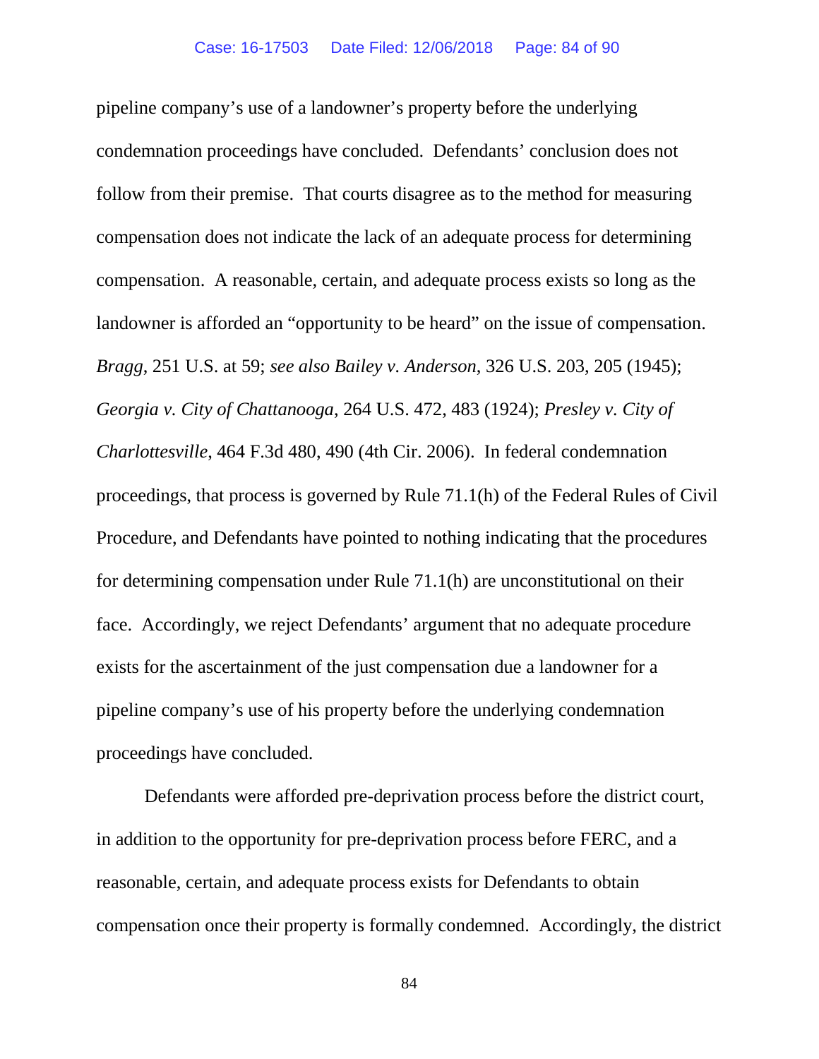pipeline company's use of a landowner's property before the underlying condemnation proceedings have concluded. Defendants' conclusion does not follow from their premise. That courts disagree as to the method for measuring compensation does not indicate the lack of an adequate process for determining compensation. A reasonable, certain, and adequate process exists so long as the landowner is afforded an "opportunity to be heard" on the issue of compensation. *Bragg*, 251 U.S. at 59; *see also Bailey v. Anderson*, 326 U.S. 203, 205 (1945); *Georgia v. City of Chattanooga*, 264 U.S. 472, 483 (1924); *Presley v. City of Charlottesville*, 464 F.3d 480, 490 (4th Cir. 2006). In federal condemnation proceedings, that process is governed by Rule 71.1(h) of the Federal Rules of Civil Procedure, and Defendants have pointed to nothing indicating that the procedures for determining compensation under Rule 71.1(h) are unconstitutional on their face. Accordingly, we reject Defendants' argument that no adequate procedure exists for the ascertainment of the just compensation due a landowner for a pipeline company's use of his property before the underlying condemnation proceedings have concluded.

Defendants were afforded pre-deprivation process before the district court, in addition to the opportunity for pre-deprivation process before FERC, and a reasonable, certain, and adequate process exists for Defendants to obtain compensation once their property is formally condemned. Accordingly, the district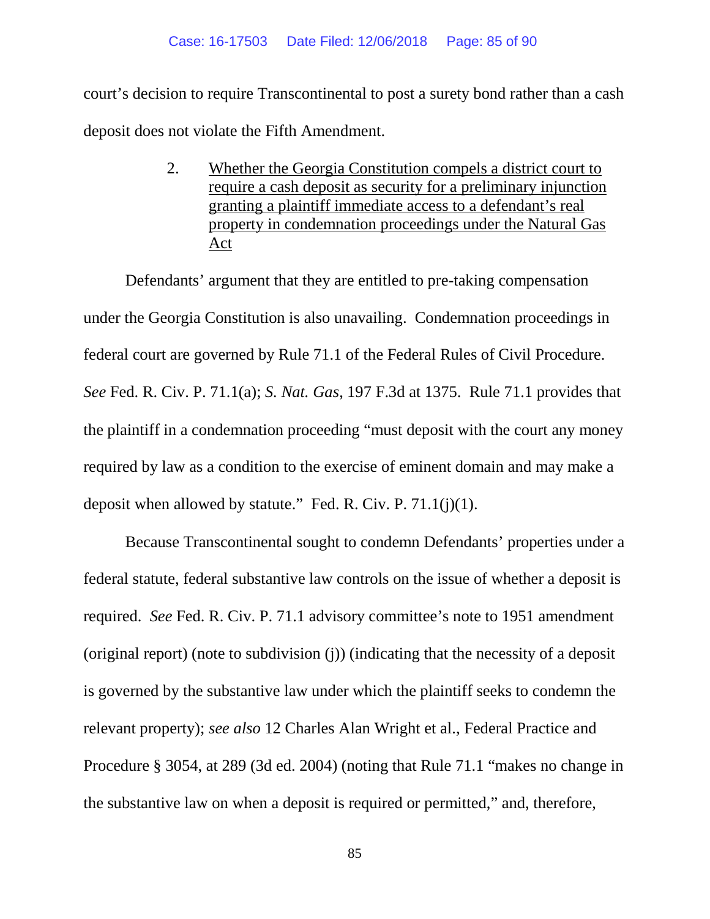court's decision to require Transcontinental to post a surety bond rather than a cash deposit does not violate the Fifth Amendment.

2. <u>Whether the Georgia Constitution compels a district court to require a cash deposit as security for a preliminary injunction granting a plaintiff immediate access to a defendant's real property in condemnation proceedings under the Natural Gas Act</u>

Defendants' argument that they are entitled to pre-taking compensation under the Georgia Constitution is also unavailing. Condemnation proceedings in federal court are governed by Rule 71.1 of the Federal Rules of Civil Procedure. *See* Fed. R. Civ. P. 71.1(a); *S. Nat. Gas*, 197 F.3d at 1375. Rule 71.1 provides that the plaintiff in a condemnation proceeding "must deposit with the court any money required by law as a condition to the exercise of eminent domain and may make a deposit when allowed by statute." Fed. R. Civ. P. 71.1(j)(1).

Because Transcontinental sought to condemn Defendants' properties under a federal statute, federal substantive law controls on the issue of whether a deposit is required. *See* Fed. R. Civ. P. 71.1 advisory committee's note to 1951 amendment (original report) (note to subdivision (j)) (indicating that the necessity of a deposit is governed by the substantive law under which the plaintiff seeks to condemn the relevant property); *see also* 12 Charles Alan Wright et al., Federal Practice and Procedure § 3054, at 289 (3d ed. 2004) (noting that Rule 71.1 "makes no change in the substantive law on when a deposit is required or permitted," and, therefore,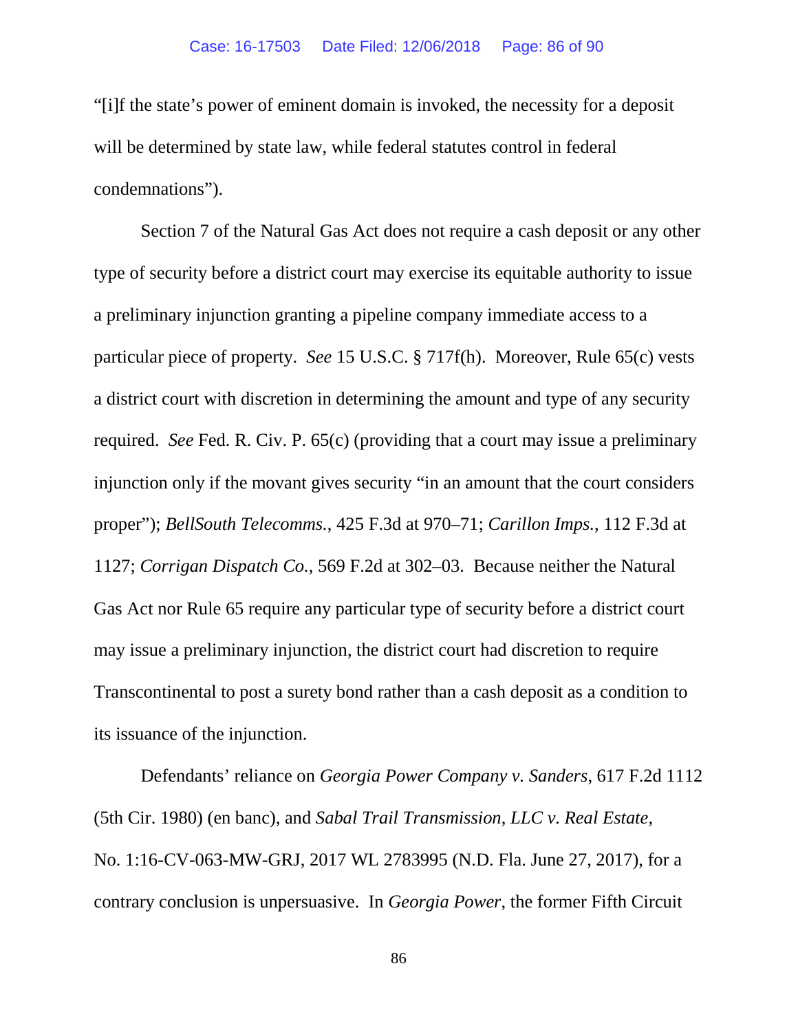"[i]f the state's power of eminent domain is invoked, the necessity for a deposit will be determined by state law, while federal statutes control in federal condemnations").

Section 7 of the Natural Gas Act does not require a cash deposit or any other type of security before a district court may exercise its equitable authority to issue a preliminary injunction granting a pipeline company immediate access to a particular piece of property. *See* 15 U.S.C. § 717f(h). Moreover, Rule 65(c) vests a district court with discretion in determining the amount and type of any security required. *See* Fed. R. Civ. P. 65(c) (providing that a court may issue a preliminary injunction only if the movant gives security "in an amount that the court considers proper"); *BellSouth Telecomms.*, 425 F.3d at 970–71; *Carillon Imps.*, 112 F.3d at 1127; *Corrigan Dispatch Co.*, 569 F.2d at 302–03. Because neither the Natural Gas Act nor Rule 65 require any particular type of security before a district court may issue a preliminary injunction, the district court had discretion to require Transcontinental to post a surety bond rather than a cash deposit as a condition to its issuance of the injunction.

Defendants' reliance on *Georgia Power Company v. Sanders*, 617 F.2d 1112 (5th Cir. 1980) (en banc), and *Sabal Trail Transmission, LLC v. Real Estate*, No. 1:16-CV-063-MW-GRJ, 2017 WL 2783995 (N.D. Fla. June 27, 2017), for a contrary conclusion is unpersuasive. In *Georgia Power*, the former Fifth Circuit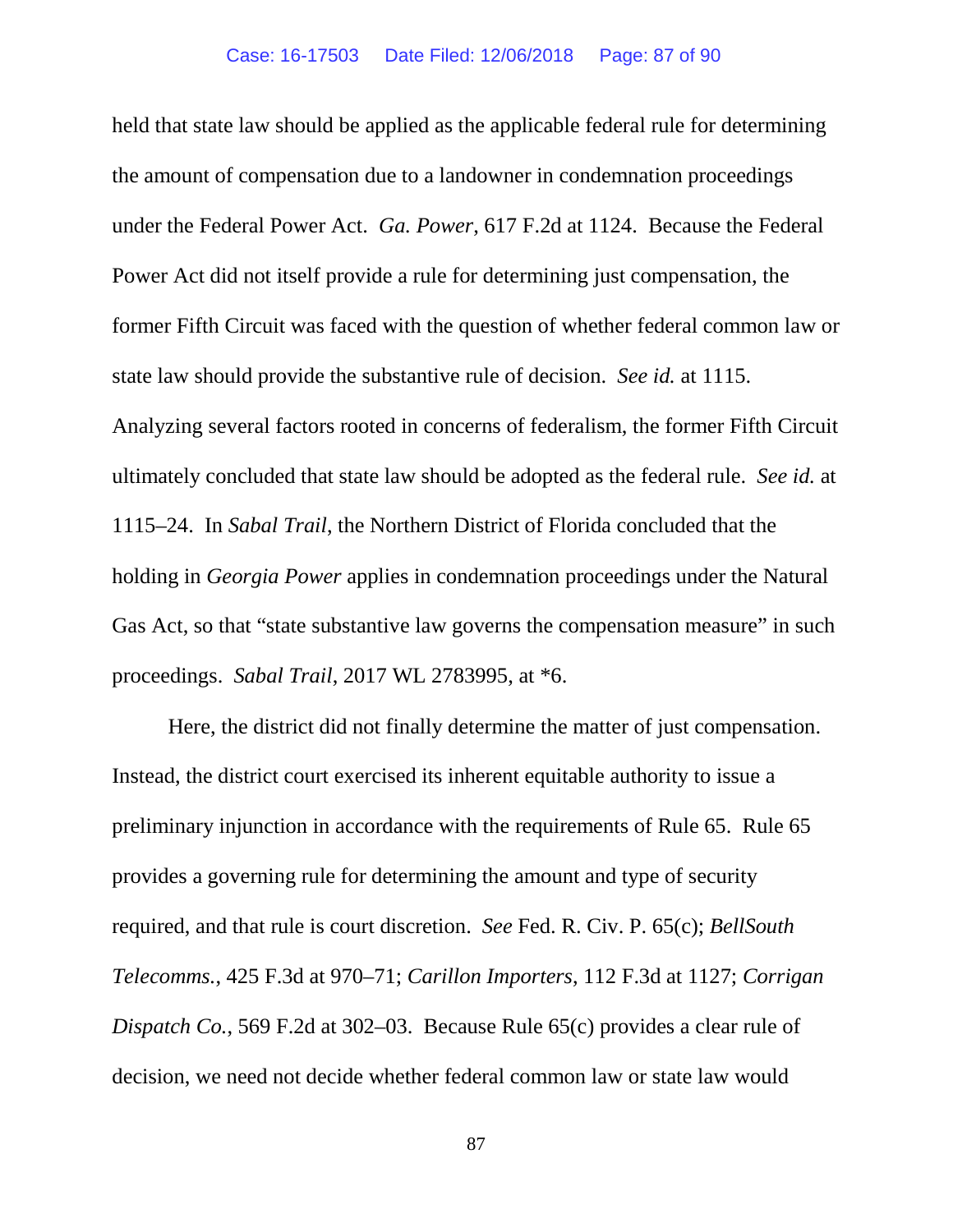held that state law should be applied as the applicable federal rule for determining the amount of compensation due to a landowner in condemnation proceedings under the Federal Power Act. *Ga. Power*, 617 F.2d at 1124. Because the Federal Power Act did not itself provide a rule for determining just compensation, the former Fifth Circuit was faced with the question of whether federal common law or state law should provide the substantive rule of decision. *See id.* at 1115. Analyzing several factors rooted in concerns of federalism, the former Fifth Circuit ultimately concluded that state law should be adopted as the federal rule. *See id.* at 1115–24. In *Sabal Trail*, the Northern District of Florida concluded that the holding in *Georgia Power* applies in condemnation proceedings under the Natural Gas Act, so that "state substantive law governs the compensation measure" in such proceedings. *Sabal Trail*, 2017 WL 2783995, at *6.

Here, the district did not finally determine the matter of just compensation. Instead, the district court exercised its inherent equitable authority to issue a preliminary injunction in accordance with the requirements of Rule 65. Rule 65 provides a governing rule for determining the amount and type of security required, and that rule is court discretion. *See* Fed. R. Civ. P. 65(c); *BellSouth Telecomms.*, 425 F.3d at 970–71; *Carillon Importers*, 112 F.3d at 1127; *Corrigan Dispatch Co.*, 569 F.2d at 302–03. Because Rule 65(c) provides a clear rule of decision, we need not decide whether federal common law or state law would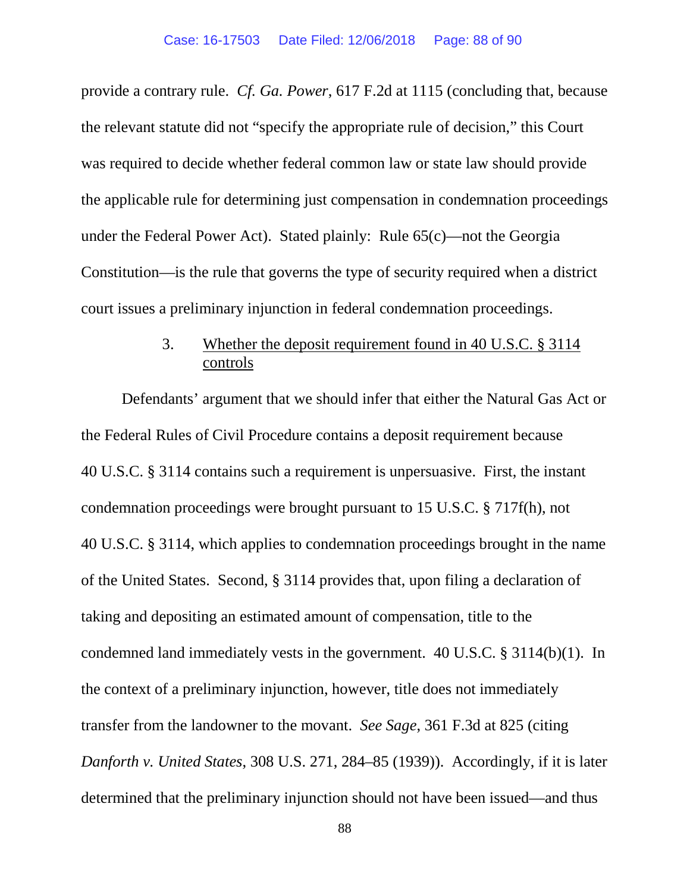provide a contrary rule. *Cf. Ga. Power*, 617 F.2d at 1115 (concluding that, because the relevant statute did not "specify the appropriate rule of decision," this Court was required to decide whether federal common law or state law should provide the applicable rule for determining just compensation in condemnation proceedings under the Federal Power Act). Stated plainly: Rule 65(c)—not the Georgia Constitution—is the rule that governs the type of security required when a district court issues a preliminary injunction in federal condemnation proceedings.

3. <u>Whether the deposit requirement found in 40 U.S.C. § 3114 controls</u>

Defendants' argument that we should infer that either the Natural Gas Act or the Federal Rules of Civil Procedure contains a deposit requirement because 40 U.S.C. § 3114 contains such a requirement is unpersuasive. First, the instant condemnation proceedings were brought pursuant to 15 U.S.C. § 717f(h), not 40 U.S.C. § 3114, which applies to condemnation proceedings brought in the name of the United States. Second, § 3114 provides that, upon filing a declaration of taking and depositing an estimated amount of compensation, title to the condemned land immediately vests in the government. 40 U.S.C. § 3114(b)(1). In the context of a preliminary injunction, however, title does not immediately transfer from the landowner to the movant. *See Sage*, 361 F.3d at 825 (citing *Danforth v. United States*, 308 U.S. 271, 284–85 (1939)). Accordingly, if it is later determined that the preliminary injunction should not have been issued—and thus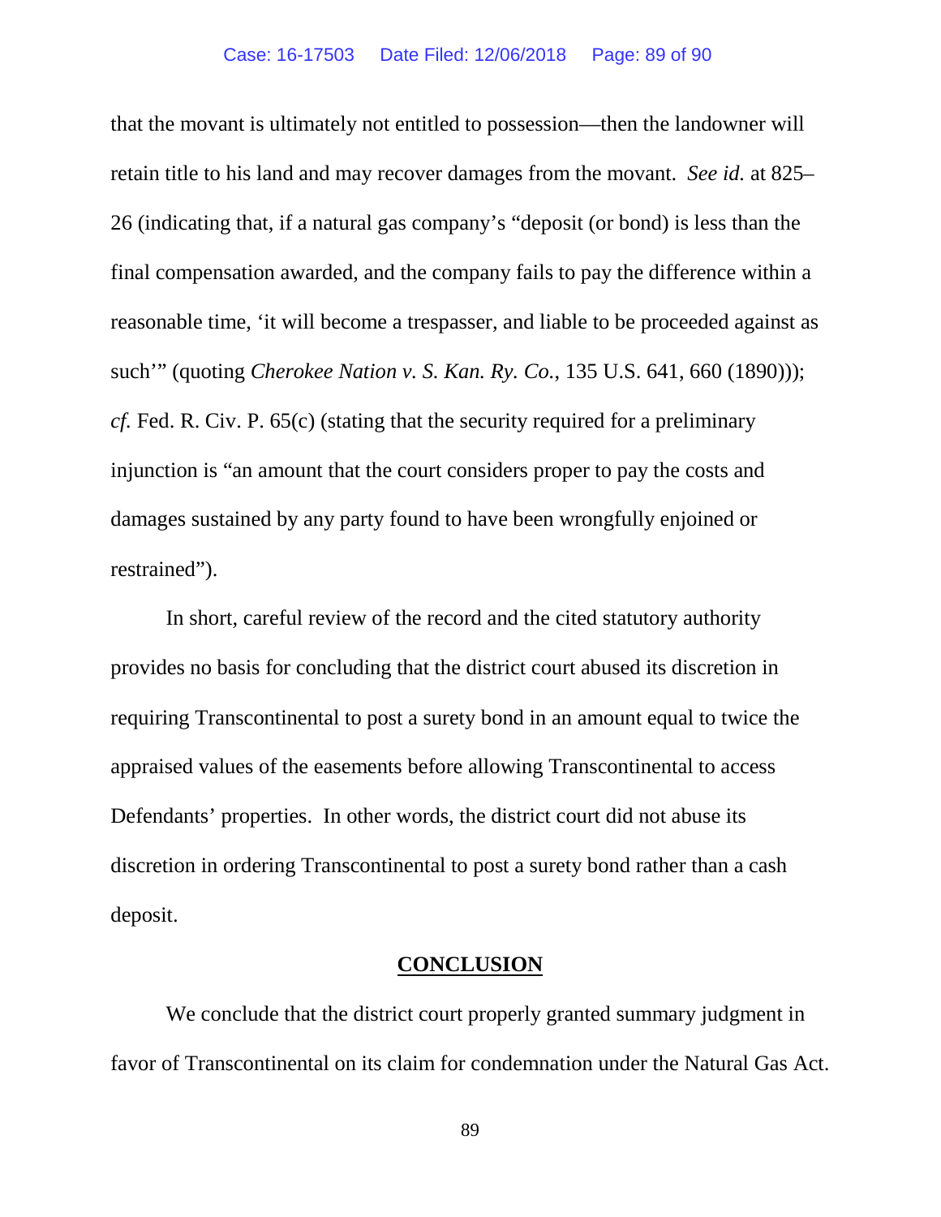that the movant is ultimately not entitled to possession—then the landowner will retain title to his land and may recover damages from the movant. *See id.* at 825–26 (indicating that, if a natural gas company's "deposit (or bond) is less than the final compensation awarded, and the company fails to pay the difference within a reasonable time, 'it will become a trespasser, and liable to be proceeded against as such'" (quoting *Cherokee Nation v. S. Kan. Ry. Co.*, 135 U.S. 641, 660 (1890))); *cf.* Fed. R. Civ. P. 65(c) (stating that the security required for a preliminary injunction is "an amount that the court considers proper to pay the costs and damages sustained by any party found to have been wrongfully enjoined or restrained").

In short, careful review of the record and the cited statutory authority provides no basis for concluding that the district court abused its discretion in requiring Transcontinental to post a surety bond in an amount equal to twice the appraised values of the easements before allowing Transcontinental to access Defendants' properties. In other words, the district court did not abuse its discretion in ordering Transcontinental to post a surety bond rather than a cash deposit.

## **CONCLUSION**

We conclude that the district court properly granted summary judgment in favor of Transcontinental on its claim for condemnation under the Natural Gas Act.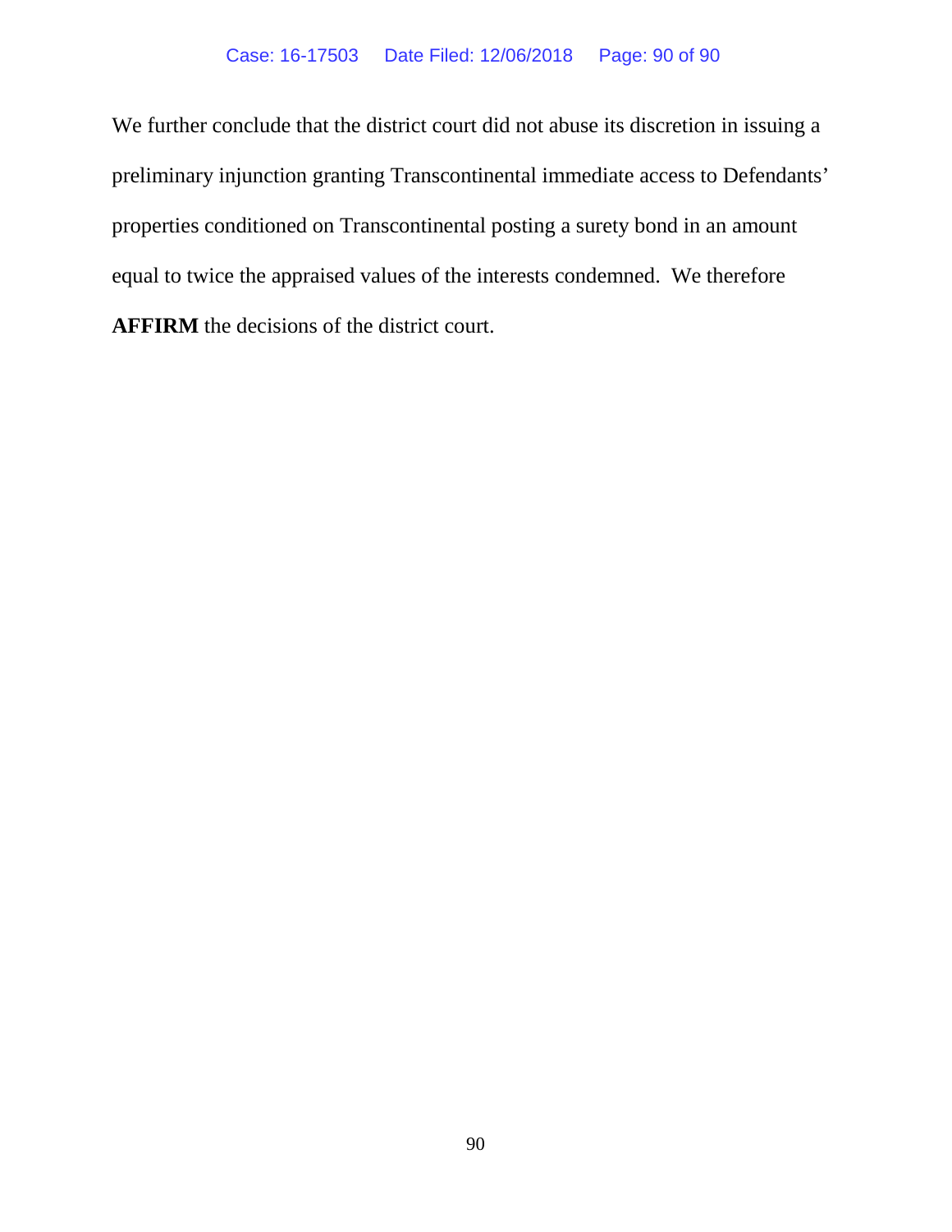We further conclude that the district court did not abuse its discretion in issuing a preliminary injunction granting Transcontinental immediate access to Defendants' properties conditioned on Transcontinental posting a surety bond in an amount equal to twice the appraised values of the interests condemned. We therefore **AFFIRM** the decisions of the district court.